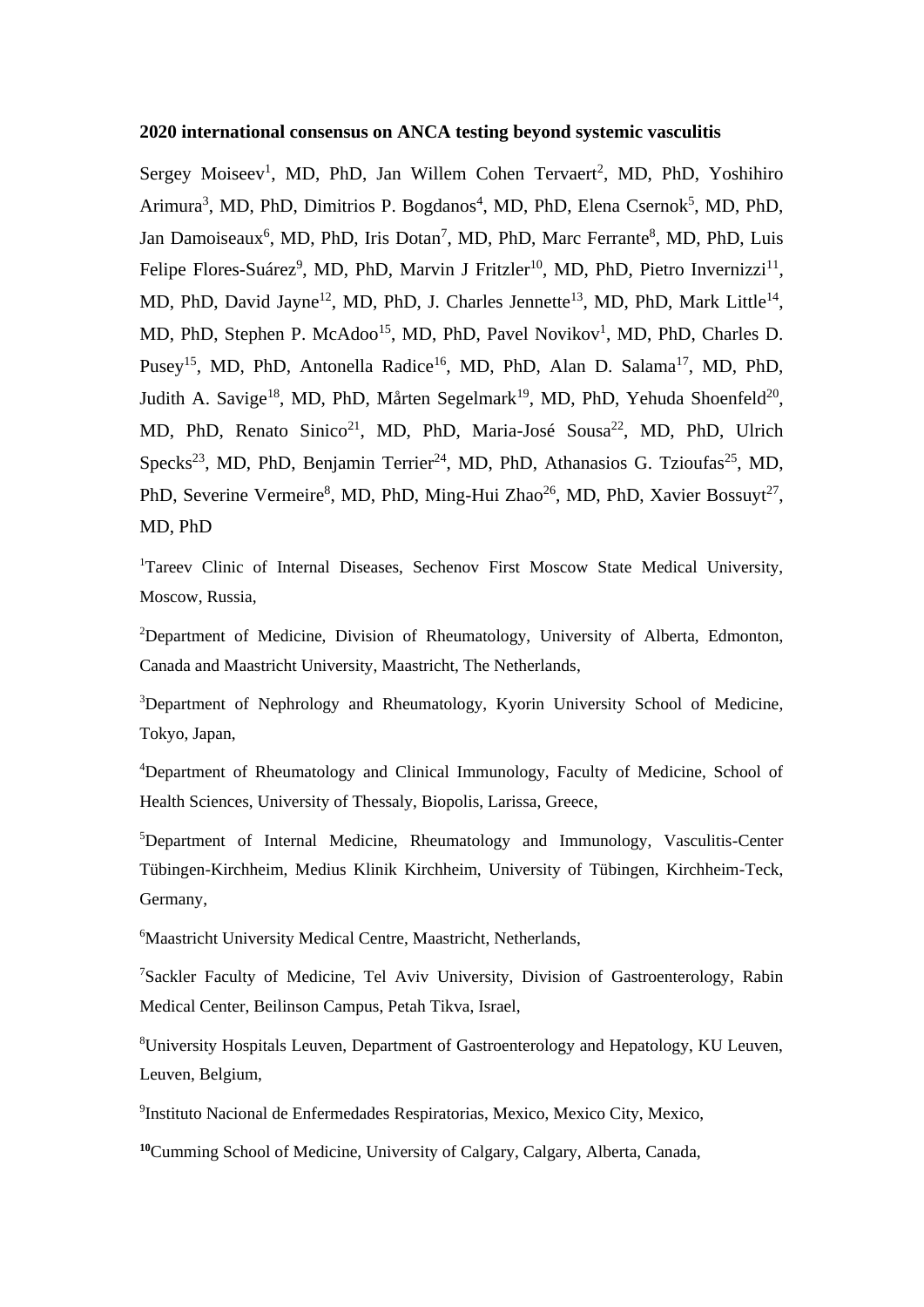**2020 international consensus on ANCA testing beyond systemic vasculitis**

Sergey Moiseev[1], MD, PhD, Jan Willem Cohen Tervaert[2], MD, PhD, Yoshihiro Arimura[3], MD, PhD, Dimitrios P. Bogdanos[4], MD, PhD, Elena Csernok[5], MD, PhD, Jan Damoiseaux[6], MD, PhD, Iris Dotan[7], MD, PhD, Marc Ferrante[8], MD, PhD, Luis Felipe Flores-Suárez[9], MD, PhD, Marvin J Fritzler[10], MD, PhD, Pietro Invernizzi[11], MD, PhD, David Jayne[12], MD, PhD, J. Charles Jennette[13], MD, PhD, Mark Little[14], MD, PhD, Stephen P. McAdoo[15], MD, PhD, Pavel Novikov[1], MD, PhD, Charles D. Pusey[15], MD, PhD, Antonella Radice[16], MD, PhD, Alan D. Salama[17], MD, PhD, Judith A. Savige[18], MD, PhD, Mårten Segelmark[19], MD, PhD, Yehuda Shoenfeld[20], MD, PhD, Renato Sinico[21], MD, PhD, Maria-José Sousa[22], MD, PhD, Ulrich Specks[23], MD, PhD, Benjamin Terrier[24], MD, PhD, Athanasios G. Tzioufas[25], MD, PhD, Severine Vermeire[8], MD, PhD, Ming-Hui Zhao[26], MD, PhD, Xavier Bossuyt[27], MD, PhD

[1]Tareev Clinic of Internal Diseases, Sechenov First Moscow State Medical University, Moscow, Russia,

[2]Department of Medicine, Division of Rheumatology, University of Alberta, Edmonton, Canada and Maastricht University, Maastricht, The Netherlands,

[3]Department of Nephrology and Rheumatology, Kyorin University School of Medicine, Tokyo, Japan,

[4]Department of Rheumatology and Clinical Immunology, Faculty of Medicine, School of Health Sciences, University of Thessaly, Biopolis, Larissa, Greece,

[5]Department of Internal Medicine, Rheumatology and Immunology, Vasculitis-Center Tübingen-Kirchheim, Medius Klinik Kirchheim, University of Tübingen, Kirchheim-Teck, Germany,

[6]Maastricht University Medical Centre, Maastricht, Netherlands,

[7]Sackler Faculty of Medicine, Tel Aviv University, Division of Gastroenterology, Rabin Medical Center, Beilinson Campus, Petah Tikva, Israel,

[8]University Hospitals Leuven, Department of Gastroenterology and Hepatology, KU Leuven, Leuven, Belgium,

[9]Instituto Nacional de Enfermedades Respiratorias, Mexico, Mexico City, Mexico,

[10]Cumming School of Medicine, University of Calgary, Calgary, Alberta, Canada,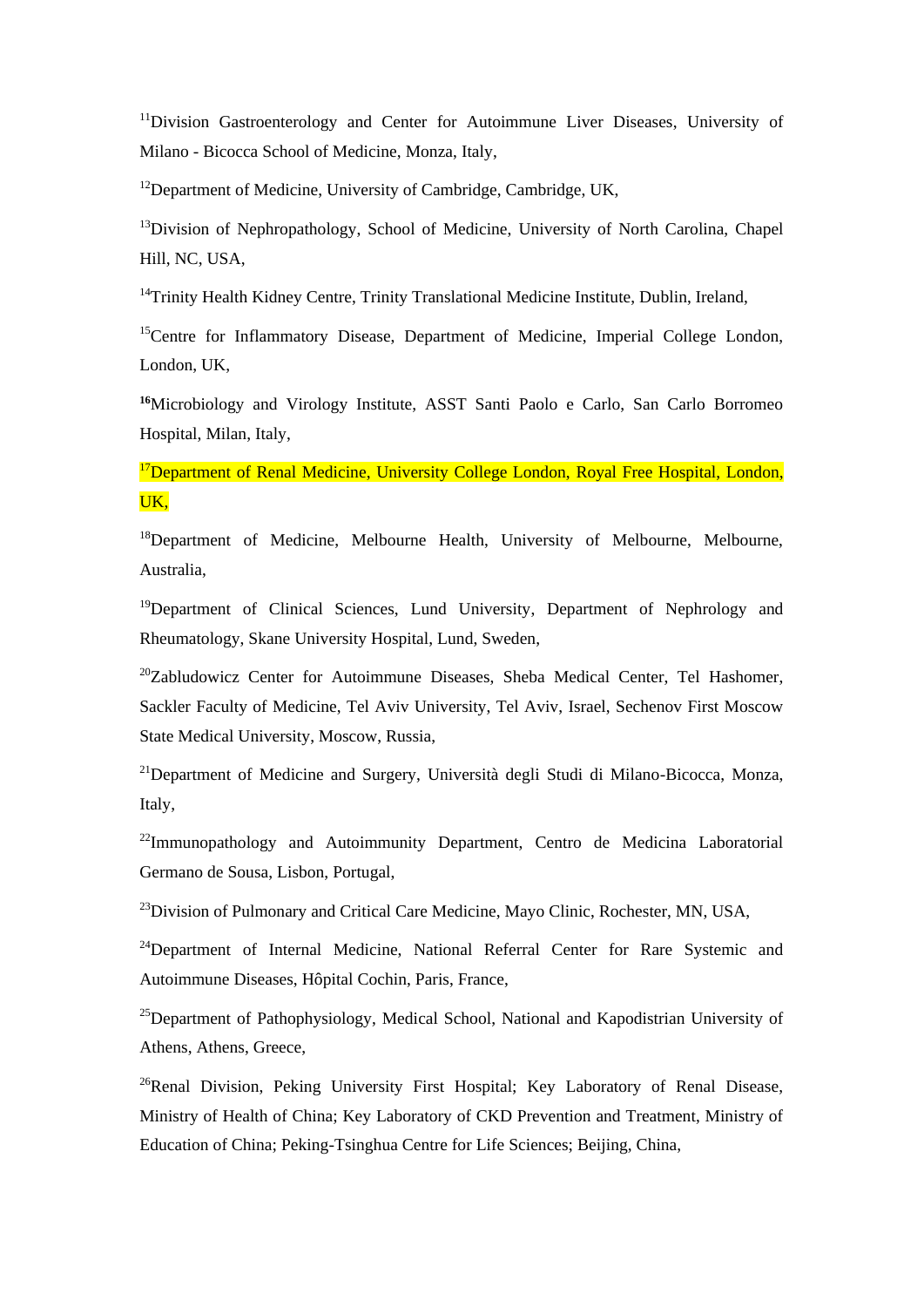[11]Division Gastroenterology and Center for Autoimmune Liver Diseases, University of Milano - Bicocca School of Medicine, Monza, Italy,

[12]Department of Medicine, University of Cambridge, Cambridge, UK,

[13]Division of Nephropathology, School of Medicine, University of North Carolina, Chapel Hill, NC, USA,

[14]Trinity Health Kidney Centre, Trinity Translational Medicine Institute, Dublin, Ireland,

[15]Centre for Inflammatory Disease, Department of Medicine, Imperial College London, London, UK,

[16]Microbiology and Virology Institute, ASST Santi Paolo e Carlo, San Carlo Borromeo Hospital, Milan, Italy,

[17]Department of Renal Medicine, University College London, Royal Free Hospital, London, UK,

[18]Department of Medicine, Melbourne Health, University of Melbourne, Melbourne, Australia,

[19]Department of Clinical Sciences, Lund University, Department of Nephrology and Rheumatology, Skane University Hospital, Lund, Sweden,

[20]Zabludowicz Center for Autoimmune Diseases, Sheba Medical Center, Tel Hashomer, Sackler Faculty of Medicine, Tel Aviv University, Tel Aviv, Israel, Sechenov First Moscow State Medical University, Moscow, Russia,

[21]Department of Medicine and Surgery, Università degli Studi di Milano-Bicocca, Monza, Italy,

[22]Immunopathology and Autoimmunity Department, Centro de Medicina Laboratorial Germano de Sousa, Lisbon, Portugal,

[23]Division of Pulmonary and Critical Care Medicine, Mayo Clinic, Rochester, MN, USA,

[24]Department of Internal Medicine, National Referral Center for Rare Systemic and Autoimmune Diseases, Hôpital Cochin, Paris, France,

[25]Department of Pathophysiology, Medical School, National and Kapodistrian University of Athens, Athens, Greece,

[26]Renal Division, Peking University First Hospital; Key Laboratory of Renal Disease, Ministry of Health of China; Key Laboratory of CKD Prevention and Treatment, Ministry of Education of China; Peking-Tsinghua Centre for Life Sciences; Beijing, China,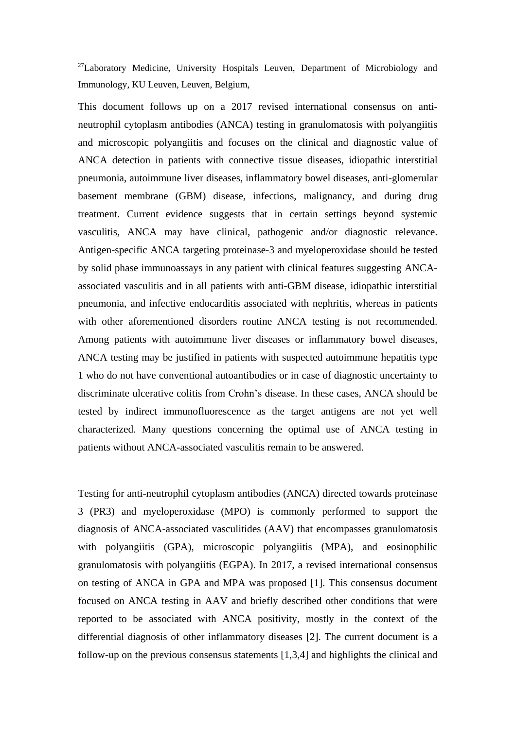[27]Laboratory Medicine, University Hospitals Leuven, Department of Microbiology and Immunology, KU Leuven, Leuven, Belgium,

This document follows up on a 2017 revised international consensus on anti-neutrophil cytoplasm antibodies (ANCA) testing in granulomatosis with polyangiitis and microscopic polyangiitis and focuses on the clinical and diagnostic value of ANCA detection in patients with connective tissue diseases, idiopathic interstitial pneumonia, autoimmune liver diseases, inflammatory bowel diseases, anti-glomerular basement membrane (GBM) disease, infections, malignancy, and during drug treatment. Current evidence suggests that in certain settings beyond systemic vasculitis, ANCA may have clinical, pathogenic and/or diagnostic relevance. Antigen-specific ANCA targeting proteinase-3 and myeloperoxidase should be tested by solid phase immunoassays in any patient with clinical features suggesting ANCA-associated vasculitis and in all patients with anti-GBM disease, idiopathic interstitial pneumonia, and infective endocarditis associated with nephritis, whereas in patients with other aforementioned disorders routine ANCA testing is not recommended. Among patients with autoimmune liver diseases or inflammatory bowel diseases, ANCA testing may be justified in patients with suspected autoimmune hepatitis type 1 who do not have conventional autoantibodies or in case of diagnostic uncertainty to discriminate ulcerative colitis from Crohn's disease. In these cases, ANCA should be tested by indirect immunofluorescence as the target antigens are not yet well characterized. Many questions concerning the optimal use of ANCA testing in patients without ANCA-associated vasculitis remain to be answered.

Testing for anti-neutrophil cytoplasm antibodies (ANCA) directed towards proteinase 3 (PR3) and myeloperoxidase (MPO) is commonly performed to support the diagnosis of ANCA-associated vasculitides (AAV) that encompasses granulomatosis with polyangiitis (GPA), microscopic polyangiitis (MPA), and eosinophilic granulomatosis with polyangiitis (EGPA). In 2017, a revised international consensus on testing of ANCA in GPA and MPA was proposed [1]. This consensus document focused on ANCA testing in AAV and briefly described other conditions that were reported to be associated with ANCA positivity, mostly in the context of the differential diagnosis of other inflammatory diseases [2]. The current document is a follow-up on the previous consensus statements [1,3,4] and highlights the clinical and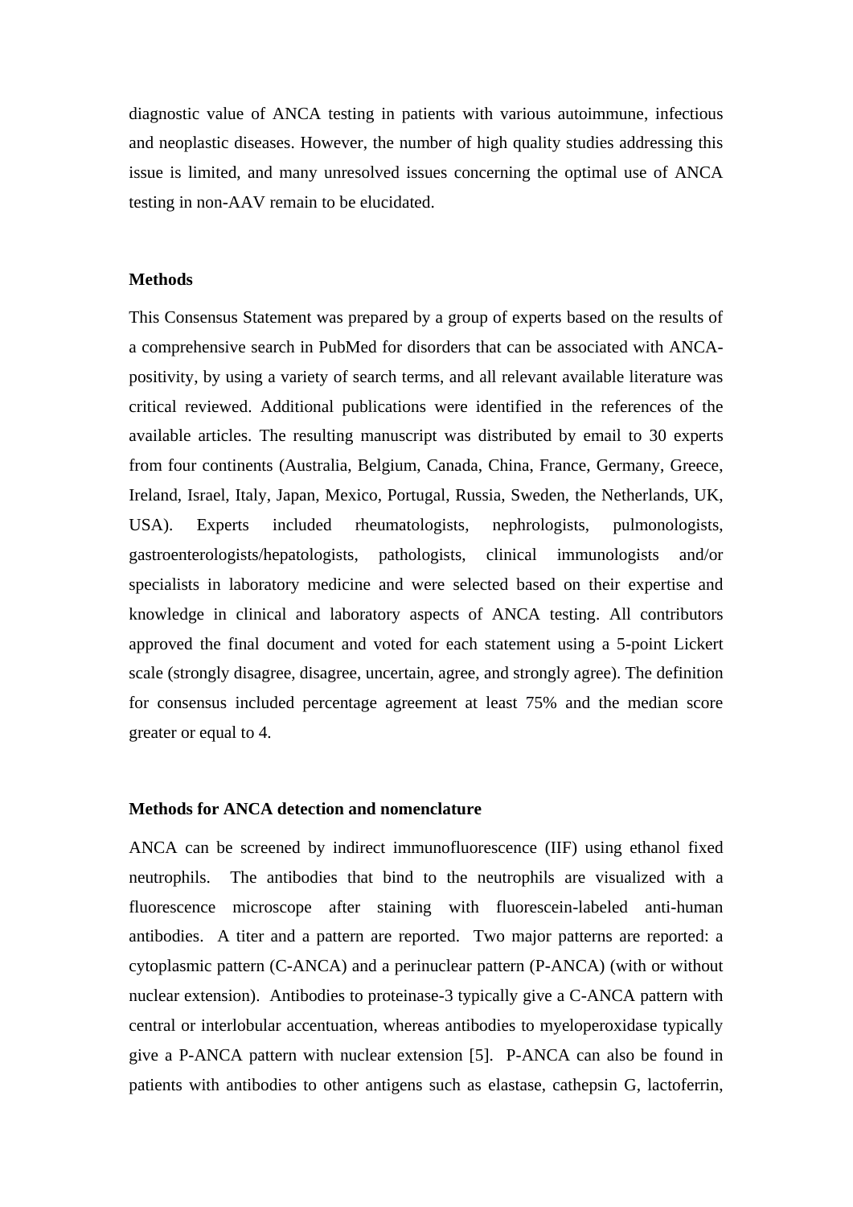diagnostic value of ANCA testing in patients with various autoimmune, infectious and neoplastic diseases. However, the number of high quality studies addressing this issue is limited, and many unresolved issues concerning the optimal use of ANCA testing in non-AAV remain to be elucidated.

**Methods**

This Consensus Statement was prepared by a group of experts based on the results of a comprehensive search in PubMed for disorders that can be associated with ANCA-positivity, by using a variety of search terms, and all relevant available literature was critical reviewed. Additional publications were identified in the references of the available articles. The resulting manuscript was distributed by email to 30 experts from four continents (Australia, Belgium, Canada, China, France, Germany, Greece, Ireland, Israel, Italy, Japan, Mexico, Portugal, Russia, Sweden, the Netherlands, UK, USA). Experts included rheumatologists, nephrologists, pulmonologists, gastroenterologists/hepatologists, pathologists, clinical immunologists and/or specialists in laboratory medicine and were selected based on their expertise and knowledge in clinical and laboratory aspects of ANCA testing. All contributors approved the final document and voted for each statement using a 5-point Lickert scale (strongly disagree, disagree, uncertain, agree, and strongly agree). The definition for consensus included percentage agreement at least 75% and the median score greater or equal to 4.

**Methods for ANCA detection and nomenclature**

ANCA can be screened by indirect immunofluorescence (IIF) using ethanol fixed neutrophils. The antibodies that bind to the neutrophils are visualized with a fluorescence microscope after staining with fluorescein-labeled anti-human antibodies. A titer and a pattern are reported. Two major patterns are reported: a cytoplasmic pattern (C-ANCA) and a perinuclear pattern (P-ANCA) (with or without nuclear extension). Antibodies to proteinase-3 typically give a C-ANCA pattern with central or interlobular accentuation, whereas antibodies to myeloperoxidase typically give a P-ANCA pattern with nuclear extension [5]. P-ANCA can also be found in patients with antibodies to other antigens such as elastase, cathepsin G, lactoferrin,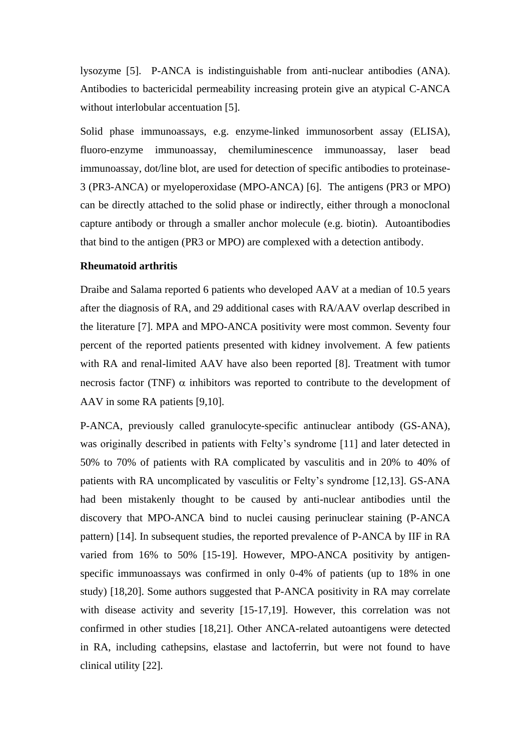lysozyme [5]. P-ANCA is indistinguishable from anti-nuclear antibodies (ANA). Antibodies to bactericidal permeability increasing protein give an atypical C-ANCA without interlobular accentuation [5].

Solid phase immunoassays, e.g. enzyme-linked immunosorbent assay (ELISA), fluoro-enzyme immunoassay, chemiluminescence immunoassay, laser bead immunoassay, dot/line blot, are used for detection of specific antibodies to proteinase-3 (PR3-ANCA) or myeloperoxidase (MPO-ANCA) [6]. The antigens (PR3 or MPO) can be directly attached to the solid phase or indirectly, either through a monoclonal capture antibody or through a smaller anchor molecule (e.g. biotin). Autoantibodies that bind to the antigen (PR3 or MPO) are complexed with a detection antibody.

**Rheumatoid arthritis**

Draibe and Salama reported 6 patients who developed AAV at a median of 10.5 years after the diagnosis of RA, and 29 additional cases with RA/AAV overlap described in the literature [7]. MPA and MPO-ANCA positivity were most common. Seventy four percent of the reported patients presented with kidney involvement. A few patients with RA and renal-limited AAV have also been reported [8]. Treatment with tumor necrosis factor (TNF) $\alpha$ inhibitors was reported to contribute to the development of AAV in some RA patients [9,10].

P-ANCA, previously called granulocyte-specific antinuclear antibody (GS-ANA), was originally described in patients with Felty's syndrome [11] and later detected in 50% to 70% of patients with RA complicated by vasculitis and in 20% to 40% of patients with RA uncomplicated by vasculitis or Felty's syndrome [12,13]. GS-ANA had been mistakenly thought to be caused by anti-nuclear antibodies until the discovery that MPO-ANCA bind to nuclei causing perinuclear staining (P-ANCA pattern) [14]. In subsequent studies, the reported prevalence of P-ANCA by IIF in RA varied from 16% to 50% [15-19]. However, MPO-ANCA positivity by antigen-specific immunoassays was confirmed in only 0-4% of patients (up to 18% in one study) [18,20]. Some authors suggested that P-ANCA positivity in RA may correlate with disease activity and severity [15-17,19]. However, this correlation was not confirmed in other studies [18,21]. Other ANCA-related autoantigens were detected in RA, including cathepsins, elastase and lactoferrin, but were not found to have clinical utility [22].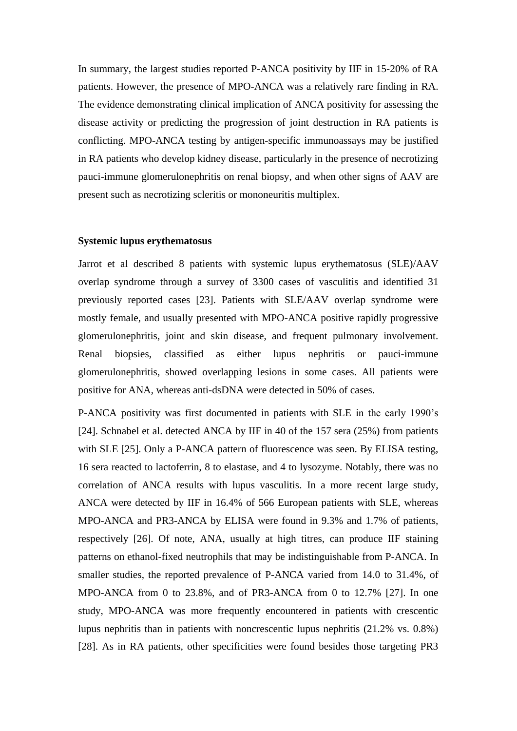In summary, the largest studies reported P-ANCA positivity by IIF in 15-20% of RA patients. However, the presence of MPO-ANCA was a relatively rare finding in RA. The evidence demonstrating clinical implication of ANCA positivity for assessing the disease activity or predicting the progression of joint destruction in RA patients is conflicting. MPO-ANCA testing by antigen-specific immunoassays may be justified in RA patients who develop kidney disease, particularly in the presence of necrotizing pauci-immune glomerulonephritis on renal biopsy, and when other signs of AAV are present such as necrotizing scleritis or mononeuritis multiplex.

**Systemic lupus erythematosus**

Jarrot et al described 8 patients with systemic lupus erythematosus (SLE)/AAV overlap syndrome through a survey of 3300 cases of vasculitis and identified 31 previously reported cases [23]. Patients with SLE/AAV overlap syndrome were mostly female, and usually presented with MPO-ANCA positive rapidly progressive glomerulonephritis, joint and skin disease, and frequent pulmonary involvement. Renal biopsies, classified as either lupus nephritis or pauci-immune glomerulonephritis, showed overlapping lesions in some cases. All patients were positive for ANA, whereas anti-dsDNA were detected in 50% of cases.

P-ANCA positivity was first documented in patients with SLE in the early 1990's [24]. Schnabel et al. detected ANCA by IIF in 40 of the 157 sera (25%) from patients with SLE [25]. Only a P-ANCA pattern of fluorescence was seen. By ELISA testing, 16 sera reacted to lactoferrin, 8 to elastase, and 4 to lysozyme. Notably, there was no correlation of ANCA results with lupus vasculitis. In a more recent large study, ANCA were detected by IIF in 16.4% of 566 European patients with SLE, whereas MPO-ANCA and PR3-ANCA by ELISA were found in 9.3% and 1.7% of patients, respectively [26]. Of note, ANA, usually at high titres, can produce IIF staining patterns on ethanol-fixed neutrophils that may be indistinguishable from P-ANCA. In smaller studies, the reported prevalence of P-ANCA varied from 14.0 to 31.4%, of MPO-ANCA from 0 to 23.8%, and of PR3-ANCA from 0 to 12.7% [27]. In one study, MPO-ANCA was more frequently encountered in patients with crescentic lupus nephritis than in patients with noncrescentic lupus nephritis (21.2% vs. 0.8%) [28]. As in RA patients, other specificities were found besides those targeting PR3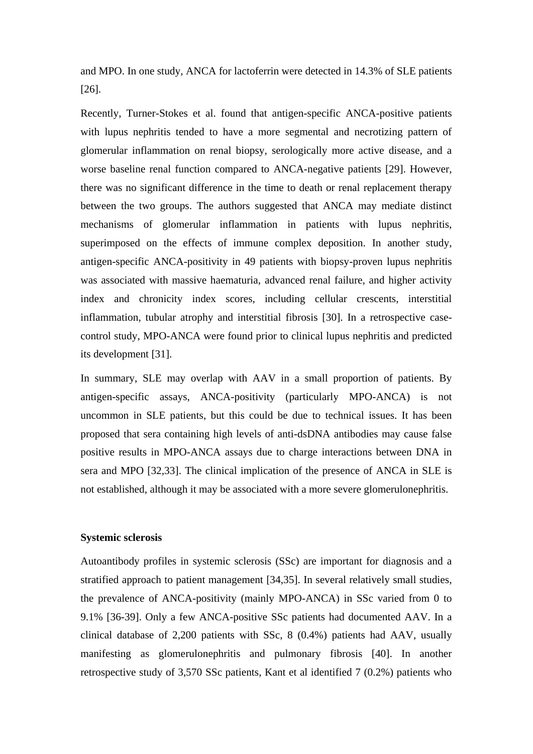and MPO. In one study, ANCA for lactoferrin were detected in 14.3% of SLE patients [26].

Recently, Turner-Stokes et al. found that antigen-specific ANCA-positive patients with lupus nephritis tended to have a more segmental and necrotizing pattern of glomerular inflammation on renal biopsy, serologically more active disease, and a worse baseline renal function compared to ANCA-negative patients [29]. However, there was no significant difference in the time to death or renal replacement therapy between the two groups. The authors suggested that ANCA may mediate distinct mechanisms of glomerular inflammation in patients with lupus nephritis, superimposed on the effects of immune complex deposition. In another study, antigen-specific ANCA-positivity in 49 patients with biopsy-proven lupus nephritis was associated with massive haematuria, advanced renal failure, and higher activity index and chronicity index scores, including cellular crescents, interstitial inflammation, tubular atrophy and interstitial fibrosis [30]. In a retrospective case-control study, MPO-ANCA were found prior to clinical lupus nephritis and predicted its development [31].

In summary, SLE may overlap with AAV in a small proportion of patients. By antigen-specific assays, ANCA-positivity (particularly MPO-ANCA) is not uncommon in SLE patients, but this could be due to technical issues. It has been proposed that sera containing high levels of anti-dsDNA antibodies may cause false positive results in MPO-ANCA assays due to charge interactions between DNA in sera and MPO [32,33]. The clinical implication of the presence of ANCA in SLE is not established, although it may be associated with a more severe glomerulonephritis.

**Systemic sclerosis**

Autoantibody profiles in systemic sclerosis (SSc) are important for diagnosis and a stratified approach to patient management [34,35]. In several relatively small studies, the prevalence of ANCA-positivity (mainly MPO-ANCA) in SSc varied from 0 to 9.1% [36-39]. Only a few ANCA-positive SSc patients had documented AAV. In a clinical database of 2,200 patients with SSc, 8 (0.4%) patients had AAV, usually manifesting as glomerulonephritis and pulmonary fibrosis [40]. In another retrospective study of 3,570 SSc patients, Kant et al identified 7 (0.2%) patients who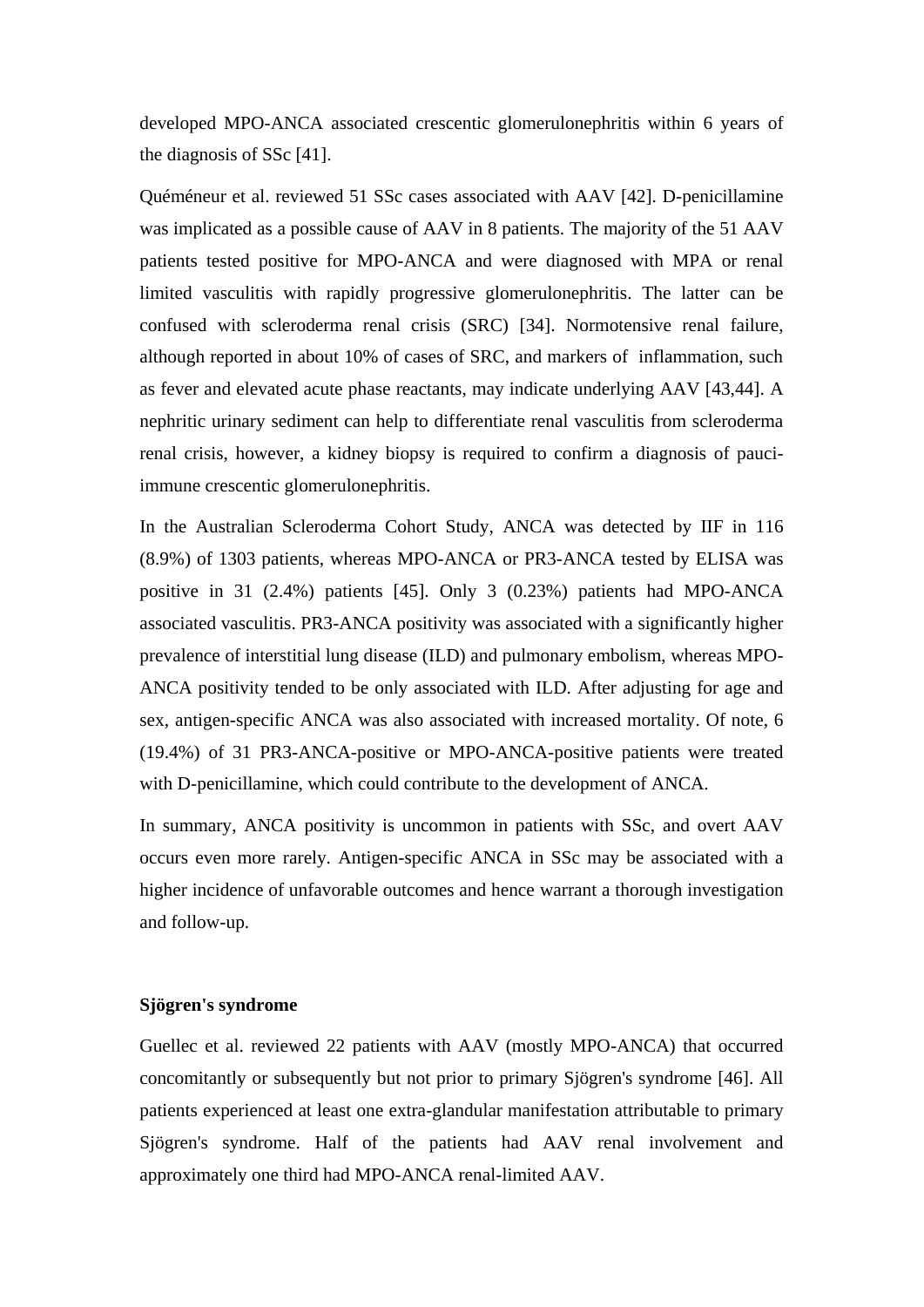developed MPO-ANCA associated crescentic glomerulonephritis within 6 years of the diagnosis of SSc [41].

Quéméneur et al. reviewed 51 SSc cases associated with AAV [42]. D-penicillamine was implicated as a possible cause of AAV in 8 patients. The majority of the 51 AAV patients tested positive for MPO-ANCA and were diagnosed with MPA or renal limited vasculitis with rapidly progressive glomerulonephritis. The latter can be confused with scleroderma renal crisis (SRC) [34]. Normotensive renal failure, although reported in about 10% of cases of SRC, and markers of inflammation, such as fever and elevated acute phase reactants, may indicate underlying AAV [43,44]. A nephritic urinary sediment can help to differentiate renal vasculitis from scleroderma renal crisis, however, a kidney biopsy is required to confirm a diagnosis of pauci-immune crescentic glomerulonephritis.

In the Australian Scleroderma Cohort Study, ANCA was detected by IIF in 116 (8.9%) of 1303 patients, whereas MPO-ANCA or PR3-ANCA tested by ELISA was positive in 31 (2.4%) patients [45]. Only 3 (0.23%) patients had MPO-ANCA associated vasculitis. PR3-ANCA positivity was associated with a significantly higher prevalence of interstitial lung disease (ILD) and pulmonary embolism, whereas MPO-ANCA positivity tended to be only associated with ILD. After adjusting for age and sex, antigen-specific ANCA was also associated with increased mortality. Of note, 6 (19.4%) of 31 PR3-ANCA-positive or MPO-ANCA-positive patients were treated with D-penicillamine, which could contribute to the development of ANCA.

In summary, ANCA positivity is uncommon in patients with SSc, and overt AAV occurs even more rarely. Antigen-specific ANCA in SSc may be associated with a higher incidence of unfavorable outcomes and hence warrant a thorough investigation and follow-up.

### Sjögren's syndrome

Guellec et al. reviewed 22 patients with AAV (mostly MPO-ANCA) that occurred concomitantly or subsequently but not prior to primary Sjögren's syndrome [46]. All patients experienced at least one extra-glandular manifestation attributable to primary Sjögren's syndrome. Half of the patients had AAV renal involvement and approximately one third had MPO-ANCA renal-limited AAV.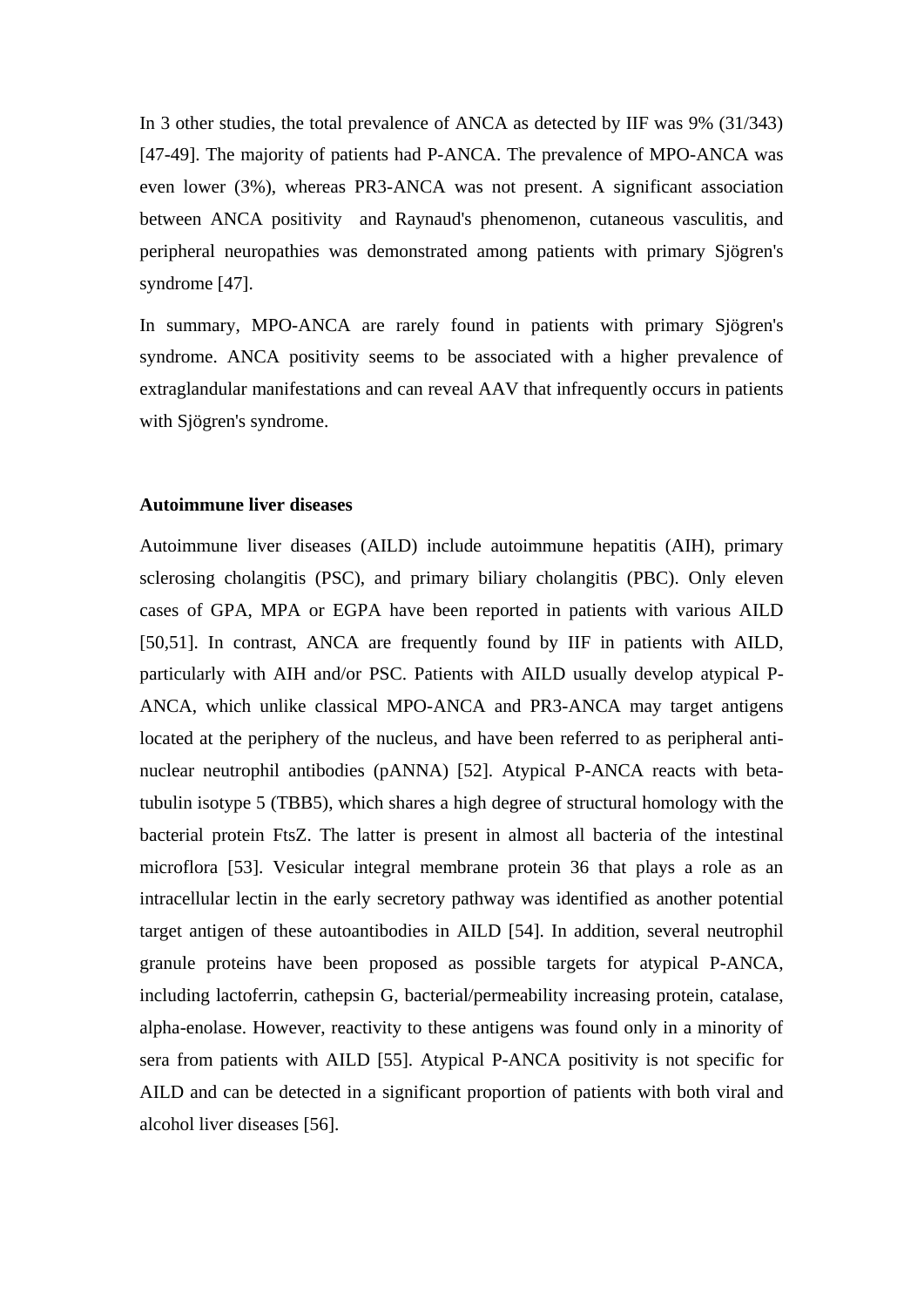In 3 other studies, the total prevalence of ANCA as detected by IIF was 9% (31/343) [47-49]. The majority of patients had P-ANCA. The prevalence of MPO-ANCA was even lower (3%), whereas PR3-ANCA was not present. A significant association between ANCA positivity and Raynaud's phenomenon, cutaneous vasculitis, and peripheral neuropathies was demonstrated among patients with primary Sjögren's syndrome [47].

In summary, MPO-ANCA are rarely found in patients with primary Sjögren's syndrome. ANCA positivity seems to be associated with a higher prevalence of extraglandular manifestations and can reveal AAV that infrequently occurs in patients with Sjögren's syndrome.

**Autoimmune liver diseases**

Autoimmune liver diseases (AILD) include autoimmune hepatitis (AIH), primary sclerosing cholangitis (PSC), and primary biliary cholangitis (PBC). Only eleven cases of GPA, MPA or EGPA have been reported in patients with various AILD [50,51]. In contrast, ANCA are frequently found by IIF in patients with AILD, particularly with AIH and/or PSC. Patients with AILD usually develop atypical P-ANCA, which unlike classical MPO-ANCA and PR3-ANCA may target antigens located at the periphery of the nucleus, and have been referred to as peripheral anti-nuclear neutrophil antibodies (pANNA) [52]. Atypical P-ANCA reacts with beta-tubulin isotype 5 (TBB5), which shares a high degree of structural homology with the bacterial protein FtsZ. The latter is present in almost all bacteria of the intestinal microflora [53]. Vesicular integral membrane protein 36 that plays a role as an intracellular lectin in the early secretory pathway was identified as another potential target antigen of these autoantibodies in AILD [54]. In addition, several neutrophil granule proteins have been proposed as possible targets for atypical P-ANCA, including lactoferrin, cathepsin G, bacterial/permeability increasing protein, catalase, alpha-enolase. However, reactivity to these antigens was found only in a minority of sera from patients with AILD [55]. Atypical P-ANCA positivity is not specific for AILD and can be detected in a significant proportion of patients with both viral and alcohol liver diseases [56].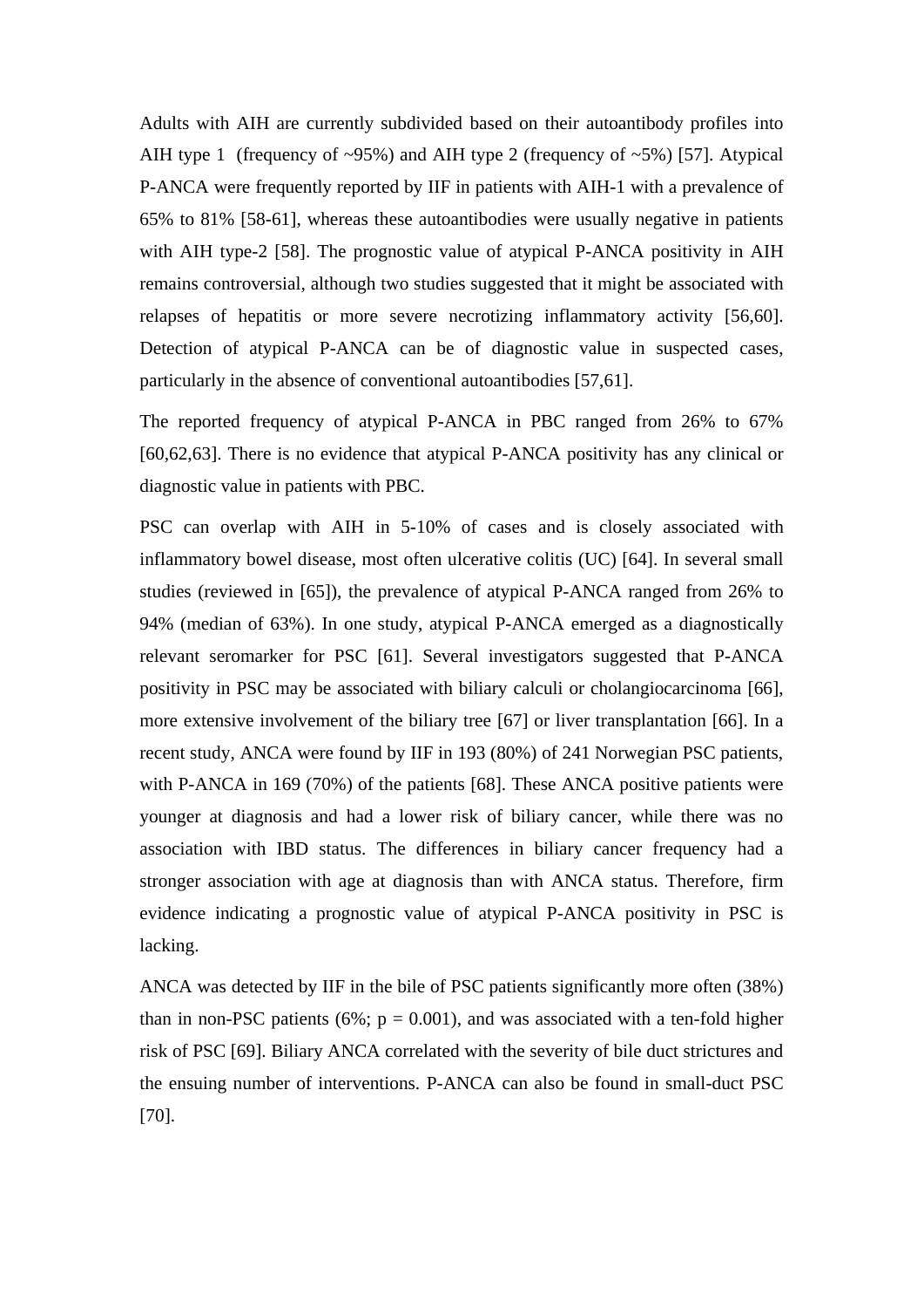Adults with AIH are currently subdivided based on their autoantibody profiles into AIH type 1 (frequency of ~95%) and AIH type 2 (frequency of ~5%) [57]. Atypical P-ANCA were frequently reported by IIF in patients with AIH-1 with a prevalence of 65% to 81% [58-61], whereas these autoantibodies were usually negative in patients with AIH type-2 [58]. The prognostic value of atypical P-ANCA positivity in AIH remains controversial, although two studies suggested that it might be associated with relapses of hepatitis or more severe necrotizing inflammatory activity [56,60]. Detection of atypical P-ANCA can be of diagnostic value in suspected cases, particularly in the absence of conventional autoantibodies [57,61].

The reported frequency of atypical P-ANCA in PBC ranged from 26% to 67% [60,62,63]. There is no evidence that atypical P-ANCA positivity has any clinical or diagnostic value in patients with PBC.

PSC can overlap with AIH in 5-10% of cases and is closely associated with inflammatory bowel disease, most often ulcerative colitis (UC) [64]. In several small studies (reviewed in [65]), the prevalence of atypical P-ANCA ranged from 26% to 94% (median of 63%). In one study, atypical P-ANCA emerged as a diagnostically relevant seromarker for PSC [61]. Several investigators suggested that P-ANCA positivity in PSC may be associated with biliary calculi or cholangiocarcinoma [66], more extensive involvement of the biliary tree [67] or liver transplantation [66]. In a recent study, ANCA were found by IIF in 193 (80%) of 241 Norwegian PSC patients, with P-ANCA in 169 (70%) of the patients [68]. These ANCA positive patients were younger at diagnosis and had a lower risk of biliary cancer, while there was no association with IBD status. The differences in biliary cancer frequency had a stronger association with age at diagnosis than with ANCA status. Therefore, firm evidence indicating a prognostic value of atypical P-ANCA positivity in PSC is lacking.

ANCA was detected by IIF in the bile of PSC patients significantly more often (38%) than in non-PSC patients (6%; $p = 0.001$), and was associated with a ten-fold higher risk of PSC [69]. Biliary ANCA correlated with the severity of bile duct strictures and the ensuing number of interventions. P-ANCA can also be found in small-duct PSC [70].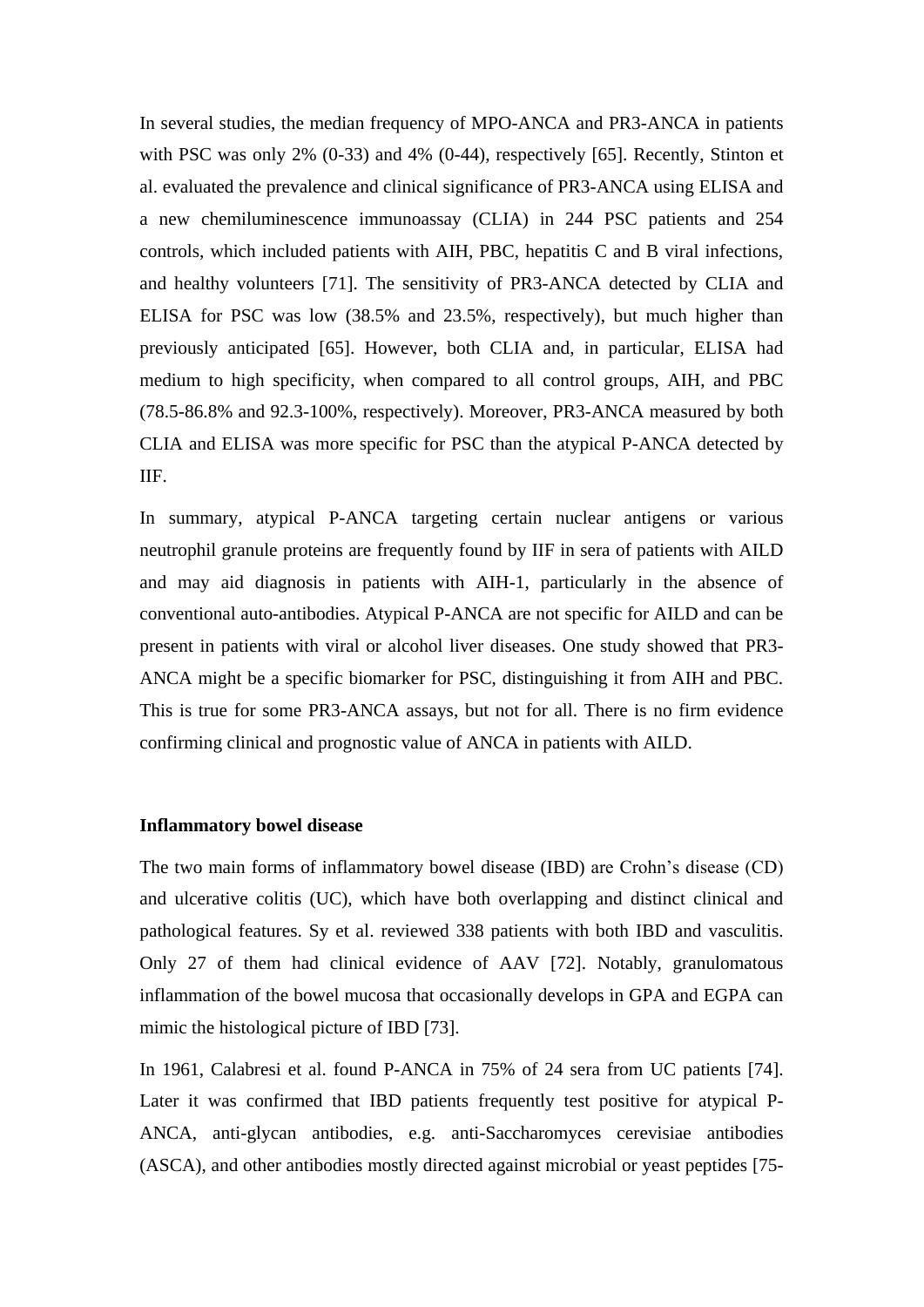In several studies, the median frequency of MPO-ANCA and PR3-ANCA in patients with PSC was only 2% (0-33) and 4% (0-44), respectively [65]. Recently, Stinton et al. evaluated the prevalence and clinical significance of PR3-ANCA using ELISA and a new chemiluminescence immunoassay (CLIA) in 244 PSC patients and 254 controls, which included patients with AIH, PBC, hepatitis C and B viral infections, and healthy volunteers [71]. The sensitivity of PR3-ANCA detected by CLIA and ELISA for PSC was low (38.5% and 23.5%, respectively), but much higher than previously anticipated [65]. However, both CLIA and, in particular, ELISA had medium to high specificity, when compared to all control groups, AIH, and PBC (78.5-86.8% and 92.3-100%, respectively). Moreover, PR3-ANCA measured by both CLIA and ELISA was more specific for PSC than the atypical P-ANCA detected by IIF.

In summary, atypical P-ANCA targeting certain nuclear antigens or various neutrophil granule proteins are frequently found by IIF in sera of patients with AILD and may aid diagnosis in patients with AIH-1, particularly in the absence of conventional auto-antibodies. Atypical P-ANCA are not specific for AILD and can be present in patients with viral or alcohol liver diseases. One study showed that PR3-ANCA might be a specific biomarker for PSC, distinguishing it from AIH and PBC. This is true for some PR3-ANCA assays, but not for all. There is no firm evidence confirming clinical and prognostic value of ANCA in patients with AILD.

**Inflammatory bowel disease**

The two main forms of inflammatory bowel disease (IBD) are Crohn's disease (CD) and ulcerative colitis (UC), which have both overlapping and distinct clinical and pathological features. Sy et al. reviewed 338 patients with both IBD and vasculitis. Only 27 of them had clinical evidence of AAV [72]. Notably, granulomatous inflammation of the bowel mucosa that occasionally develops in GPA and EGPA can mimic the histological picture of IBD [73].

In 1961, Calabresi et al. found P-ANCA in 75% of 24 sera from UC patients [74]. Later it was confirmed that IBD patients frequently test positive for atypical P-ANCA, anti-glycan antibodies, e.g. anti-Saccharomyces cerevisiae antibodies (ASCA), and other antibodies mostly directed against microbial or yeast peptides [75-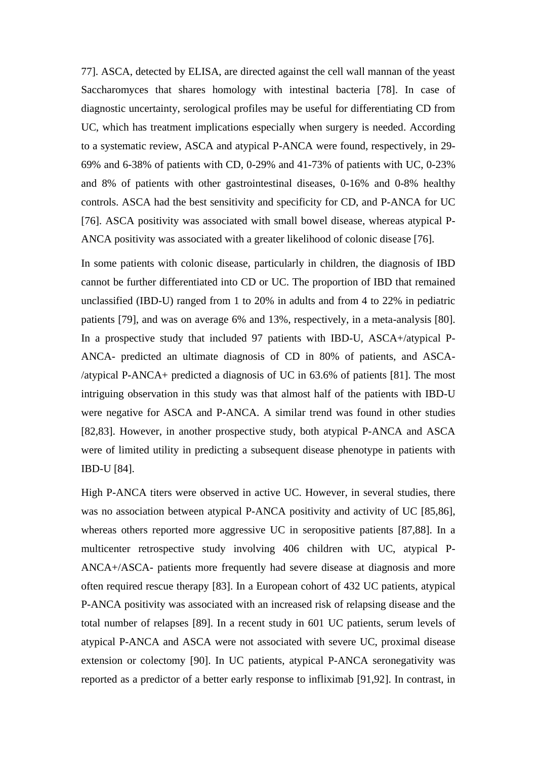77]. ASCA, detected by ELISA, are directed against the cell wall mannan of the yeast Saccharomyces that shares homology with intestinal bacteria [78]. In case of diagnostic uncertainty, serological profiles may be useful for differentiating CD from UC, which has treatment implications especially when surgery is needed. According to a systematic review, ASCA and atypical P-ANCA were found, respectively, in 29-69% and 6-38% of patients with CD, 0-29% and 41-73% of patients with UC, 0-23% and 8% of patients with other gastrointestinal diseases, 0-16% and 0-8% healthy controls. ASCA had the best sensitivity and specificity for CD, and P-ANCA for UC [76]. ASCA positivity was associated with small bowel disease, whereas atypical P-ANCA positivity was associated with a greater likelihood of colonic disease [76].

In some patients with colonic disease, particularly in children, the diagnosis of IBD cannot be further differentiated into CD or UC. The proportion of IBD that remained unclassified (IBD-U) ranged from 1 to 20% in adults and from 4 to 22% in pediatric patients [79], and was on average 6% and 13%, respectively, in a meta-analysis [80]. In a prospective study that included 97 patients with IBD-U, ASCA+/atypical P-ANCA- predicted an ultimate diagnosis of CD in 80% of patients, and ASCA-/atypical P-ANCA+ predicted a diagnosis of UC in 63.6% of patients [81]. The most intriguing observation in this study was that almost half of the patients with IBD-U were negative for ASCA and P-ANCA. A similar trend was found in other studies [82,83]. However, in another prospective study, both atypical P-ANCA and ASCA were of limited utility in predicting a subsequent disease phenotype in patients with IBD-U [84].

High P-ANCA titers were observed in active UC. However, in several studies, there was no association between atypical P-ANCA positivity and activity of UC [85,86], whereas others reported more aggressive UC in seropositive patients [87,88]. In a multicenter retrospective study involving 406 children with UC, atypical P-ANCA+/ASCA- patients more frequently had severe disease at diagnosis and more often required rescue therapy [83]. In a European cohort of 432 UC patients, atypical P-ANCA positivity was associated with an increased risk of relapsing disease and the total number of relapses [89]. In a recent study in 601 UC patients, serum levels of atypical P-ANCA and ASCA were not associated with severe UC, proximal disease extension or colectomy [90]. In UC patients, atypical P-ANCA seronegativity was reported as a predictor of a better early response to infliximab [91,92]. In contrast, in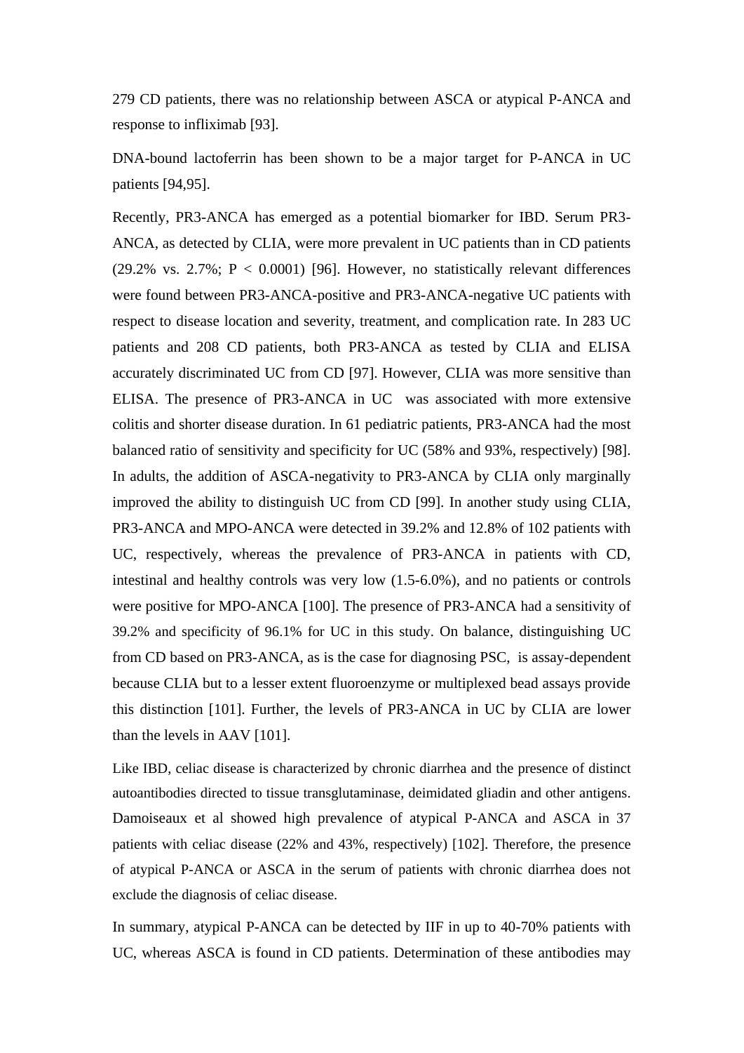279 CD patients, there was no relationship between ASCA or atypical P-ANCA and response to infliximab [93].

DNA-bound lactoferrin has been shown to be a major target for P-ANCA in UC patients [94,95].

Recently, PR3-ANCA has emerged as a potential biomarker for IBD. Serum PR3-ANCA, as detected by CLIA, were more prevalent in UC patients than in CD patients (29.2% vs. 2.7%; $P < 0.0001$) [96]. However, no statistically relevant differences were found between PR3-ANCA-positive and PR3-ANCA-negative UC patients with respect to disease location and severity, treatment, and complication rate. In 283 UC patients and 208 CD patients, both PR3-ANCA as tested by CLIA and ELISA accurately discriminated UC from CD [97]. However, CLIA was more sensitive than ELISA. The presence of PR3-ANCA in UC was associated with more extensive colitis and shorter disease duration. In 61 pediatric patients, PR3-ANCA had the most balanced ratio of sensitivity and specificity for UC (58% and 93%, respectively) [98]. In adults, the addition of ASCA-negativity to PR3-ANCA by CLIA only marginally improved the ability to distinguish UC from CD [99]. In another study using CLIA, PR3-ANCA and MPO-ANCA were detected in 39.2% and 12.8% of 102 patients with UC, respectively, whereas the prevalence of PR3-ANCA in patients with CD, intestinal and healthy controls was very low (1.5-6.0%), and no patients or controls were positive for MPO-ANCA [100]. The presence of PR3-ANCA had a sensitivity of 39.2% and specificity of 96.1% for UC in this study. On balance, distinguishing UC from CD based on PR3-ANCA, as is the case for diagnosing PSC, is assay-dependent because CLIA but to a lesser extent fluoroenzyme or multiplexed bead assays provide this distinction [101]. Further, the levels of PR3-ANCA in UC by CLIA are lower than the levels in AAV [101].

Like IBD, celiac disease is characterized by chronic diarrhea and the presence of distinct autoantibodies directed to tissue transglutaminase, deimidated gliadin and other antigens. Damoiseaux et al showed high prevalence of atypical P-ANCA and ASCA in 37 patients with celiac disease (22% and 43%, respectively) [102]. Therefore, the presence of atypical P-ANCA or ASCA in the serum of patients with chronic diarrhea does not exclude the diagnosis of celiac disease.

In summary, atypical P-ANCA can be detected by IIF in up to 40-70% patients with UC, whereas ASCA is found in CD patients. Determination of these antibodies may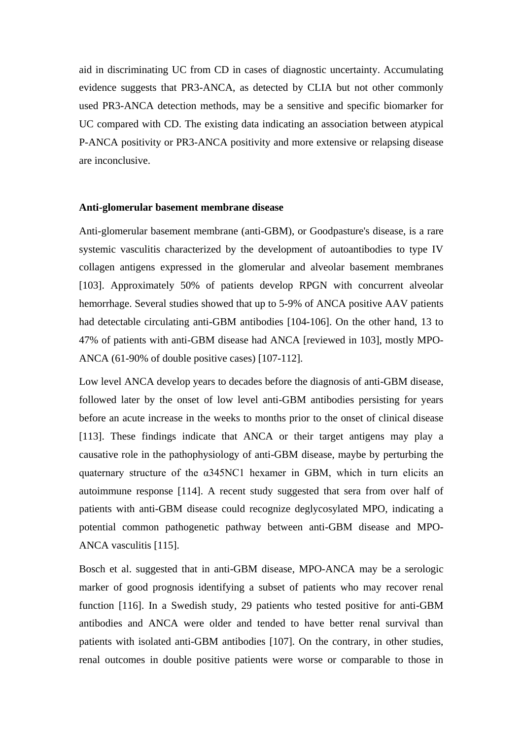aid in discriminating UC from CD in cases of diagnostic uncertainty. Accumulating evidence suggests that PR3-ANCA, as detected by CLIA but not other commonly used PR3-ANCA detection methods, may be a sensitive and specific biomarker for UC compared with CD. The existing data indicating an association between atypical P-ANCA positivity or PR3-ANCA positivity and more extensive or relapsing disease are inconclusive.

**Anti-glomerular basement membrane disease**

Anti-glomerular basement membrane (anti-GBM), or Goodpasture's disease, is a rare systemic vasculitis characterized by the development of autoantibodies to type IV collagen antigens expressed in the glomerular and alveolar basement membranes [103]. Approximately 50% of patients develop RPGN with concurrent alveolar hemorrhage. Several studies showed that up to 5-9% of ANCA positive AAV patients had detectable circulating anti-GBM antibodies [104-106]. On the other hand, 13 to 47% of patients with anti-GBM disease had ANCA [reviewed in 103], mostly MPO-ANCA (61-90% of double positive cases) [107-112].

Low level ANCA develop years to decades before the diagnosis of anti-GBM disease, followed later by the onset of low level anti-GBM antibodies persisting for years before an acute increase in the weeks to months prior to the onset of clinical disease [113]. These findings indicate that ANCA or their target antigens may play a causative role in the pathophysiology of anti-GBM disease, maybe by perturbing the quaternary structure of the α345NC1 hexamer in GBM, which in turn elicits an autoimmune response [114]. A recent study suggested that sera from over half of patients with anti-GBM disease could recognize deglycosylated MPO, indicating a potential common pathogenetic pathway between anti-GBM disease and MPO-ANCA vasculitis [115].

Bosch et al. suggested that in anti-GBM disease, MPO-ANCA may be a serologic marker of good prognosis identifying a subset of patients who may recover renal function [116]. In a Swedish study, 29 patients who tested positive for anti-GBM antibodies and ANCA were older and tended to have better renal survival than patients with isolated anti-GBM antibodies [107]. On the contrary, in other studies, renal outcomes in double positive patients were worse or comparable to those in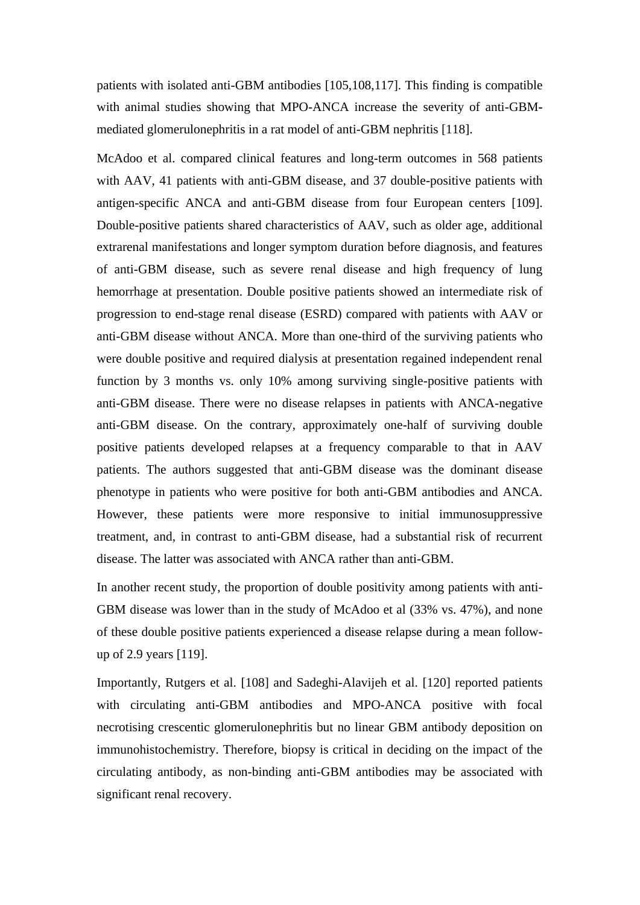patients with isolated anti-GBM antibodies [105,108,117]. This finding is compatible with animal studies showing that MPO-ANCA increase the severity of anti-GBM-mediated glomerulonephritis in a rat model of anti-GBM nephritis [118].

McAdoo et al. compared clinical features and long-term outcomes in 568 patients with AAV, 41 patients with anti-GBM disease, and 37 double-positive patients with antigen-specific ANCA and anti-GBM disease from four European centers [109]. Double-positive patients shared characteristics of AAV, such as older age, additional extrarenal manifestations and longer symptom duration before diagnosis, and features of anti-GBM disease, such as severe renal disease and high frequency of lung hemorrhage at presentation. Double positive patients showed an intermediate risk of progression to end-stage renal disease (ESRD) compared with patients with AAV or anti-GBM disease without ANCA. More than one-third of the surviving patients who were double positive and required dialysis at presentation regained independent renal function by 3 months vs. only 10% among surviving single-positive patients with anti-GBM disease. There were no disease relapses in patients with ANCA-negative anti-GBM disease. On the contrary, approximately one-half of surviving double positive patients developed relapses at a frequency comparable to that in AAV patients. The authors suggested that anti-GBM disease was the dominant disease phenotype in patients who were positive for both anti-GBM antibodies and ANCA. However, these patients were more responsive to initial immunosuppressive treatment, and, in contrast to anti-GBM disease, had a substantial risk of recurrent disease. The latter was associated with ANCA rather than anti-GBM.

In another recent study, the proportion of double positivity among patients with anti-GBM disease was lower than in the study of McAdoo et al (33% vs. 47%), and none of these double positive patients experienced a disease relapse during a mean follow-up of 2.9 years [119].

Importantly, Rutgers et al. [108] and Sadeghi-Alavijeh et al. [120] reported patients with circulating anti-GBM antibodies and MPO-ANCA positive with focal necrotising crescentic glomerulonephritis but no linear GBM antibody deposition on immunohistochemistry. Therefore, biopsy is critical in deciding on the impact of the circulating antibody, as non-binding anti-GBM antibodies may be associated with significant renal recovery.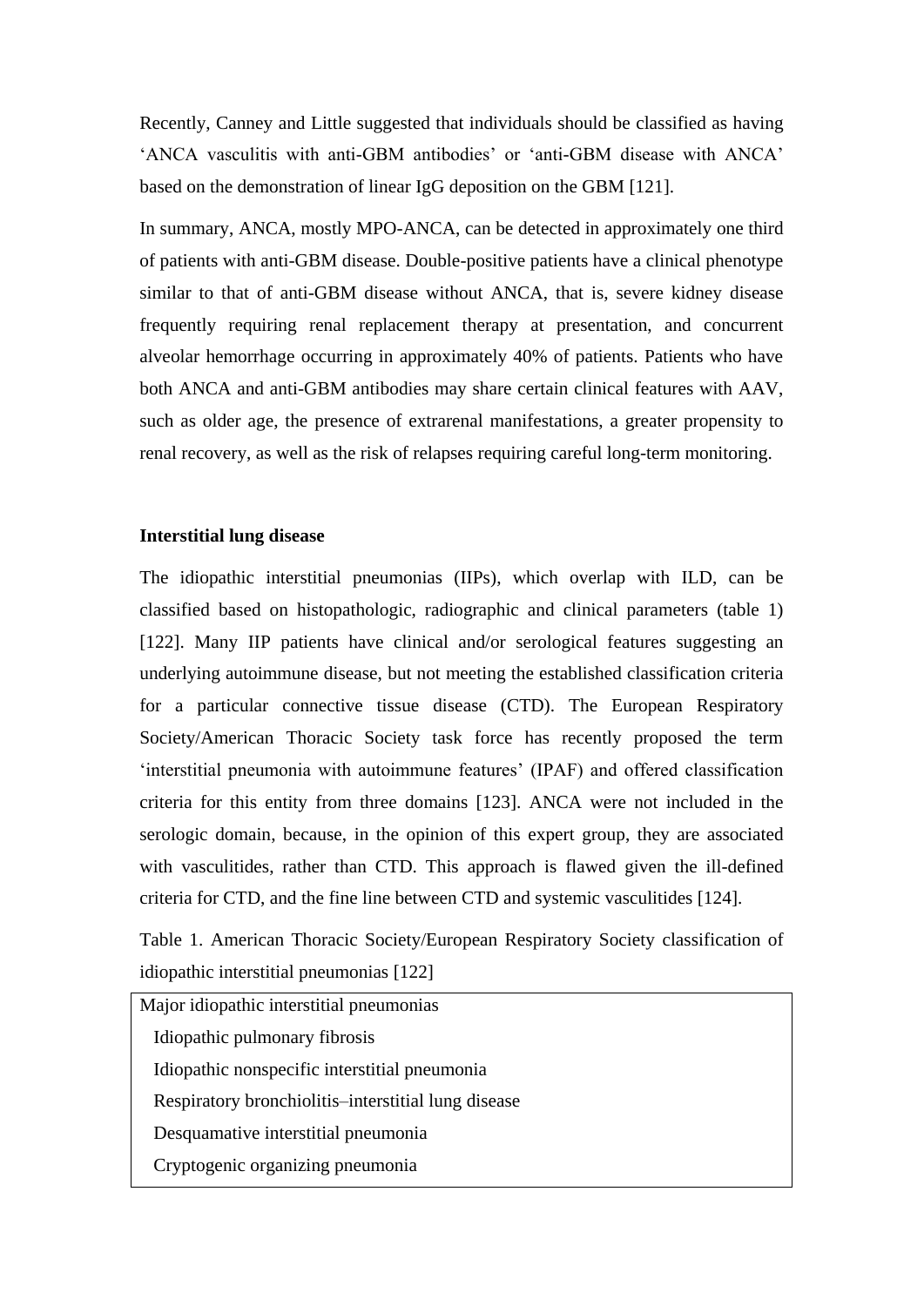Recently, Canney and Little suggested that individuals should be classified as having 'ANCA vasculitis with anti-GBM antibodies' or 'anti-GBM disease with ANCA' based on the demonstration of linear IgG deposition on the GBM [121].

In summary, ANCA, mostly MPO-ANCA, can be detected in approximately one third of patients with anti-GBM disease. Double-positive patients have a clinical phenotype similar to that of anti-GBM disease without ANCA, that is, severe kidney disease frequently requiring renal replacement therapy at presentation, and concurrent alveolar hemorrhage occurring in approximately 40% of patients. Patients who have both ANCA and anti-GBM antibodies may share certain clinical features with AAV, such as older age, the presence of extrarenal manifestations, a greater propensity to renal recovery, as well as the risk of relapses requiring careful long-term monitoring.

**Interstitial lung disease**

The idiopathic interstitial pneumonias (IIPs), which overlap with ILD, can be classified based on histopathologic, radiographic and clinical parameters (table 1) [122]. Many IIP patients have clinical and/or serological features suggesting an underlying autoimmune disease, but not meeting the established classification criteria for a particular connective tissue disease (CTD). The European Respiratory Society/American Thoracic Society task force has recently proposed the term 'interstitial pneumonia with autoimmune features' (IPAF) and offered classification criteria for this entity from three domains [123]. ANCA were not included in the serologic domain, because, in the opinion of this expert group, they are associated with vasculitides, rather than CTD. This approach is flawed given the ill-defined criteria for CTD, and the fine line between CTD and systemic vasculitides [124].

Table 1. American Thoracic Society/European Respiratory Society classification of idiopathic interstitial pneumonias [122]

| Major idiopathic interstitial pneumonias |
|---|
| Idiopathic pulmonary fibrosis |
| Idiopathic nonspecific interstitial pneumonia |
| Respiratory bronchiolitis–interstitial lung disease |
| Desquamative interstitial pneumonia |
| Cryptogenic organizing pneumonia |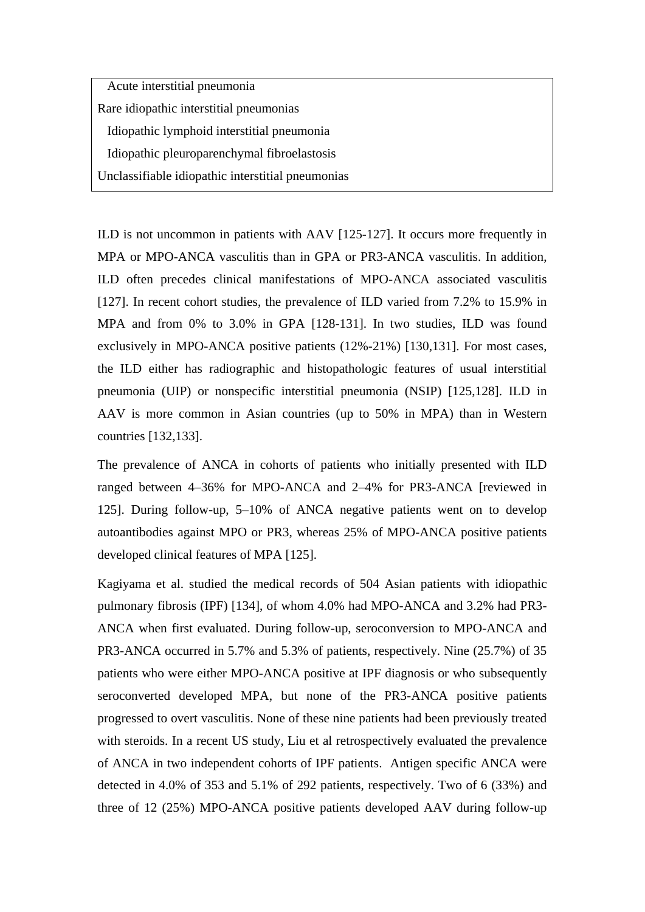| Acute interstitial pneumonia |
|---|
| Rare idiopathic interstitial pneumonias |
| Idiopathic lymphoid interstitial pneumonia |
| Idiopathic pleuroparenchymal fibroelastosis |
| Unclassifiable idiopathic interstitial pneumonias |

ILD is not uncommon in patients with AAV [125-127]. It occurs more frequently in MPA or MPO-ANCA vasculitis than in GPA or PR3-ANCA vasculitis. In addition, ILD often precedes clinical manifestations of MPO-ANCA associated vasculitis [127]. In recent cohort studies, the prevalence of ILD varied from 7.2% to 15.9% in MPA and from 0% to 3.0% in GPA [128-131]. In two studies, ILD was found exclusively in MPO-ANCA positive patients (12%-21%) [130,131]. For most cases, the ILD either has radiographic and histopathologic features of usual interstitial pneumonia (UIP) or nonspecific interstitial pneumonia (NSIP) [125,128]. ILD in AAV is more common in Asian countries (up to 50% in MPA) than in Western countries [132,133].

The prevalence of ANCA in cohorts of patients who initially presented with ILD ranged between 4–36% for MPO-ANCA and 2–4% for PR3-ANCA [reviewed in 125]. During follow-up, 5–10% of ANCA negative patients went on to develop autoantibodies against MPO or PR3, whereas 25% of MPO-ANCA positive patients developed clinical features of MPA [125].

Kagiyama et al. studied the medical records of 504 Asian patients with idiopathic pulmonary fibrosis (IPF) [134], of whom 4.0% had MPO-ANCA and 3.2% had PR3-ANCA when first evaluated. During follow-up, seroconversion to MPO-ANCA and PR3-ANCA occurred in 5.7% and 5.3% of patients, respectively. Nine (25.7%) of 35 patients who were either MPO-ANCA positive at IPF diagnosis or who subsequently seroconverted developed MPA, but none of the PR3-ANCA positive patients progressed to overt vasculitis. None of these nine patients had been previously treated with steroids. In a recent US study, Liu et al retrospectively evaluated the prevalence of ANCA in two independent cohorts of IPF patients. Antigen specific ANCA were detected in 4.0% of 353 and 5.1% of 292 patients, respectively. Two of 6 (33%) and three of 12 (25%) MPO-ANCA positive patients developed AAV during follow-up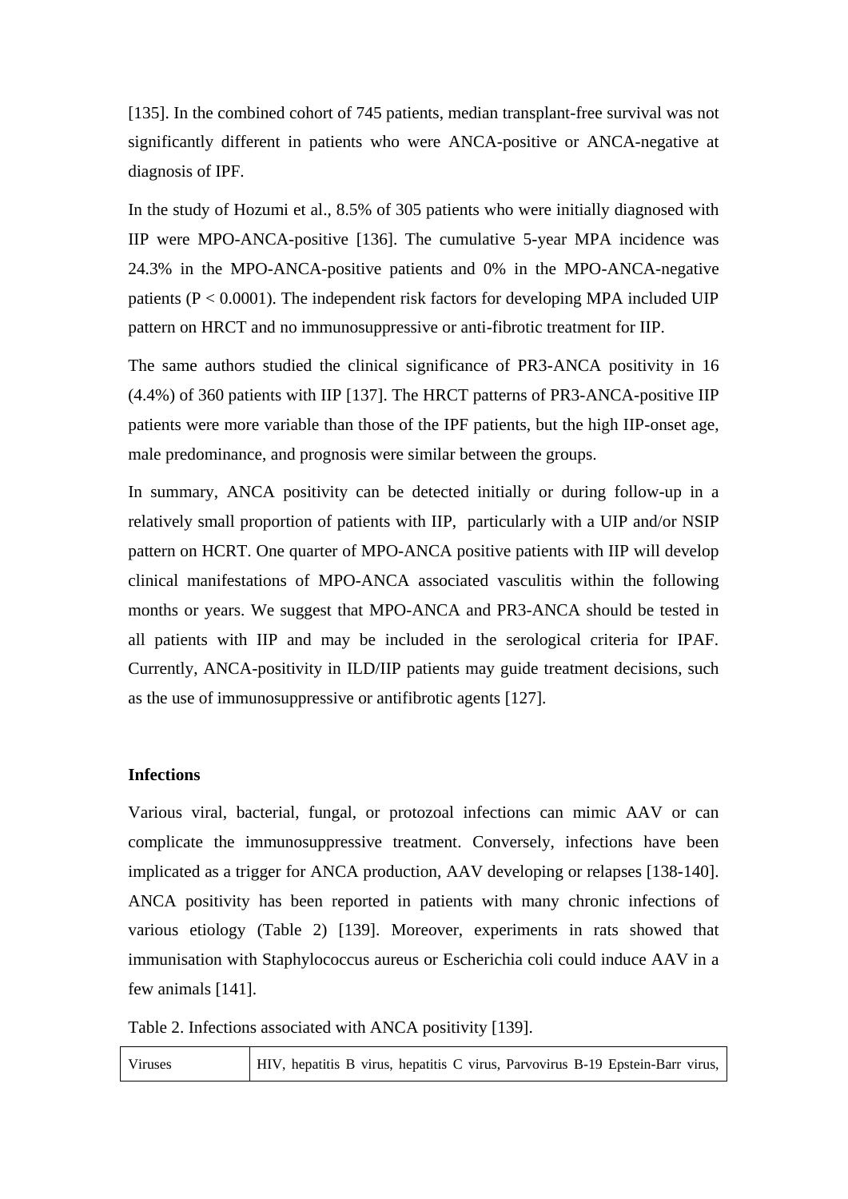[135]. In the combined cohort of 745 patients, median transplant-free survival was not significantly different in patients who were ANCA-positive or ANCA-negative at diagnosis of IPF.

In the study of Hozumi et al., 8.5% of 305 patients who were initially diagnosed with IIP were MPO-ANCA-positive [136]. The cumulative 5-year MPA incidence was 24.3% in the MPO-ANCA-positive patients and 0% in the MPO-ANCA-negative patients ($P < 0.0001$). The independent risk factors for developing MPA included UIP pattern on HRCT and no immunosuppressive or anti-fibrotic treatment for IIP.

The same authors studied the clinical significance of PR3-ANCA positivity in 16 (4.4%) of 360 patients with IIP [137]. The HRCT patterns of PR3-ANCA-positive IIP patients were more variable than those of the IPF patients, but the high IIP-onset age, male predominance, and prognosis were similar between the groups.

In summary, ANCA positivity can be detected initially or during follow-up in a relatively small proportion of patients with IIP, particularly with a UIP and/or NSIP pattern on HCRT. One quarter of MPO-ANCA positive patients with IIP will develop clinical manifestations of MPO-ANCA associated vasculitis within the following months or years. We suggest that MPO-ANCA and PR3-ANCA should be tested in all patients with IIP and may be included in the serological criteria for IPAF. Currently, ANCA-positivity in ILD/IIP patients may guide treatment decisions, such as the use of immunosuppressive or antifibrotic agents [127].

**Infections**

Various viral, bacterial, fungal, or protozoal infections can mimic AAV or can complicate the immunosuppressive treatment. Conversely, infections have been implicated as a trigger for ANCA production, AAV developing or relapses [138-140]. ANCA positivity has been reported in patients with many chronic infections of various etiology (Table 2) [139]. Moreover, experiments in rats showed that immunisation with Staphylococcus aureus or Escherichia coli could induce AAV in a few animals [141].

Table 2. Infections associated with ANCA positivity [139].

| | |
|---|---|
| Viruses | HIV, hepatitis B virus, hepatitis C virus, Parvovirus B-19 Epstein-Barr virus, |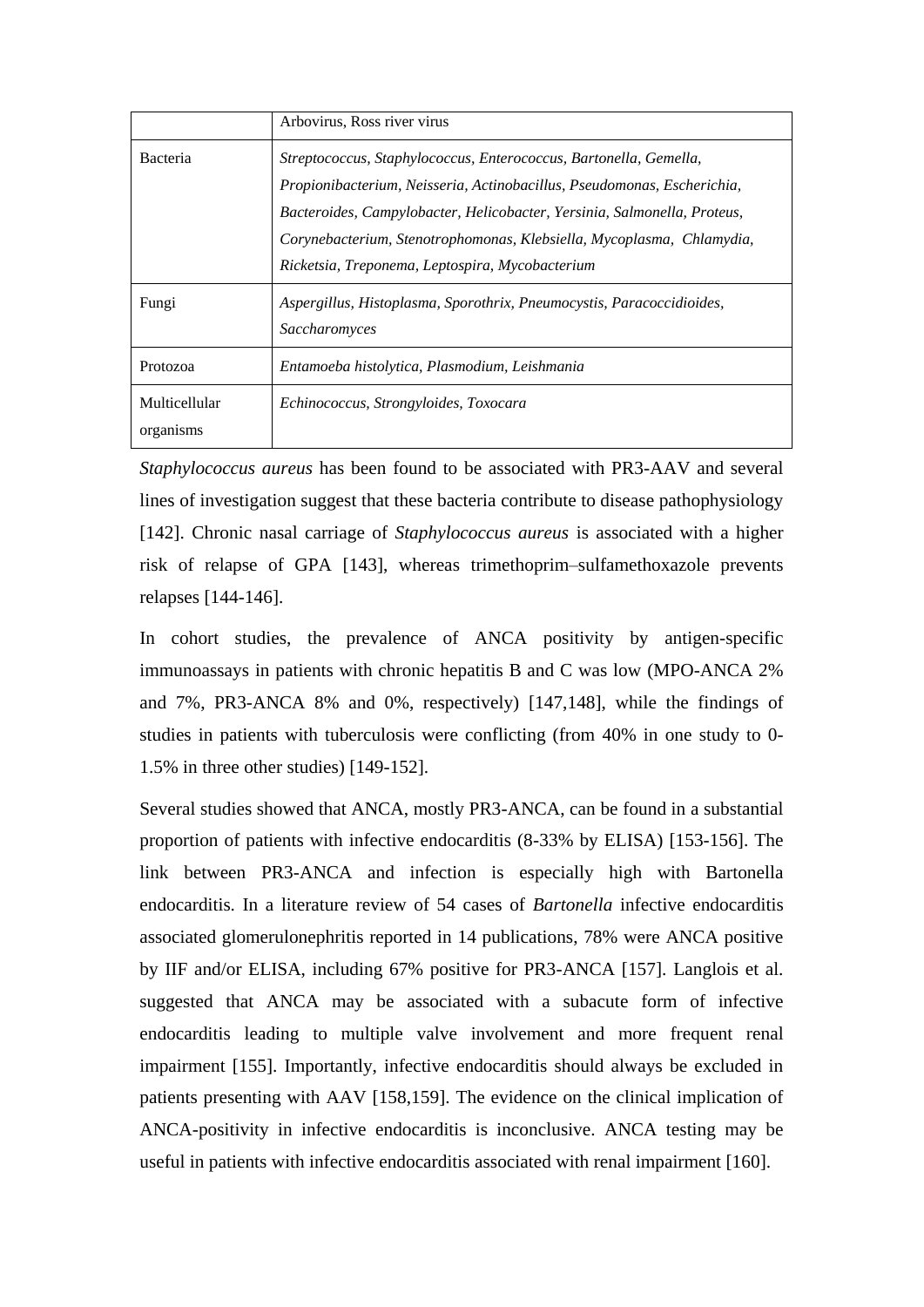| | |
|---|---|
| | Arbovirus, Ross river virus |
| Bacteria | *Streptococcus, Staphylococcus, Enterococcus, Bartonella, Gemella, Propionibacterium, Neisseria, Actinobacillus, Pseudomonas, Escherichia, Bacteroides, Campylobacter, Helicobacter, Yersinia, Salmonella, Proteus, Corynebacterium, Stenotrophomonas, Klebsiella, Mycoplasma, Chlamydia, Ricketsia, Treponema, Leptospira, Mycobacterium* |
| Fungi | *Aspergillus, Histoplasma, Sporothrix, Pneumocystis, Paracoccidioides, Saccharomyces* |
| Protozoa | *Entamoeba histolytica, Plasmodium, Leishmania* |
| Multicellular organisms | *Echinococcus, Strongyloides, Toxocara* |

*Staphylococcus aureus* has been found to be associated with PR3-AAV and several lines of investigation suggest that these bacteria contribute to disease pathophysiology [142]. Chronic nasal carriage of *Staphylococcus aureus* is associated with a higher risk of relapse of GPA [143], whereas trimethoprim–sulfamethoxazole prevents relapses [144-146].

In cohort studies, the prevalence of ANCA positivity by antigen-specific immunoassays in patients with chronic hepatitis B and C was low (MPO-ANCA 2% and 7%, PR3-ANCA 8% and 0%, respectively) [147,148], while the findings of studies in patients with tuberculosis were conflicting (from 40% in one study to 0-1.5% in three other studies) [149-152].

Several studies showed that ANCA, mostly PR3-ANCA, can be found in a substantial proportion of patients with infective endocarditis (8-33% by ELISA) [153-156]. The link between PR3-ANCA and infection is especially high with Bartonella endocarditis. In a literature review of 54 cases of *Bartonella* infective endocarditis associated glomerulonephritis reported in 14 publications, 78% were ANCA positive by IIF and/or ELISA, including 67% positive for PR3-ANCA [157]. Langlois et al. suggested that ANCA may be associated with a subacute form of infective endocarditis leading to multiple valve involvement and more frequent renal impairment [155]. Importantly, infective endocarditis should always be excluded in patients presenting with AAV [158,159]. The evidence on the clinical implication of ANCA-positivity in infective endocarditis is inconclusive. ANCA testing may be useful in patients with infective endocarditis associated with renal impairment [160].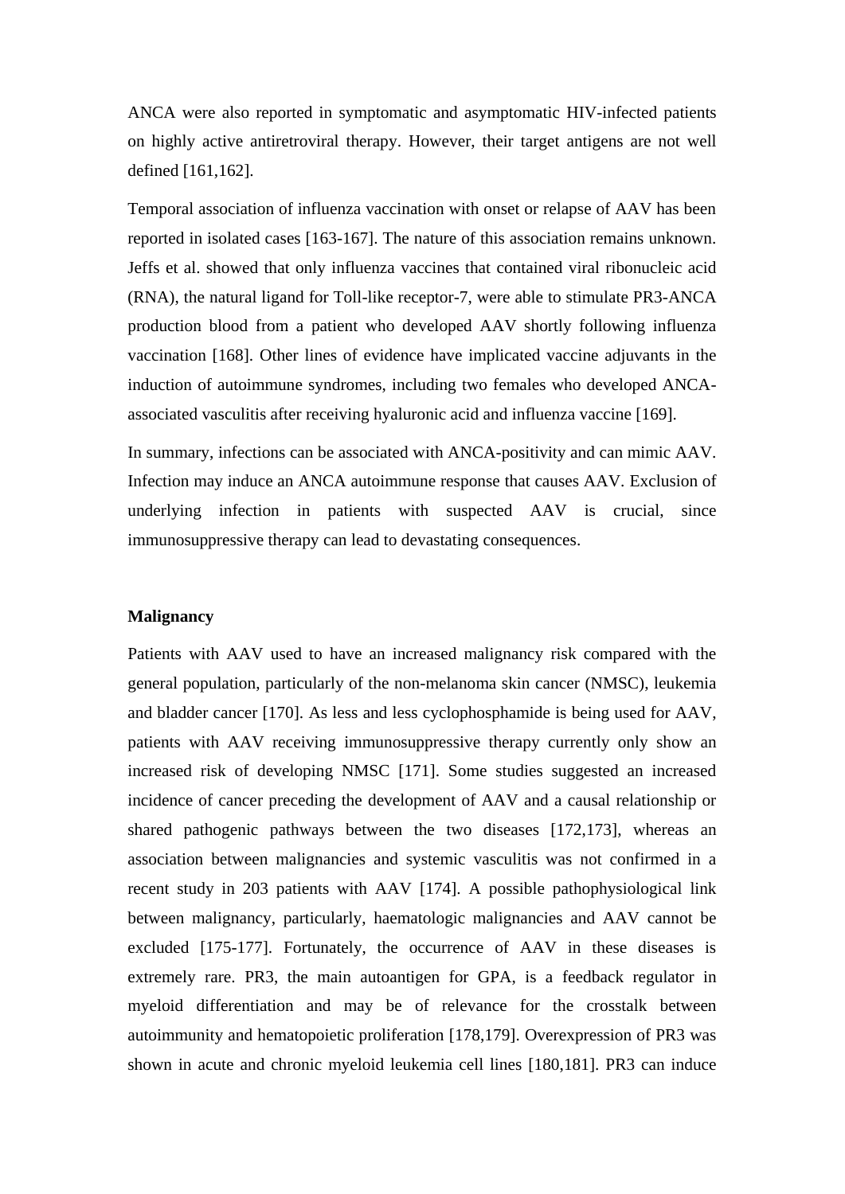ANCA were also reported in symptomatic and asymptomatic HIV-infected patients on highly active antiretroviral therapy. However, their target antigens are not well defined [161,162].

Temporal association of influenza vaccination with onset or relapse of AAV has been reported in isolated cases [163-167]. The nature of this association remains unknown. Jeffs et al. showed that only influenza vaccines that contained viral ribonucleic acid (RNA), the natural ligand for Toll-like receptor-7, were able to stimulate PR3-ANCA production blood from a patient who developed AAV shortly following influenza vaccination [168]. Other lines of evidence have implicated vaccine adjuvants in the induction of autoimmune syndromes, including two females who developed ANCA-associated vasculitis after receiving hyaluronic acid and influenza vaccine [169].

In summary, infections can be associated with ANCA-positivity and can mimic AAV. Infection may induce an ANCA autoimmune response that causes AAV. Exclusion of underlying infection in patients with suspected AAV is crucial, since immunosuppressive therapy can lead to devastating consequences.

**Malignancy**

Patients with AAV used to have an increased malignancy risk compared with the general population, particularly of the non-melanoma skin cancer (NMSC), leukemia and bladder cancer [170]. As less and less cyclophosphamide is being used for AAV, patients with AAV receiving immunosuppressive therapy currently only show an increased risk of developing NMSC [171]. Some studies suggested an increased incidence of cancer preceding the development of AAV and a causal relationship or shared pathogenic pathways between the two diseases [172,173], whereas an association between malignancies and systemic vasculitis was not confirmed in a recent study in 203 patients with AAV [174]. A possible pathophysiological link between malignancy, particularly, haematologic malignancies and AAV cannot be excluded [175-177]. Fortunately, the occurrence of AAV in these diseases is extremely rare. PR3, the main autoantigen for GPA, is a feedback regulator in myeloid differentiation and may be of relevance for the crosstalk between autoimmunity and hematopoietic proliferation [178,179]. Overexpression of PR3 was shown in acute and chronic myeloid leukemia cell lines [180,181]. PR3 can induce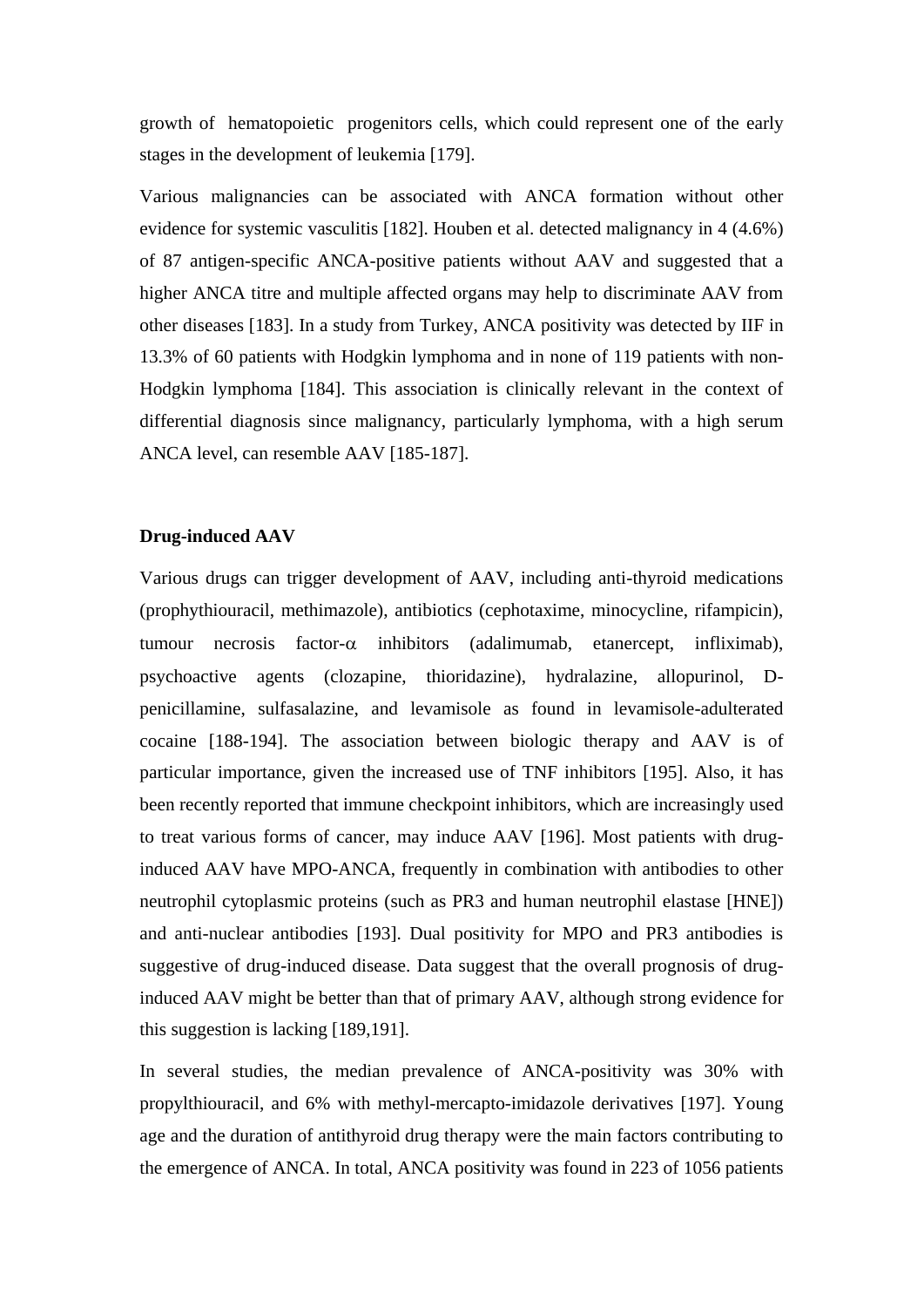growth of hematopoietic progenitors cells, which could represent one of the early stages in the development of leukemia [179].

Various malignancies can be associated with ANCA formation without other evidence for systemic vasculitis [182]. Houben et al. detected malignancy in 4 (4.6%) of 87 antigen-specific ANCA-positive patients without AAV and suggested that a higher ANCA titre and multiple affected organs may help to discriminate AAV from other diseases [183]. In a study from Turkey, ANCA positivity was detected by IIF in 13.3% of 60 patients with Hodgkin lymphoma and in none of 119 patients with non-Hodgkin lymphoma [184]. This association is clinically relevant in the context of differential diagnosis since malignancy, particularly lymphoma, with a high serum ANCA level, can resemble AAV [185-187].

**Drug-induced AAV**

Various drugs can trigger development of AAV, including anti-thyroid medications (prophythiouracil, methimazole), antibiotics (cephotaxime, minocycline, rifampicin), tumour necrosis factor-$\alpha$ inhibitors (adalimumab, etanercept, infliximab), psychoactive agents (clozapine, thioridazine), hydralazine, allopurinol, D-penicillamine, sulfasalazine, and levamisole as found in levamisole-adulterated cocaine [188-194]. The association between biologic therapy and AAV is of particular importance, given the increased use of TNF inhibitors [195]. Also, it has been recently reported that immune checkpoint inhibitors, which are increasingly used to treat various forms of cancer, may induce AAV [196]. Most patients with drug-induced AAV have MPO-ANCA, frequently in combination with antibodies to other neutrophil cytoplasmic proteins (such as PR3 and human neutrophil elastase [HNE]) and anti-nuclear antibodies [193]. Dual positivity for MPO and PR3 antibodies is suggestive of drug-induced disease. Data suggest that the overall prognosis of drug-induced AAV might be better than that of primary AAV, although strong evidence for this suggestion is lacking [189,191].

In several studies, the median prevalence of ANCA-positivity was 30% with propylthiouracil, and 6% with methyl-mercapto-imidazole derivatives [197]. Young age and the duration of antithyroid drug therapy were the main factors contributing to the emergence of ANCA. In total, ANCA positivity was found in 223 of 1056 patients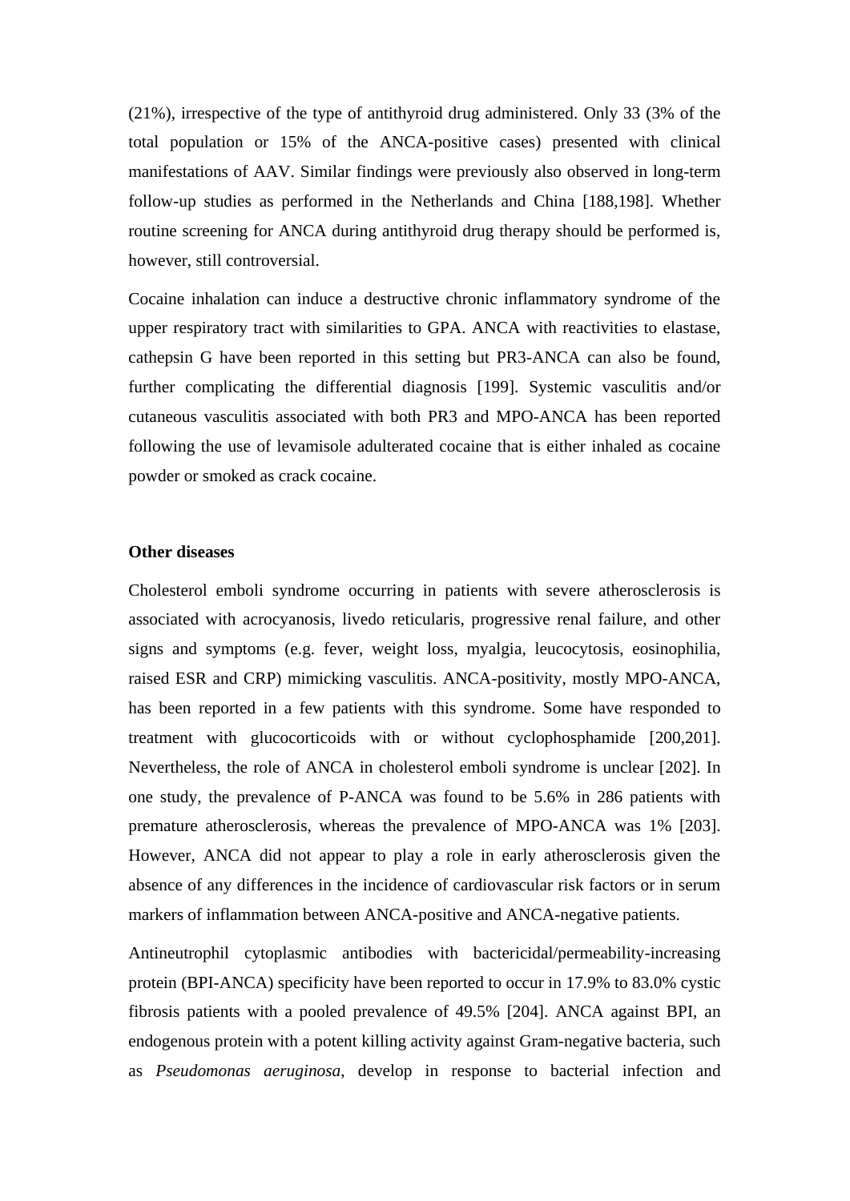(21%), irrespective of the type of antithyroid drug administered. Only 33 (3% of the total population or 15% of the ANCA-positive cases) presented with clinical manifestations of AAV. Similar findings were previously also observed in long-term follow-up studies as performed in the Netherlands and China [188,198]. Whether routine screening for ANCA during antithyroid drug therapy should be performed is, however, still controversial.

Cocaine inhalation can induce a destructive chronic inflammatory syndrome of the upper respiratory tract with similarities to GPA. ANCA with reactivities to elastase, cathepsin G have been reported in this setting but PR3-ANCA can also be found, further complicating the differential diagnosis [199]. Systemic vasculitis and/or cutaneous vasculitis associated with both PR3 and MPO-ANCA has been reported following the use of levamisole adulterated cocaine that is either inhaled as cocaine powder or smoked as crack cocaine.

**Other diseases**

Cholesterol emboli syndrome occurring in patients with severe atherosclerosis is associated with acrocyanosis, livedo reticularis, progressive renal failure, and other signs and symptoms (e.g. fever, weight loss, myalgia, leucocytosis, eosinophilia, raised ESR and CRP) mimicking vasculitis. ANCA-positivity, mostly MPO-ANCA, has been reported in a few patients with this syndrome. Some have responded to treatment with glucocorticoids with or without cyclophosphamide [200,201]. Nevertheless, the role of ANCA in cholesterol emboli syndrome is unclear [202]. In one study, the prevalence of P-ANCA was found to be 5.6% in 286 patients with premature atherosclerosis, whereas the prevalence of MPO-ANCA was 1% [203]. However, ANCA did not appear to play a role in early atherosclerosis given the absence of any differences in the incidence of cardiovascular risk factors or in serum markers of inflammation between ANCA-positive and ANCA-negative patients.

Antineutrophil cytoplasmic antibodies with bactericidal/permeability-increasing protein (BPI-ANCA) specificity have been reported to occur in 17.9% to 83.0% cystic fibrosis patients with a pooled prevalence of 49.5% [204]. ANCA against BPI, an endogenous protein with a potent killing activity against Gram-negative bacteria, such as *Pseudomonas aeruginosa*, develop in response to bacterial infection and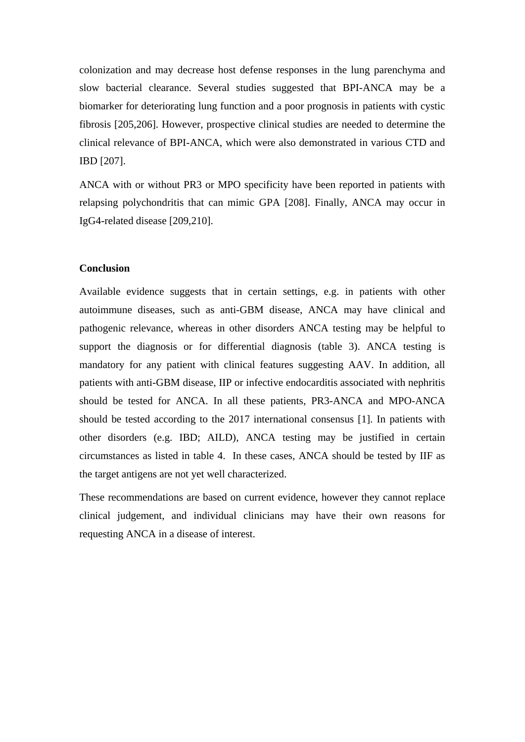colonization and may decrease host defense responses in the lung parenchyma and slow bacterial clearance. Several studies suggested that BPI-ANCA may be a biomarker for deteriorating lung function and a poor prognosis in patients with cystic fibrosis [205,206]. However, prospective clinical studies are needed to determine the clinical relevance of BPI-ANCA, which were also demonstrated in various CTD and IBD [207].

ANCA with or without PR3 or MPO specificity have been reported in patients with relapsing polychondritis that can mimic GPA [208]. Finally, ANCA may occur in IgG4-related disease [209,210].

## Conclusion

Available evidence suggests that in certain settings, e.g. in patients with other autoimmune diseases, such as anti-GBM disease, ANCA may have clinical and pathogenic relevance, whereas in other disorders ANCA testing may be helpful to support the diagnosis or for differential diagnosis (table 3). ANCA testing is mandatory for any patient with clinical features suggesting AAV. In addition, all patients with anti-GBM disease, IIP or infective endocarditis associated with nephritis should be tested for ANCA. In all these patients, PR3-ANCA and MPO-ANCA should be tested according to the 2017 international consensus [1]. In patients with other disorders (e.g. IBD; AILD), ANCA testing may be justified in certain circumstances as listed in table 4. In these cases, ANCA should be tested by IIF as the target antigens are not yet well characterized.

These recommendations are based on current evidence, however they cannot replace clinical judgement, and individual clinicians may have their own reasons for requesting ANCA in a disease of interest.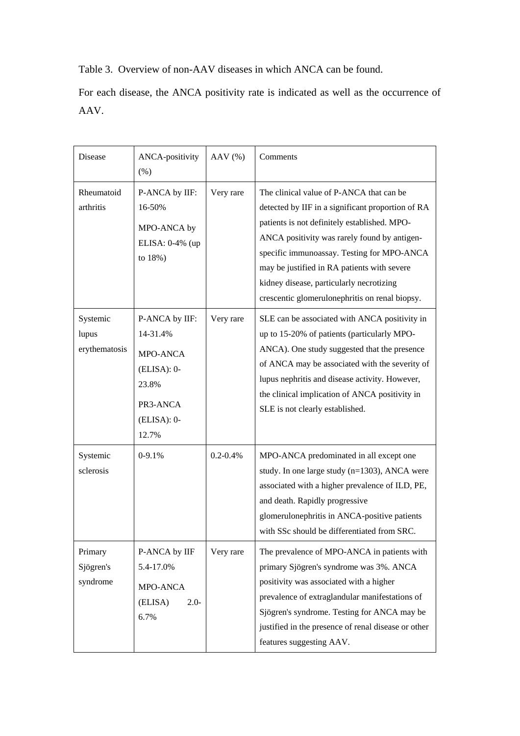Table 3. Overview of non-AAV diseases in which ANCA can be found.

For each disease, the ANCA positivity rate is indicated as well as the occurrence of AAV.

| Disease | ANCA-positivity (%) | AAV (%) | Comments |
| --- | --- | --- | --- |
| Rheumatoid arthritis | P-ANCA by IIF: 16-50%<br>MPO-ANCA by ELISA: 0-4% (up to 18%) | Very rare | The clinical value of P-ANCA that can be detected by IIF in a significant proportion of RA patients is not definitely established. MPO-ANCA positivity was rarely found by antigen-specific immunoassay. Testing for MPO-ANCA may be justified in RA patients with severe kidney disease, particularly necrotizing crescentic glomerulonephritis on renal biopsy. |
| Systemic lupus erythematosis | P-ANCA by IIF: 14-31.4%<br>MPO-ANCA (ELISA): 0-23.8%<br>PR3-ANCA (ELISA): 0-12.7% | Very rare | SLE can be associated with ANCA positivity in up to 15-20% of patients (particularly MPO-ANCA). One study suggested that the presence of ANCA may be associated with the severity of lupus nephritis and disease activity. However, the clinical implication of ANCA positivity in SLE is not clearly established. |
| Systemic sclerosis | 0-9.1% | 0.2-0.4% | MPO-ANCA predominated in all except one study. In one large study (n=1303), ANCA were associated with a higher prevalence of ILD, PE, and death. Rapidly progressive glomerulonephritis in ANCA-positive patients with SSc should be differentiated from SRC. |
| Primary Sjögren's syndrome | P-ANCA by IIF 5.4-17.0%<br>MPO-ANCA (ELISA) 2.0-6.7% | Very rare | The prevalence of MPO-ANCA in patients with primary Sjögren's syndrome was 3%. ANCA positivity was associated with a higher prevalence of extraglandular manifestations of Sjögren's syndrome. Testing for ANCA may be justified in the presence of renal disease or other features suggesting AAV. |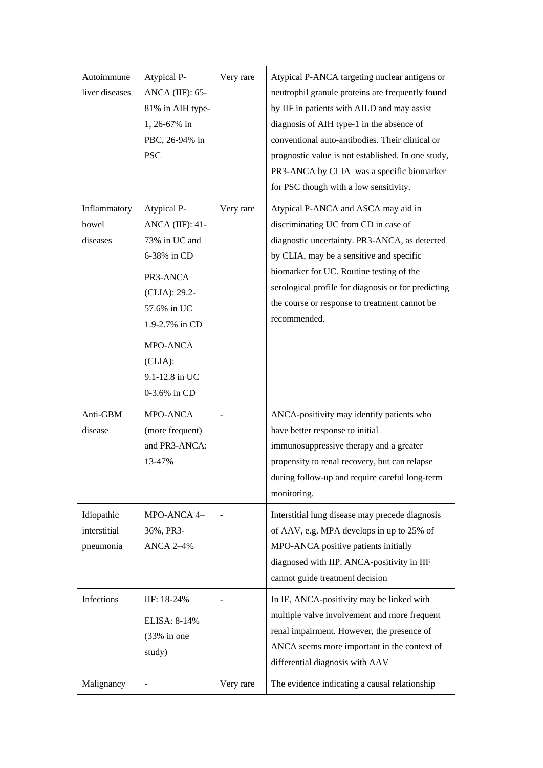| Autoimmune liver diseases | Atypical P-ANCA (IIF): 65-81% in AIH type-1, 26-67% in PBC, 26-94% in PSC | Very rare | Atypical P-ANCA targeting nuclear antigens or neutrophil granule proteins are frequently found by IIF in patients with AILD and may assist diagnosis of AIH type-1 in the absence of conventional auto-antibodies. Their clinical or prognostic value is not established. In one study, PR3-ANCA by CLIA was a specific biomarker for PSC though with a low sensitivity. |
|---|---|---|---|
| Inflammatory bowel diseases | Atypical P-ANCA (IIF): 41-73% in UC and 6-38% in CD<br><br>PR3-ANCA (CLIA): 29.2-57.6% in UC 1.9-2.7% in CD<br><br>MPO-ANCA (CLIA): 9.1-12.8 in UC 0-3.6% in CD | Very rare | Atypical P-ANCA and ASCA may aid in discriminating UC from CD in case of diagnostic uncertainty. PR3-ANCA, as detected by CLIA, may be a sensitive and specific biomarker for UC. Routine testing of the serological profile for diagnosis or for predicting the course or response to treatment cannot be recommended. |
| Anti-GBM disease | MPO-ANCA (more frequent) and PR3-ANCA: 13-47% | - | ANCA-positivity may identify patients who have better response to initial immunosuppressive therapy and a greater propensity to renal recovery, but can relapse during follow-up and require careful long-term monitoring. |
| Idiopathic interstitial pneumonia | MPO-ANCA 4–36%, PR3-ANCA 2–4% | - | Interstitial lung disease may precede diagnosis of AAV, e.g. MPA develops in up to 25% of MPO-ANCA positive patients initially diagnosed with IIP. ANCA-positivity in IIF cannot guide treatment decision |
| Infections | IIF: 18-24%<br><br>ELISA: 8-14% (33% in one study) | - | In IE, ANCA-positivity may be linked with multiple valve involvement and more frequent renal impairment. However, the presence of ANCA seems more important in the context of differential diagnosis with AAV |
| Malignancy | - | Very rare | The evidence indicating a causal relationship |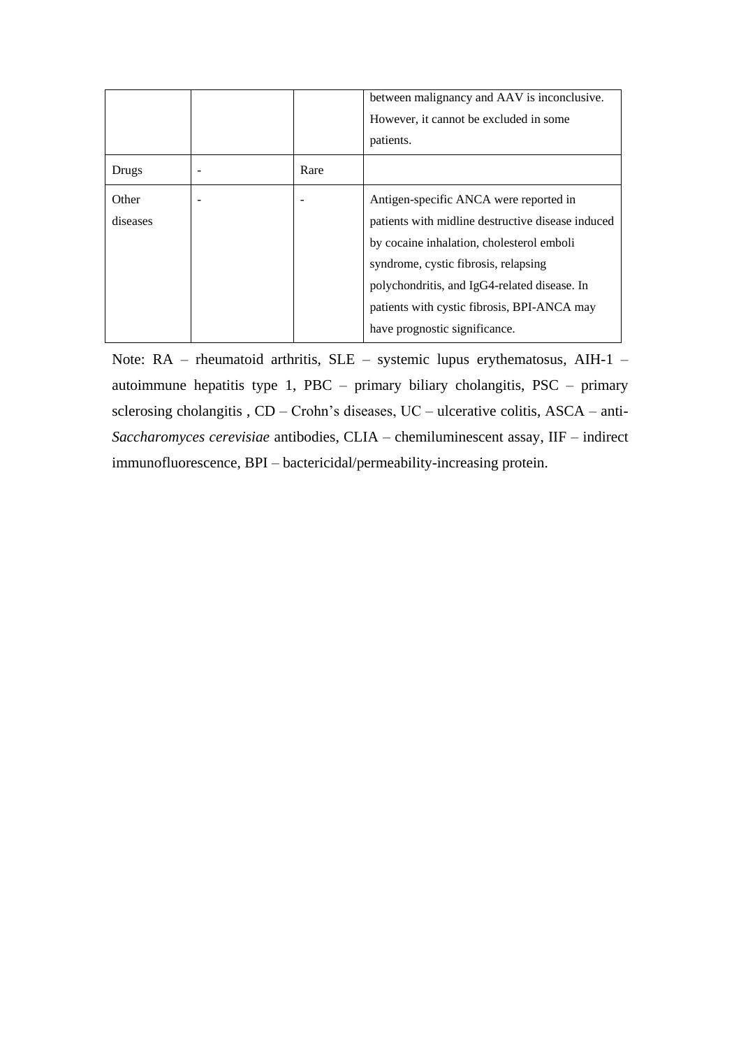| | | | between malignancy and AAV is inconclusive. However, it cannot be excluded in some patients. |
|---|---|---|---|
| Drugs | - | Rare | |
| Other diseases | - | - | Antigen-specific ANCA were reported in patients with midline destructive disease induced by cocaine inhalation, cholesterol emboli syndrome, cystic fibrosis, relapsing polychondritis, and IgG4-related disease. In patients with cystic fibrosis, BPI-ANCA may have prognostic significance. |

Note: RA – rheumatoid arthritis, SLE – systemic lupus erythematosus, AIH-1 – autoimmune hepatitis type 1, PBC – primary biliary cholangitis, PSC – primary sclerosing cholangitis , CD – Crohn's diseases, UC – ulcerative colitis, ASCA – anti-*Saccharomyces cerevisiae* antibodies, CLIA – chemiluminescent assay, IIF – indirect immunofluorescence, BPI – bactericidal/permeability-increasing protein.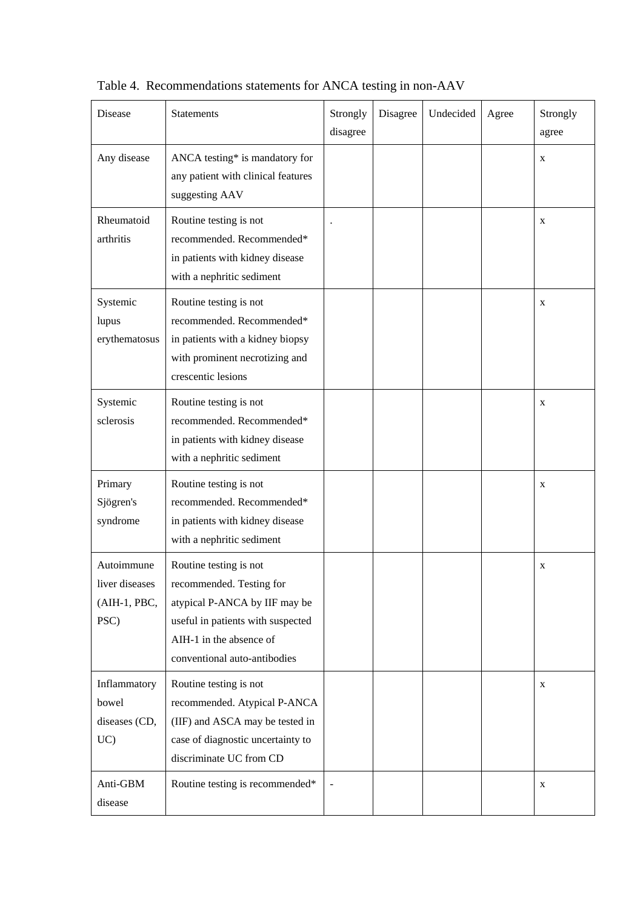Table 4. Recommendations statements for ANCA testing in non-AAV

| Disease | Statements | Strongly disagree | Disagree | Undecided | Agree | Strongly agree |
|---|---|---|---|---|---|---|
| Any disease | ANCA testing* is mandatory for any patient with clinical features suggesting AAV | | | | | x |
| Rheumatoid arthritis | Routine testing is not recommended. Recommended* in patients with kidney disease with a nephritic sediment | . | | | | x |
| Systemic lupus erythematosus | Routine testing is not recommended. Recommended* in patients with a kidney biopsy with prominent necrotizing and crescentic lesions | | | | | x |
| Systemic sclerosis | Routine testing is not recommended. Recommended* in patients with kidney disease with a nephritic sediment | | | | | x |
| Primary Sjögren's syndrome | Routine testing is not recommended. Recommended* in patients with kidney disease with a nephritic sediment | | | | | x |
| Autoimmune liver diseases (AIH-1, PBC, PSC) | Routine testing is not recommended. Testing for atypical P-ANCA by IIF may be useful in patients with suspected AIH-1 in the absence of conventional auto-antibodies | | | | | x |
| Inflammatory bowel diseases (CD, UC) | Routine testing is not recommended. Atypical P-ANCA (IIF) and ASCA may be tested in case of diagnostic uncertainty to discriminate UC from CD | | | | | x |
| Anti-GBM disease | Routine testing is recommended* | - | | | | x |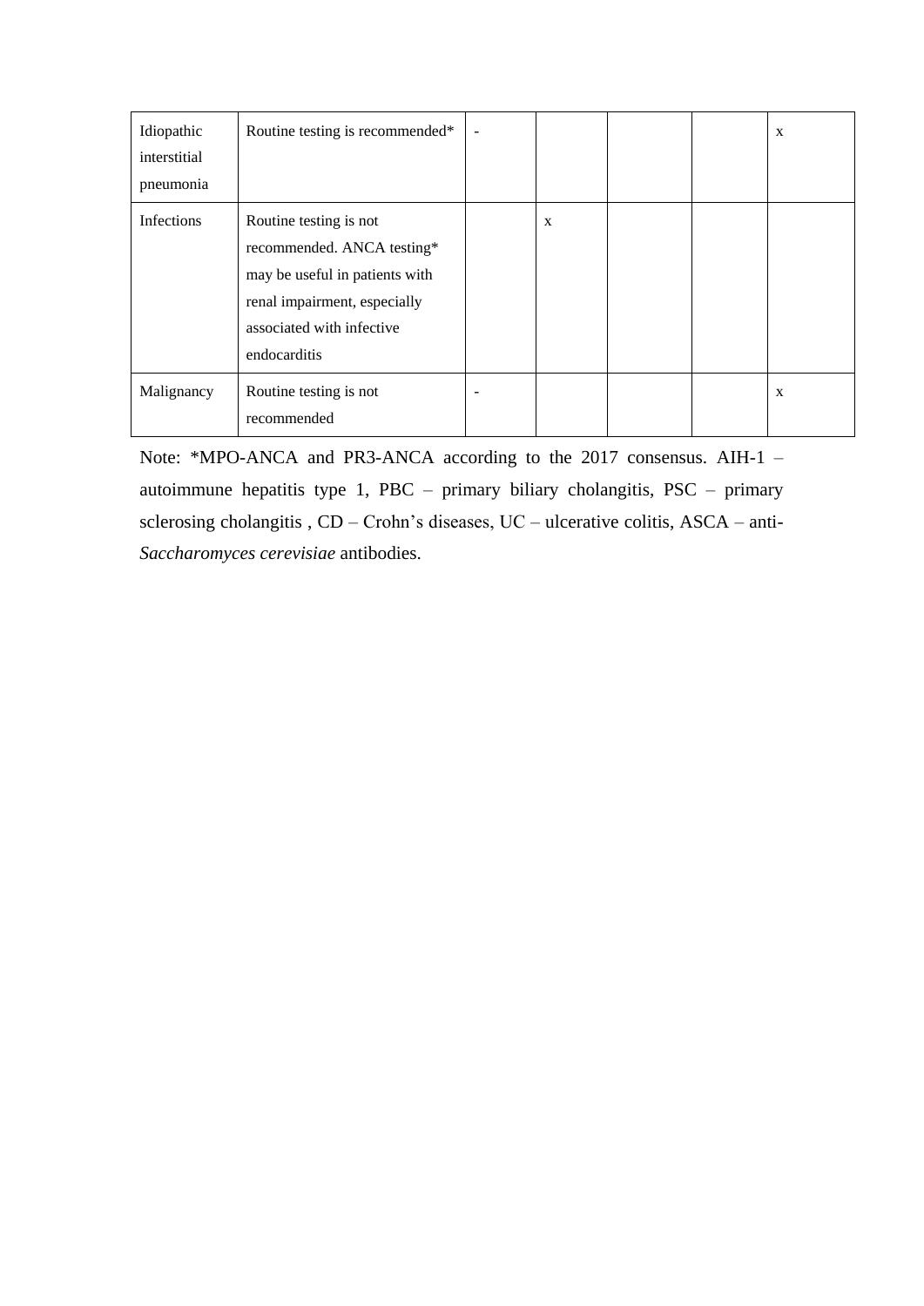| | | | | | | |
|---|---|---|---|---|---|---|
| Idiopathic interstitial pneumonia | Routine testing is recommended* | - | | | | x |
| Infections | Routine testing is not recommended. ANCA testing* may be useful in patients with renal impairment, especially associated with infective endocarditis | | x | | | |
| Malignancy | Routine testing is not recommended | - | | | | x |

Note: *MPO-ANCA and PR3-ANCA according to the 2017 consensus. AIH-1 – autoimmune hepatitis type 1, PBC – primary biliary cholangitis, PSC – primary sclerosing cholangitis , CD – Crohn's diseases, UC – ulcerative colitis, ASCA – anti-*Saccharomyces cerevisiae* antibodies.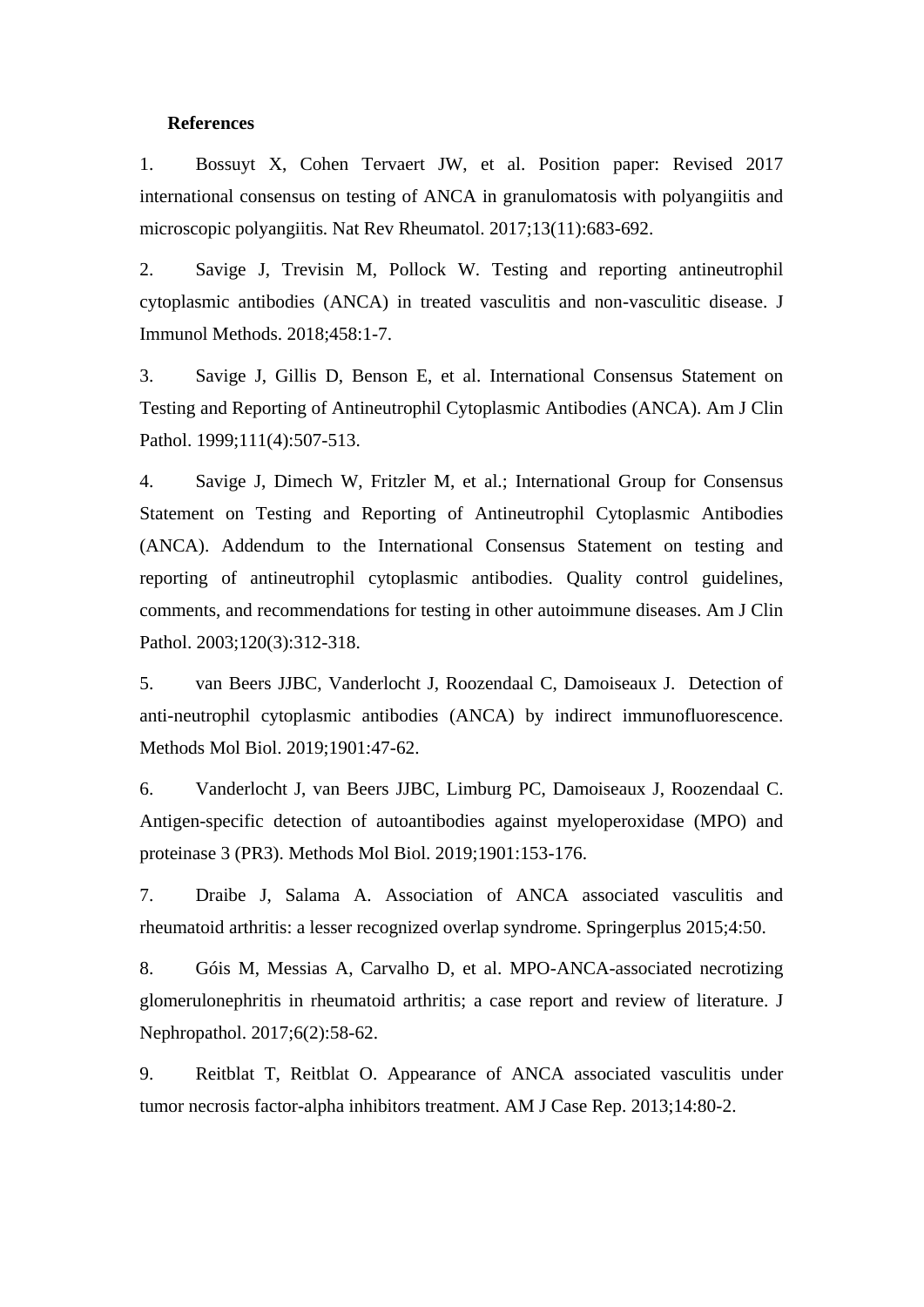**References**

1. Bossuyt X, Cohen Tervaert JW, et al. Position paper: Revised 2017 international consensus on testing of ANCA in granulomatosis with polyangiitis and microscopic polyangiitis. Nat Rev Rheumatol. 2017;13(11):683-692.

2. Savige J, Trevisin M, Pollock W. Testing and reporting antineutrophil cytoplasmic antibodies (ANCA) in treated vasculitis and non-vasculitic disease. J Immunol Methods. 2018;458:1-7.

3. Savige J, Gillis D, Benson E, et al. International Consensus Statement on Testing and Reporting of Antineutrophil Cytoplasmic Antibodies (ANCA). Am J Clin Pathol. 1999;111(4):507-513.

4. Savige J, Dimech W, Fritzler M, et al.; International Group for Consensus Statement on Testing and Reporting of Antineutrophil Cytoplasmic Antibodies (ANCA). Addendum to the International Consensus Statement on testing and reporting of antineutrophil cytoplasmic antibodies. Quality control guidelines, comments, and recommendations for testing in other autoimmune diseases. Am J Clin Pathol. 2003;120(3):312-318.

5. van Beers JJBC, Vanderlocht J, Roozendaal C, Damoiseaux J. Detection of anti-neutrophil cytoplasmic antibodies (ANCA) by indirect immunofluorescence. Methods Mol Biol. 2019;1901:47-62.

6. Vanderlocht J, van Beers JJBC, Limburg PC, Damoiseaux J, Roozendaal C. Antigen-specific detection of autoantibodies against myeloperoxidase (MPO) and proteinase 3 (PR3). Methods Mol Biol. 2019;1901:153-176.

7. Draibe J, Salama A. Association of ANCA associated vasculitis and rheumatoid arthritis: a lesser recognized overlap syndrome. Springerplus 2015;4:50.

8. Góis M, Messias A, Carvalho D, et al. MPO-ANCA-associated necrotizing glomerulonephritis in rheumatoid arthritis; a case report and review of literature. J Nephropathol. 2017;6(2):58-62.

9. Reitblat T, Reitblat O. Appearance of ANCA associated vasculitis under tumor necrosis factor-alpha inhibitors treatment. AM J Case Rep. 2013;14:80-2.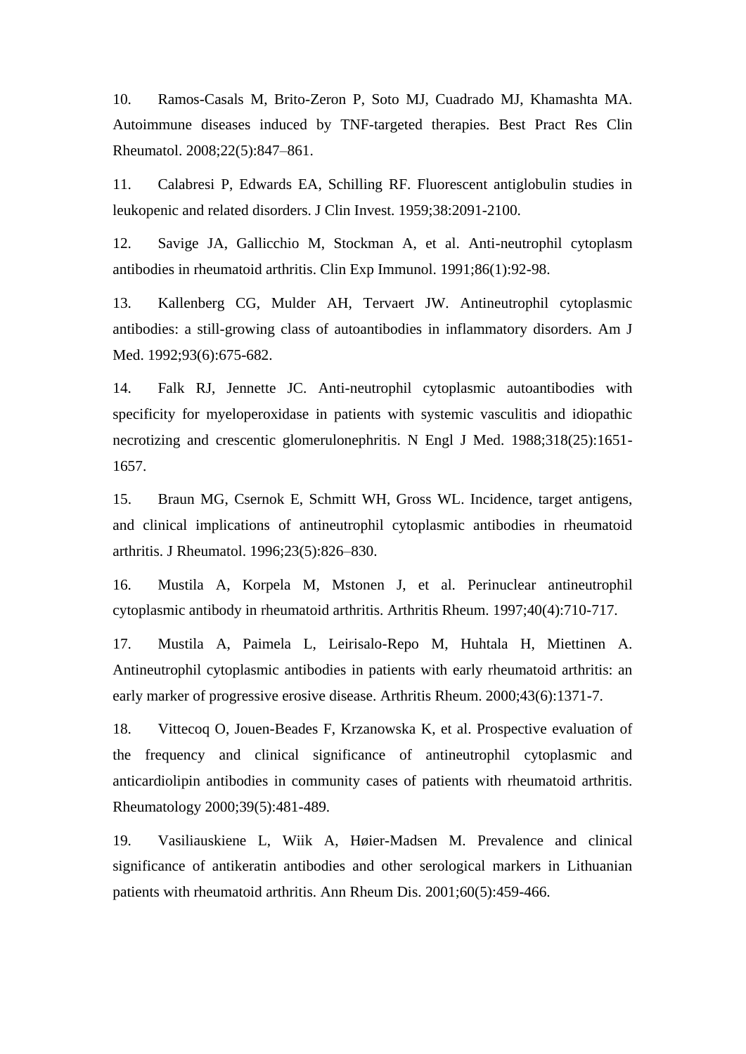10. Ramos-Casals M, Brito-Zeron P, Soto MJ, Cuadrado MJ, Khamashta MA. Autoimmune diseases induced by TNF-targeted therapies. Best Pract Res Clin Rheumatol. 2008;22(5):847–861.

11. Calabresi P, Edwards EA, Schilling RF. Fluorescent antiglobulin studies in leukopenic and related disorders. J Clin Invest. 1959;38:2091-2100.

12. Savige JA, Gallicchio M, Stockman A, et al. Anti-neutrophil cytoplasm antibodies in rheumatoid arthritis. Clin Exp Immunol. 1991;86(1):92-98.

13. Kallenberg CG, Mulder AH, Tervaert JW. Antineutrophil cytoplasmic antibodies: a still-growing class of autoantibodies in inflammatory disorders. Am J Med. 1992;93(6):675-682.

14. Falk RJ, Jennette JC. Anti-neutrophil cytoplasmic autoantibodies with specificity for myeloperoxidase in patients with systemic vasculitis and idiopathic necrotizing and crescentic glomerulonephritis. N Engl J Med. 1988;318(25):1651-1657.

15. Braun MG, Csernok E, Schmitt WH, Gross WL. Incidence, target antigens, and clinical implications of antineutrophil cytoplasmic antibodies in rheumatoid arthritis. J Rheumatol. 1996;23(5):826–830.

16. Mustila A, Korpela M, Mstonen J, et al. Perinuclear antineutrophil cytoplasmic antibody in rheumatoid arthritis. Arthritis Rheum. 1997;40(4):710-717.

17. Mustila A, Paimela L, Leirisalo-Repo M, Huhtala H, Miettinen A. Antineutrophil cytoplasmic antibodies in patients with early rheumatoid arthritis: an early marker of progressive erosive disease. Arthritis Rheum. 2000;43(6):1371-7.

18. Vittecoq O, Jouen-Beades F, Krzanowska K, et al. Prospective evaluation of the frequency and clinical significance of antineutrophil cytoplasmic and anticardiolipin antibodies in community cases of patients with rheumatoid arthritis. Rheumatology 2000;39(5):481-489.

19. Vasiliauskiene L, Wiik A, Høier-Madsen M. Prevalence and clinical significance of antikeratin antibodies and other serological markers in Lithuanian patients with rheumatoid arthritis. Ann Rheum Dis. 2001;60(5):459-466.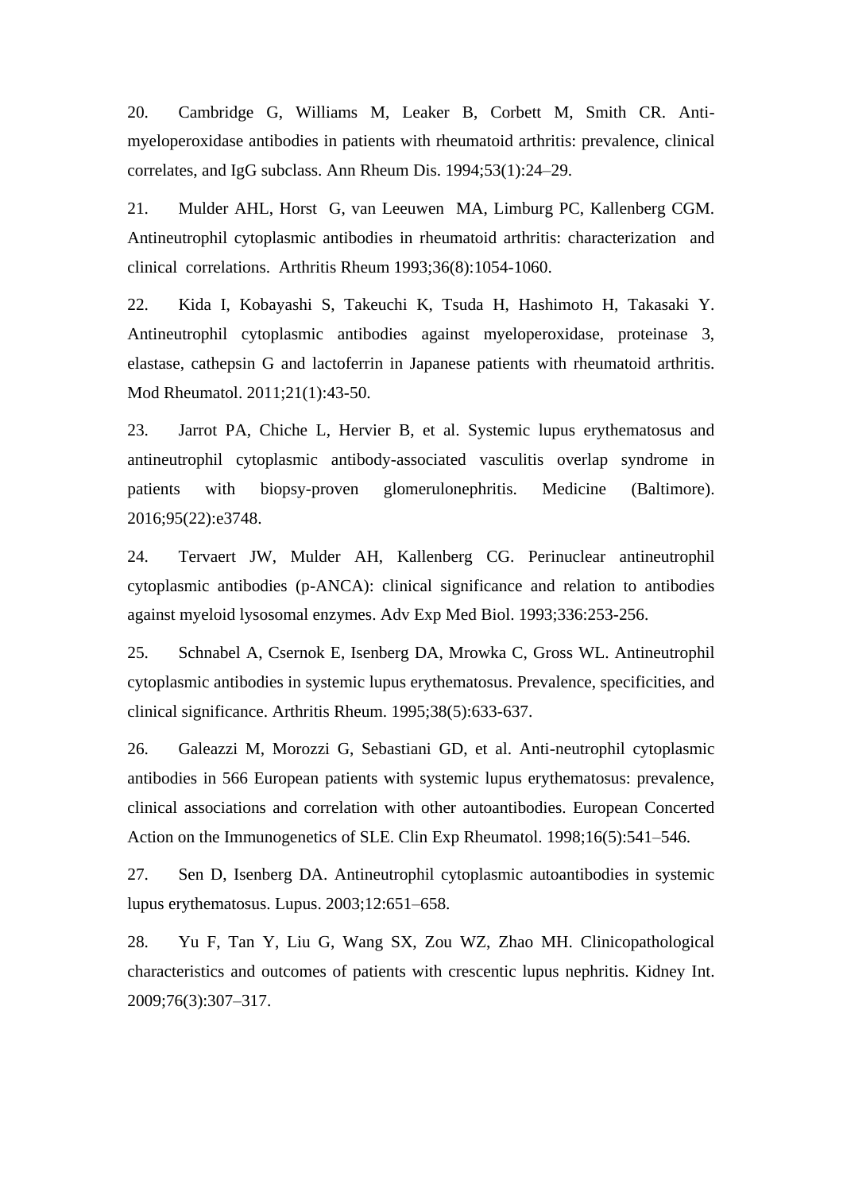20. Cambridge G, Williams M, Leaker B, Corbett M, Smith CR. Anti-myeloperoxidase antibodies in patients with rheumatoid arthritis: prevalence, clinical correlates, and IgG subclass. Ann Rheum Dis. 1994;53(1):24–29.

21. Mulder AHL, Horst G, van Leeuwen MA, Limburg PC, Kallenberg CGM. Antineutrophil cytoplasmic antibodies in rheumatoid arthritis: characterization and clinical correlations. Arthritis Rheum 1993;36(8):1054-1060.

22. Kida I, Kobayashi S, Takeuchi K, Tsuda H, Hashimoto H, Takasaki Y. Antineutrophil cytoplasmic antibodies against myeloperoxidase, proteinase 3, elastase, cathepsin G and lactoferrin in Japanese patients with rheumatoid arthritis. Mod Rheumatol. 2011;21(1):43-50.

23. Jarrot PA, Chiche L, Hervier B, et al. Systemic lupus erythematosus and antineutrophil cytoplasmic antibody-associated vasculitis overlap syndrome in patients with biopsy-proven glomerulonephritis. Medicine (Baltimore). 2016;95(22):e3748.

24. Tervaert JW, Mulder AH, Kallenberg CG. Perinuclear antineutrophil cytoplasmic antibodies (p-ANCA): clinical significance and relation to antibodies against myeloid lysosomal enzymes. Adv Exp Med Biol. 1993;336:253-256.

25. Schnabel A, Csernok E, Isenberg DA, Mrowka C, Gross WL. Antineutrophil cytoplasmic antibodies in systemic lupus erythematosus. Prevalence, specificities, and clinical significance. Arthritis Rheum. 1995;38(5):633-637.

26. Galeazzi M, Morozzi G, Sebastiani GD, et al. Anti-neutrophil cytoplasmic antibodies in 566 European patients with systemic lupus erythematosus: prevalence, clinical associations and correlation with other autoantibodies. European Concerted Action on the Immunogenetics of SLE. Clin Exp Rheumatol. 1998;16(5):541–546.

27. Sen D, Isenberg DA. Antineutrophil cytoplasmic autoantibodies in systemic lupus erythematosus. Lupus. 2003;12:651–658.

28. Yu F, Tan Y, Liu G, Wang SX, Zou WZ, Zhao MH. Clinicopathological characteristics and outcomes of patients with crescentic lupus nephritis. Kidney Int. 2009;76(3):307–317.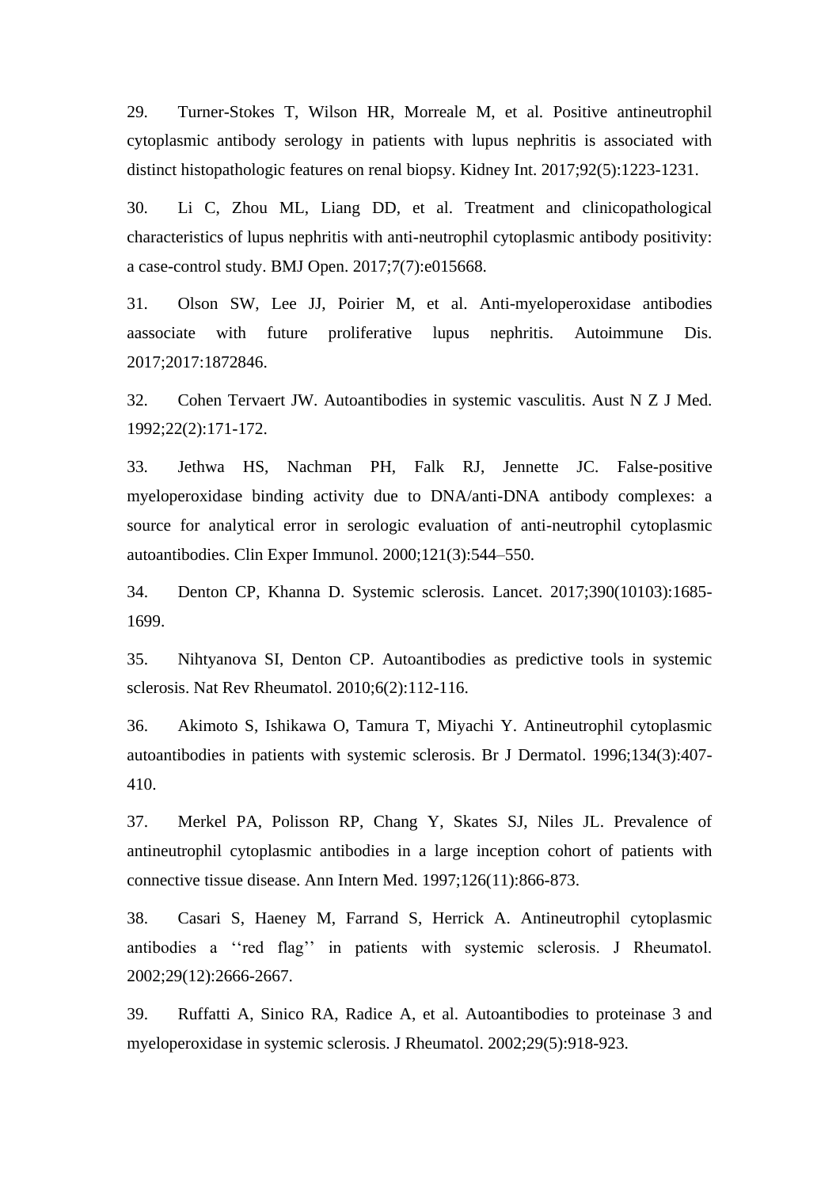29. Turner-Stokes T, Wilson HR, Morreale M, et al. Positive antineutrophil cytoplasmic antibody serology in patients with lupus nephritis is associated with distinct histopathologic features on renal biopsy. Kidney Int. 2017;92(5):1223-1231.

30. Li C, Zhou ML, Liang DD, et al. Treatment and clinicopathological characteristics of lupus nephritis with anti-neutrophil cytoplasmic antibody positivity: a case-control study. BMJ Open. 2017;7(7):e015668.

31. Olson SW, Lee JJ, Poirier M, et al. Anti-myeloperoxidase antibodies aassociate with future proliferative lupus nephritis. Autoimmune Dis. 2017;2017:1872846.

32. Cohen Tervaert JW. Autoantibodies in systemic vasculitis. Aust N Z J Med. 1992;22(2):171-172.

33. Jethwa HS, Nachman PH, Falk RJ, Jennette JC. False-positive myeloperoxidase binding activity due to DNA/anti-DNA antibody complexes: a source for analytical error in serologic evaluation of anti-neutrophil cytoplasmic autoantibodies. Clin Exper Immunol. 2000;121(3):544–550.

34. Denton CP, Khanna D. Systemic sclerosis. Lancet. 2017;390(10103):1685-1699.

35. Nihtyanova SI, Denton CP. Autoantibodies as predictive tools in systemic sclerosis. Nat Rev Rheumatol. 2010;6(2):112-116.

36. Akimoto S, Ishikawa O, Tamura T, Miyachi Y. Antineutrophil cytoplasmic autoantibodies in patients with systemic sclerosis. Br J Dermatol. 1996;134(3):407-410.

37. Merkel PA, Polisson RP, Chang Y, Skates SJ, Niles JL. Prevalence of antineutrophil cytoplasmic antibodies in a large inception cohort of patients with connective tissue disease. Ann Intern Med. 1997;126(11):866-873.

38. Casari S, Haeney M, Farrand S, Herrick A. Antineutrophil cytoplasmic antibodies a ‘‘red flag’’ in patients with systemic sclerosis. J Rheumatol. 2002;29(12):2666-2667.

39. Ruffatti A, Sinico RA, Radice A, et al. Autoantibodies to proteinase 3 and myeloperoxidase in systemic sclerosis. J Rheumatol. 2002;29(5):918-923.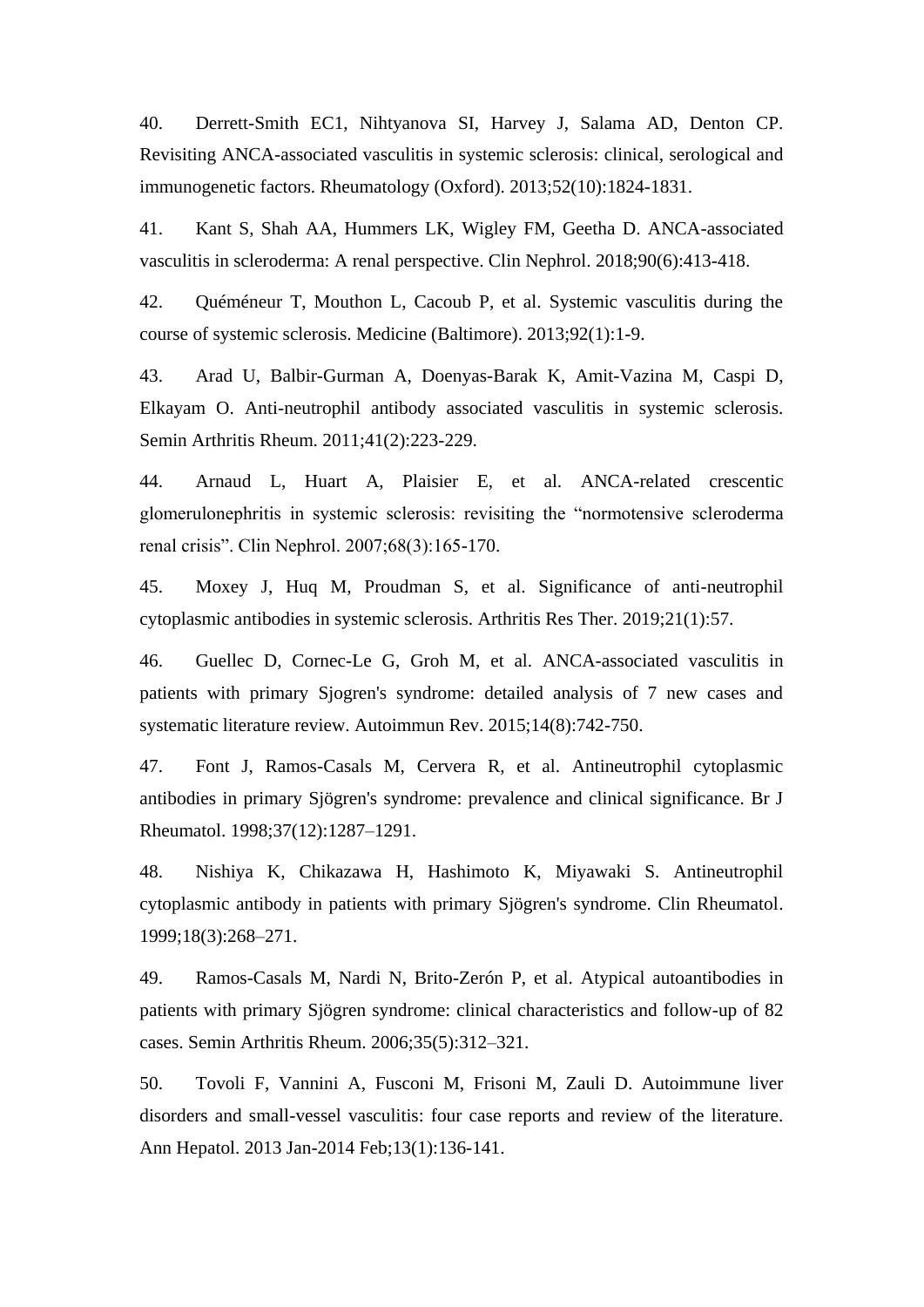40. Derrett-Smith EC1, Nihtyanova SI, Harvey J, Salama AD, Denton CP. Revisiting ANCA-associated vasculitis in systemic sclerosis: clinical, serological and immunogenetic factors. Rheumatology (Oxford). 2013;52(10):1824-1831.

41. Kant S, Shah AA, Hummers LK, Wigley FM, Geetha D. ANCA-associated vasculitis in scleroderma: A renal perspective. Clin Nephrol. 2018;90(6):413-418.

42. Quéméneur T, Mouthon L, Cacoub P, et al. Systemic vasculitis during the course of systemic sclerosis. Medicine (Baltimore). 2013;92(1):1-9.

43. Arad U, Balbir-Gurman A, Doenyas-Barak K, Amit-Vazina M, Caspi D, Elkayam O. Anti-neutrophil antibody associated vasculitis in systemic sclerosis. Semin Arthritis Rheum. 2011;41(2):223-229.

44. Arnaud L, Huart A, Plaisier E, et al. ANCA-related crescentic glomerulonephritis in systemic sclerosis: revisiting the "normotensive scleroderma renal crisis". Clin Nephrol. 2007;68(3):165-170.

45. Moxey J, Huq M, Proudman S, et al. Significance of anti-neutrophil cytoplasmic antibodies in systemic sclerosis. Arthritis Res Ther. 2019;21(1):57.

46. Guellec D, Cornec-Le G, Groh M, et al. ANCA-associated vasculitis in patients with primary Sjogren's syndrome: detailed analysis of 7 new cases and systematic literature review. Autoimmun Rev. 2015;14(8):742-750.

47. Font J, Ramos-Casals M, Cervera R, et al. Antineutrophil cytoplasmic antibodies in primary Sjögren's syndrome: prevalence and clinical significance. Br J Rheumatol. 1998;37(12):1287–1291.

48. Nishiya K, Chikazawa H, Hashimoto K, Miyawaki S. Antineutrophil cytoplasmic antibody in patients with primary Sjögren's syndrome. Clin Rheumatol. 1999;18(3):268–271.

49. Ramos-Casals M, Nardi N, Brito-Zerón P, et al. Atypical autoantibodies in patients with primary Sjögren syndrome: clinical characteristics and follow-up of 82 cases. Semin Arthritis Rheum. 2006;35(5):312–321.

50. Tovoli F, Vannini A, Fusconi M, Frisoni M, Zauli D. Autoimmune liver disorders and small-vessel vasculitis: four case reports and review of the literature. Ann Hepatol. 2013 Jan-2014 Feb;13(1):136-141.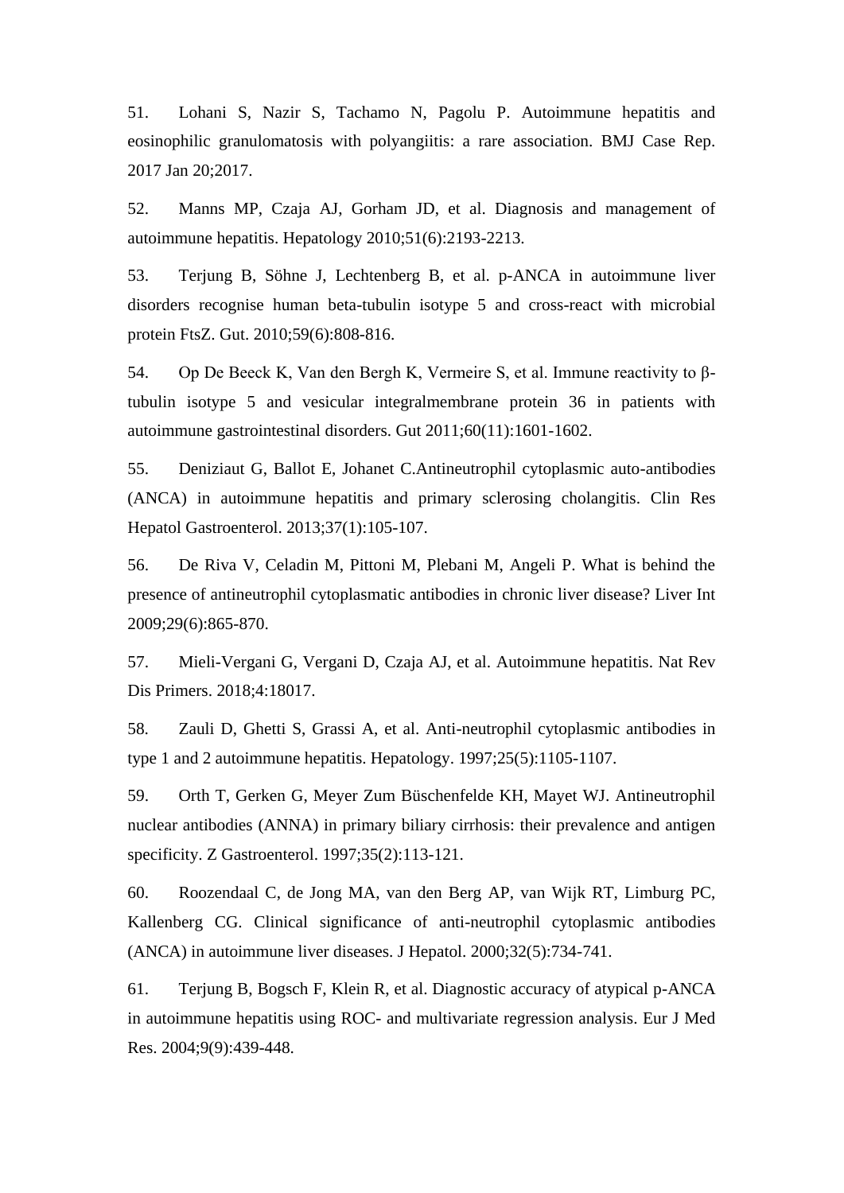51. Lohani S, Nazir S, Tachamo N, Pagolu P. Autoimmune hepatitis and eosinophilic granulomatosis with polyangiitis: a rare association. BMJ Case Rep. 2017 Jan 20;2017.

52. Manns MP, Czaja AJ, Gorham JD, et al. Diagnosis and management of autoimmune hepatitis. Hepatology 2010;51(6):2193-2213.

53. Terjung B, Söhne J, Lechtenberg B, et al. p-ANCA in autoimmune liver disorders recognise human beta-tubulin isotype 5 and cross-react with microbial protein FtsZ. Gut. 2010;59(6):808-816.

54. Op De Beeck K, Van den Bergh K, Vermeire S, et al. Immune reactivity to β-tubulin isotype 5 and vesicular integralmembrane protein 36 in patients with autoimmune gastrointestinal disorders. Gut 2011;60(11):1601-1602.

55. Deniziaut G, Ballot E, Johanet C.Antineutrophil cytoplasmic auto-antibodies (ANCA) in autoimmune hepatitis and primary sclerosing cholangitis. Clin Res Hepatol Gastroenterol. 2013;37(1):105-107.

56. De Riva V, Celadin M, Pittoni M, Plebani M, Angeli P. What is behind the presence of antineutrophil cytoplasmatic antibodies in chronic liver disease? Liver Int 2009;29(6):865-870.

57. Mieli-Vergani G, Vergani D, Czaja AJ, et al. Autoimmune hepatitis. Nat Rev Dis Primers. 2018;4:18017.

58. Zauli D, Ghetti S, Grassi A, et al. Anti-neutrophil cytoplasmic antibodies in type 1 and 2 autoimmune hepatitis. Hepatology. 1997;25(5):1105-1107.

59. Orth T, Gerken G, Meyer Zum Büschenfelde KH, Mayet WJ. Antineutrophil nuclear antibodies (ANNA) in primary biliary cirrhosis: their prevalence and antigen specificity. Z Gastroenterol. 1997;35(2):113-121.

60. Roozendaal C, de Jong MA, van den Berg AP, van Wijk RT, Limburg PC, Kallenberg CG. Clinical significance of anti-neutrophil cytoplasmic antibodies (ANCA) in autoimmune liver diseases. J Hepatol. 2000;32(5):734-741.

61. Terjung B, Bogsch F, Klein R, et al. Diagnostic accuracy of atypical p-ANCA in autoimmune hepatitis using ROC- and multivariate regression analysis. Eur J Med Res. 2004;9(9):439-448.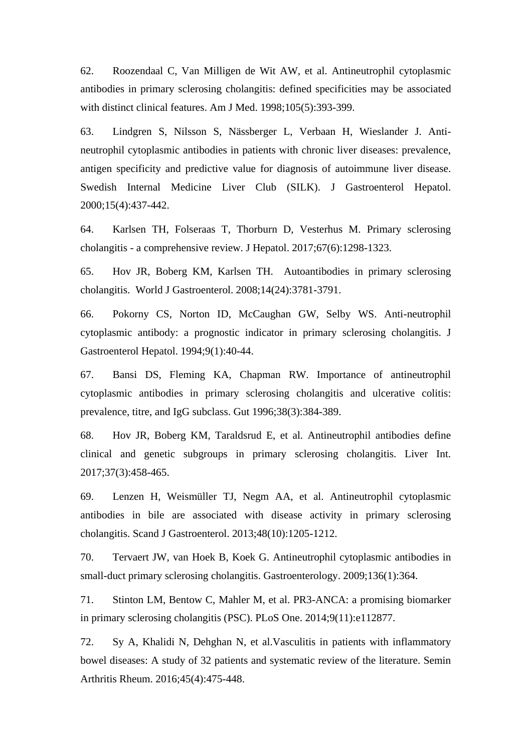62. Roozendaal C, Van Milligen de Wit AW, et al. Antineutrophil cytoplasmic antibodies in primary sclerosing cholangitis: defined specificities may be associated with distinct clinical features. Am J Med. 1998;105(5):393-399.

63. Lindgren S, Nilsson S, Nässberger L, Verbaan H, Wieslander J. Anti-neutrophil cytoplasmic antibodies in patients with chronic liver diseases: prevalence, antigen specificity and predictive value for diagnosis of autoimmune liver disease. Swedish Internal Medicine Liver Club (SILK). J Gastroenterol Hepatol. 2000;15(4):437-442.

64. Karlsen TH, Folseraas T, Thorburn D, Vesterhus M. Primary sclerosing cholangitis - a comprehensive review. J Hepatol. 2017;67(6):1298-1323.

65. Hov JR, Boberg KM, Karlsen TH. Autoantibodies in primary sclerosing cholangitis. World J Gastroenterol. 2008;14(24):3781-3791.

66. Pokorny CS, Norton ID, McCaughan GW, Selby WS. Anti-neutrophil cytoplasmic antibody: a prognostic indicator in primary sclerosing cholangitis. J Gastroenterol Hepatol. 1994;9(1):40-44.

67. Bansi DS, Fleming KA, Chapman RW. Importance of antineutrophil cytoplasmic antibodies in primary sclerosing cholangitis and ulcerative colitis: prevalence, titre, and IgG subclass. Gut 1996;38(3):384-389.

68. Hov JR, Boberg KM, Taraldsrud E, et al. Antineutrophil antibodies define clinical and genetic subgroups in primary sclerosing cholangitis. Liver Int. 2017;37(3):458-465.

69. Lenzen H, Weismüller TJ, Negm AA, et al. Antineutrophil cytoplasmic antibodies in bile are associated with disease activity in primary sclerosing cholangitis. Scand J Gastroenterol. 2013;48(10):1205-1212.

70. Tervaert JW, van Hoek B, Koek G. Antineutrophil cytoplasmic antibodies in small-duct primary sclerosing cholangitis. Gastroenterology. 2009;136(1):364.

71. Stinton LM, Bentow C, Mahler M, et al. PR3-ANCA: a promising biomarker in primary sclerosing cholangitis (PSC). PLoS One. 2014;9(11):e112877.

72. Sy A, Khalidi N, Dehghan N, et al.Vasculitis in patients with inflammatory bowel diseases: A study of 32 patients and systematic review of the literature. Semin Arthritis Rheum. 2016;45(4):475-448.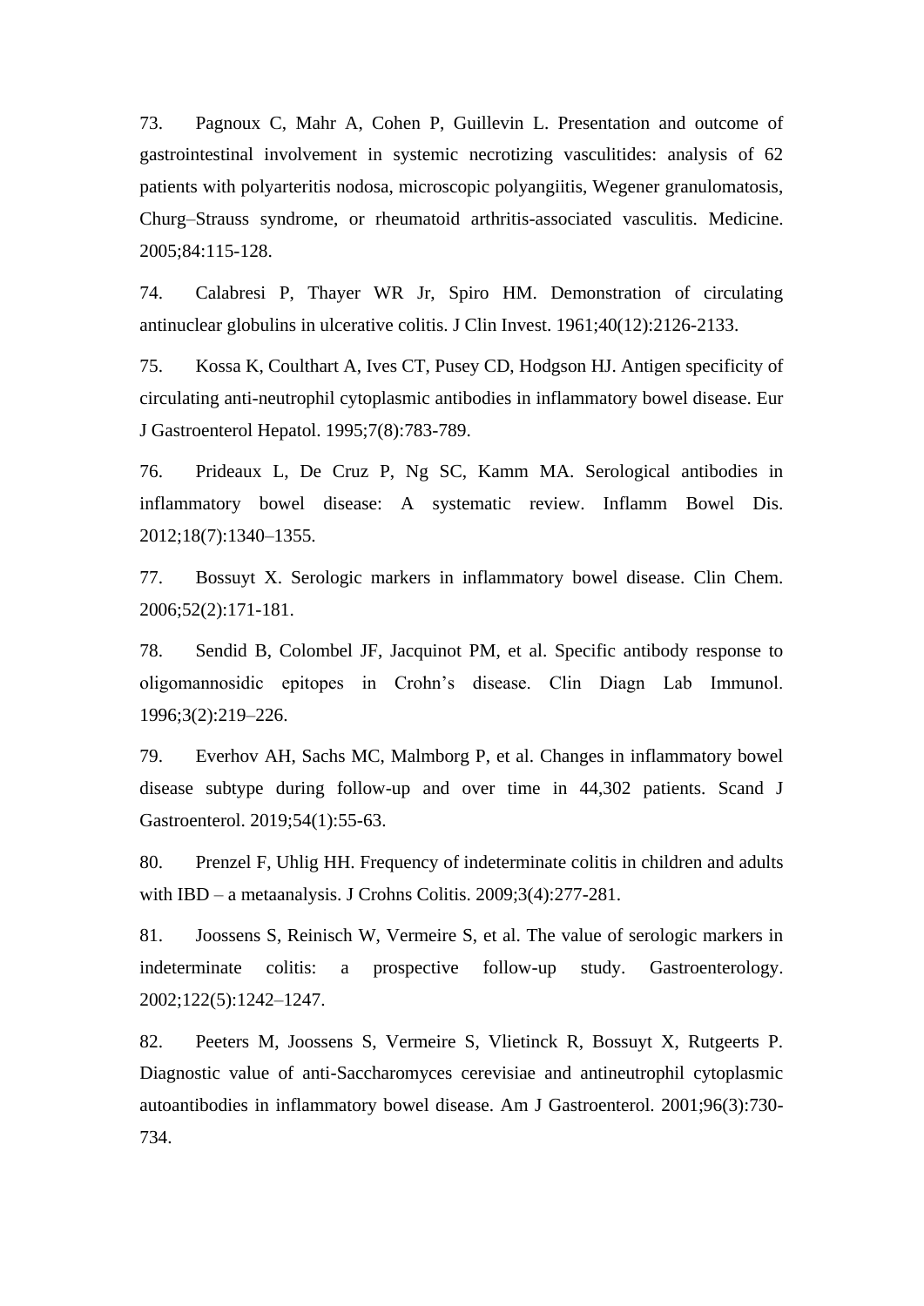73. Pagnoux C, Mahr A, Cohen P, Guillevin L. Presentation and outcome of gastrointestinal involvement in systemic necrotizing vasculitides: analysis of 62 patients with polyarteritis nodosa, microscopic polyangiitis, Wegener granulomatosis, Churg–Strauss syndrome, or rheumatoid arthritis-associated vasculitis. Medicine. 2005;84:115-128.

74. Calabresi P, Thayer WR Jr, Spiro HM. Demonstration of circulating antinuclear globulins in ulcerative colitis. J Clin Invest. 1961;40(12):2126-2133.

75. Kossa K, Coulthart A, Ives CT, Pusey CD, Hodgson HJ. Antigen specificity of circulating anti-neutrophil cytoplasmic antibodies in inflammatory bowel disease. Eur J Gastroenterol Hepatol. 1995;7(8):783-789.

76. Prideaux L, De Cruz P, Ng SC, Kamm MA. Serological antibodies in inflammatory bowel disease: A systematic review. Inflamm Bowel Dis. 2012;18(7):1340–1355.

77. Bossuyt X. Serologic markers in inflammatory bowel disease. Clin Chem. 2006;52(2):171-181.

78. Sendid B, Colombel JF, Jacquinot PM, et al. Specific antibody response to oligomannosidic epitopes in Crohn's disease. Clin Diagn Lab Immunol. 1996;3(2):219–226.

79. Everhov AH, Sachs MC, Malmborg P, et al. Changes in inflammatory bowel disease subtype during follow-up and over time in 44,302 patients. Scand J Gastroenterol. 2019;54(1):55-63.

80. Prenzel F, Uhlig HH. Frequency of indeterminate colitis in children and adults with IBD – a metaanalysis. J Crohns Colitis. 2009;3(4):277-281.

81. Joossens S, Reinisch W, Vermeire S, et al. The value of serologic markers in indeterminate colitis: a prospective follow-up study. Gastroenterology. 2002;122(5):1242–1247.

82. Peeters M, Joossens S, Vermeire S, Vlietinck R, Bossuyt X, Rutgeerts P. Diagnostic value of anti-Saccharomyces cerevisiae and antineutrophil cytoplasmic autoantibodies in inflammatory bowel disease. Am J Gastroenterol. 2001;96(3):730-734.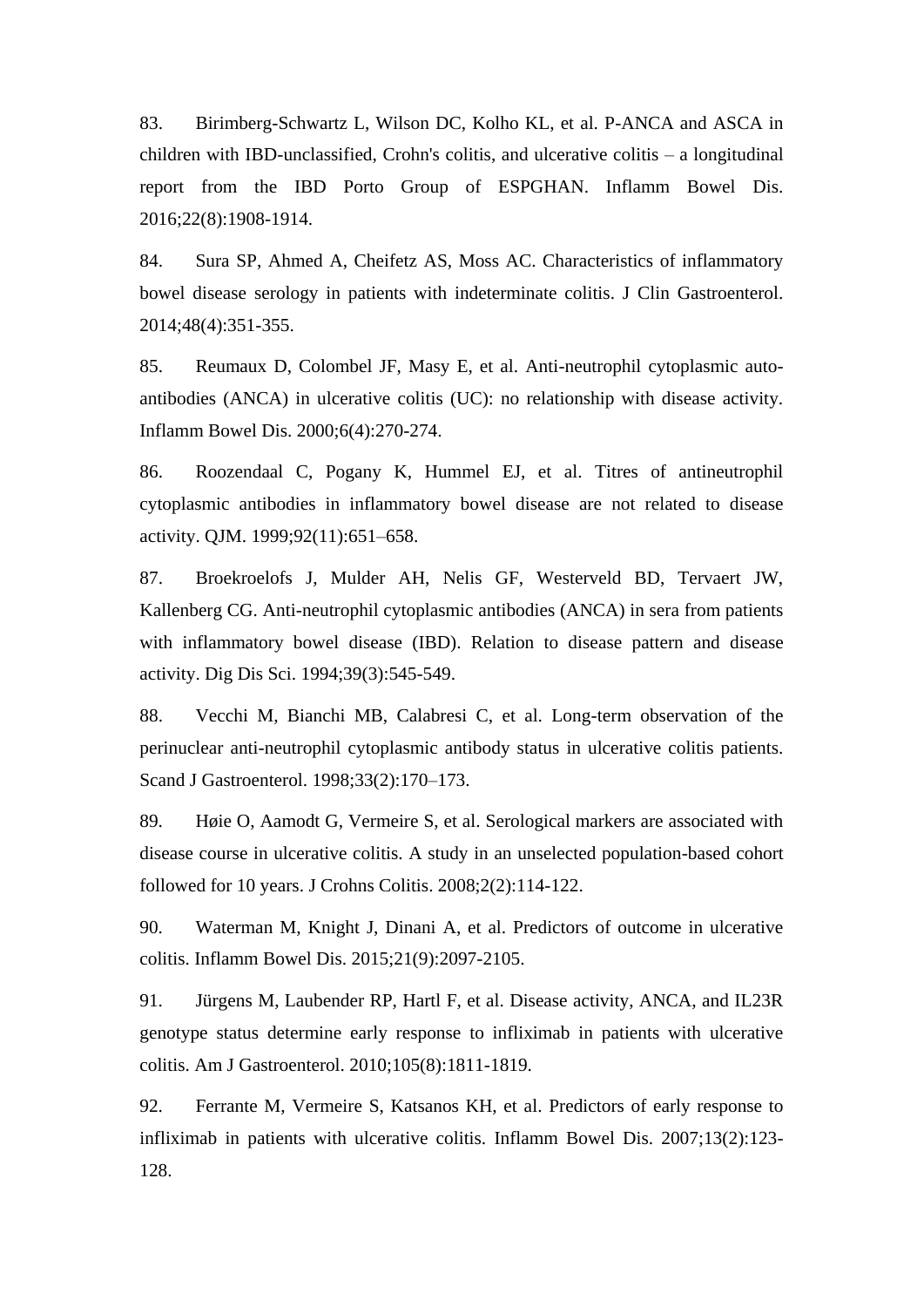83. Birimberg-Schwartz L, Wilson DC, Kolho KL, et al. P-ANCA and ASCA in children with IBD-unclassified, Crohn's colitis, and ulcerative colitis – a longitudinal report from the IBD Porto Group of ESPGHAN. Inflamm Bowel Dis. 2016;22(8):1908-1914.

84. Sura SP, Ahmed A, Cheifetz AS, Moss AC. Characteristics of inflammatory bowel disease serology in patients with indeterminate colitis. J Clin Gastroenterol. 2014;48(4):351-355.

85. Reumaux D, Colombel JF, Masy E, et al. Anti-neutrophil cytoplasmic auto-antibodies (ANCA) in ulcerative colitis (UC): no relationship with disease activity. Inflamm Bowel Dis. 2000;6(4):270-274.

86. Roozendaal C, Pogany K, Hummel EJ, et al. Titres of antineutrophil cytoplasmic antibodies in inflammatory bowel disease are not related to disease activity. QJM. 1999;92(11):651–658.

87. Broekroelofs J, Mulder AH, Nelis GF, Westerveld BD, Tervaert JW, Kallenberg CG. Anti-neutrophil cytoplasmic antibodies (ANCA) in sera from patients with inflammatory bowel disease (IBD). Relation to disease pattern and disease activity. Dig Dis Sci. 1994;39(3):545-549.

88. Vecchi M, Bianchi MB, Calabresi C, et al. Long-term observation of the perinuclear anti-neutrophil cytoplasmic antibody status in ulcerative colitis patients. Scand J Gastroenterol. 1998;33(2):170–173.

89. Høie O, Aamodt G, Vermeire S, et al. Serological markers are associated with disease course in ulcerative colitis. A study in an unselected population-based cohort followed for 10 years. J Crohns Colitis. 2008;2(2):114-122.

90. Waterman M, Knight J, Dinani A, et al. Predictors of outcome in ulcerative colitis. Inflamm Bowel Dis. 2015;21(9):2097-2105.

91. Jürgens M, Laubender RP, Hartl F, et al. Disease activity, ANCA, and IL23R genotype status determine early response to infliximab in patients with ulcerative colitis. Am J Gastroenterol. 2010;105(8):1811-1819.

92. Ferrante M, Vermeire S, Katsanos KH, et al. Predictors of early response to infliximab in patients with ulcerative colitis. Inflamm Bowel Dis. 2007;13(2):123-128.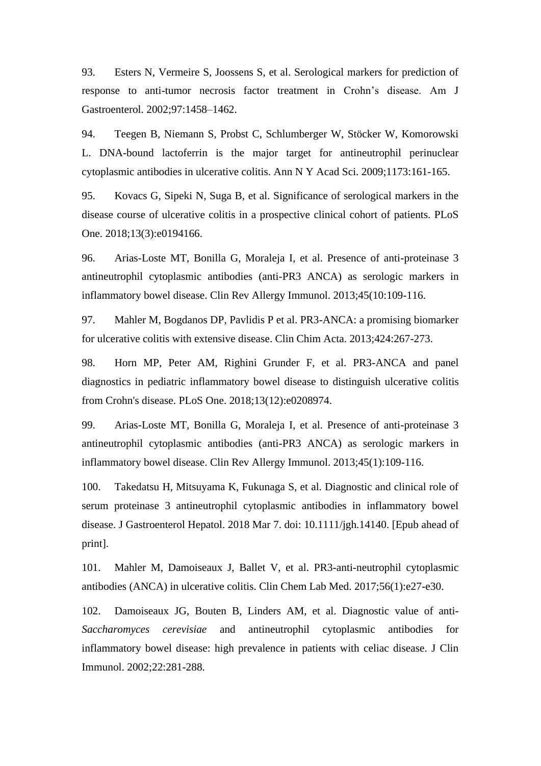93. Esters N, Vermeire S, Joossens S, et al. Serological markers for prediction of response to anti-tumor necrosis factor treatment in Crohn's disease. Am J Gastroenterol. 2002;97:1458–1462.

94. Teegen B, Niemann S, Probst C, Schlumberger W, Stöcker W, Komorowski L. DNA-bound lactoferrin is the major target for antineutrophil perinuclear cytoplasmic antibodies in ulcerative colitis. Ann N Y Acad Sci. 2009;1173:161-165.

95. Kovacs G, Sipeki N, Suga B, et al. Significance of serological markers in the disease course of ulcerative colitis in a prospective clinical cohort of patients. PLoS One. 2018;13(3):e0194166.

96. Arias-Loste MT, Bonilla G, Moraleja I, et al. Presence of anti-proteinase 3 antineutrophil cytoplasmic antibodies (anti-PR3 ANCA) as serologic markers in inflammatory bowel disease. Clin Rev Allergy Immunol. 2013;45(10:109-116.

97. Mahler M, Bogdanos DP, Pavlidis P et al. PR3-ANCA: a promising biomarker for ulcerative colitis with extensive disease. Clin Chim Acta. 2013;424:267-273.

98. Horn MP, Peter AM, Righini Grunder F, et al. PR3-ANCA and panel diagnostics in pediatric inflammatory bowel disease to distinguish ulcerative colitis from Crohn's disease. PLoS One. 2018;13(12):e0208974.

99. Arias-Loste MT, Bonilla G, Moraleja I, et al. Presence of anti-proteinase 3 antineutrophil cytoplasmic antibodies (anti-PR3 ANCA) as serologic markers in inflammatory bowel disease. Clin Rev Allergy Immunol. 2013;45(1):109-116.

100. Takedatsu H, Mitsuyama K, Fukunaga S, et al. Diagnostic and clinical role of serum proteinase 3 antineutrophil cytoplasmic antibodies in inflammatory bowel disease. J Gastroenterol Hepatol. 2018 Mar 7. doi: 10.1111/jgh.14140. [Epub ahead of print].

101. Mahler M, Damoiseaux J, Ballet V, et al. PR3-anti-neutrophil cytoplasmic antibodies (ANCA) in ulcerative colitis. Clin Chem Lab Med. 2017;56(1):e27-e30.

102. Damoiseaux JG, Bouten B, Linders AM, et al. Diagnostic value of anti-*Saccharomyces cerevisiae* and antineutrophil cytoplasmic antibodies for inflammatory bowel disease: high prevalence in patients with celiac disease. J Clin Immunol. 2002;22:281-288.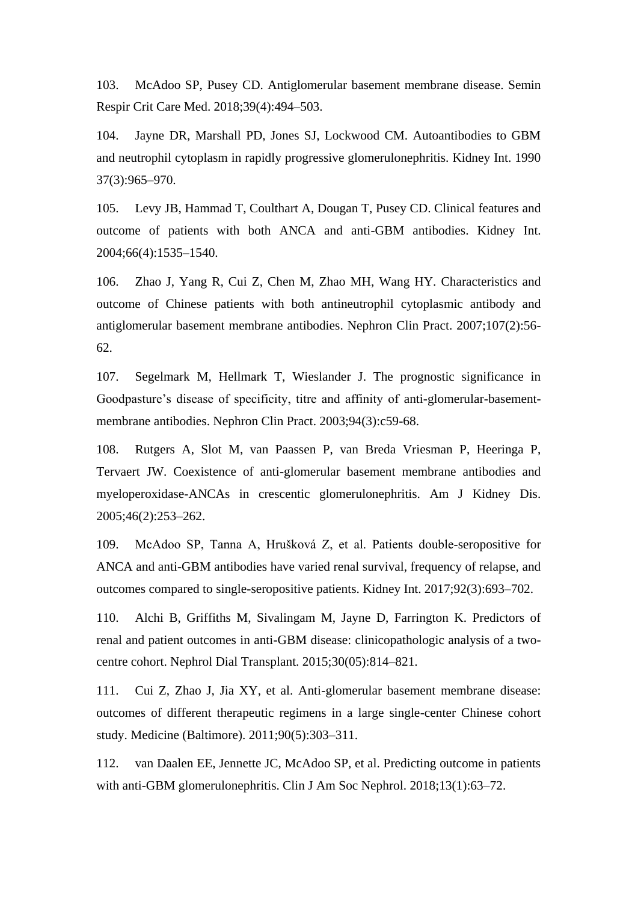103. McAdoo SP, Pusey CD. Antiglomerular basement membrane disease. Semin Respir Crit Care Med. 2018;39(4):494–503.

104. Jayne DR, Marshall PD, Jones SJ, Lockwood CM. Autoantibodies to GBM and neutrophil cytoplasm in rapidly progressive glomerulonephritis. Kidney Int. 1990 37(3):965–970.

105. Levy JB, Hammad T, Coulthart A, Dougan T, Pusey CD. Clinical features and outcome of patients with both ANCA and anti-GBM antibodies. Kidney Int. 2004;66(4):1535–1540.

106. Zhao J, Yang R, Cui Z, Chen M, Zhao MH, Wang HY. Characteristics and outcome of Chinese patients with both antineutrophil cytoplasmic antibody and antiglomerular basement membrane antibodies. Nephron Clin Pract. 2007;107(2):56-62.

107. Segelmark M, Hellmark T, Wieslander J. The prognostic significance in Goodpasture's disease of specificity, titre and affinity of anti-glomerular-basement-membrane antibodies. Nephron Clin Pract. 2003;94(3):c59-68.

108. Rutgers A, Slot M, van Paassen P, van Breda Vriesman P, Heeringa P, Tervaert JW. Coexistence of anti-glomerular basement membrane antibodies and myeloperoxidase-ANCAs in crescentic glomerulonephritis. Am J Kidney Dis. 2005;46(2):253–262.

109. McAdoo SP, Tanna A, Hrušková Z, et al. Patients double-seropositive for ANCA and anti-GBM antibodies have varied renal survival, frequency of relapse, and outcomes compared to single-seropositive patients. Kidney Int. 2017;92(3):693–702.

110. Alchi B, Griffiths M, Sivalingam M, Jayne D, Farrington K. Predictors of renal and patient outcomes in anti-GBM disease: clinicopathologic analysis of a two-centre cohort. Nephrol Dial Transplant. 2015;30(05):814–821.

111. Cui Z, Zhao J, Jia XY, et al. Anti-glomerular basement membrane disease: outcomes of different therapeutic regimens in a large single-center Chinese cohort study. Medicine (Baltimore). 2011;90(5):303–311.

112. van Daalen EE, Jennette JC, McAdoo SP, et al. Predicting outcome in patients with anti-GBM glomerulonephritis. Clin J Am Soc Nephrol. 2018;13(1):63–72.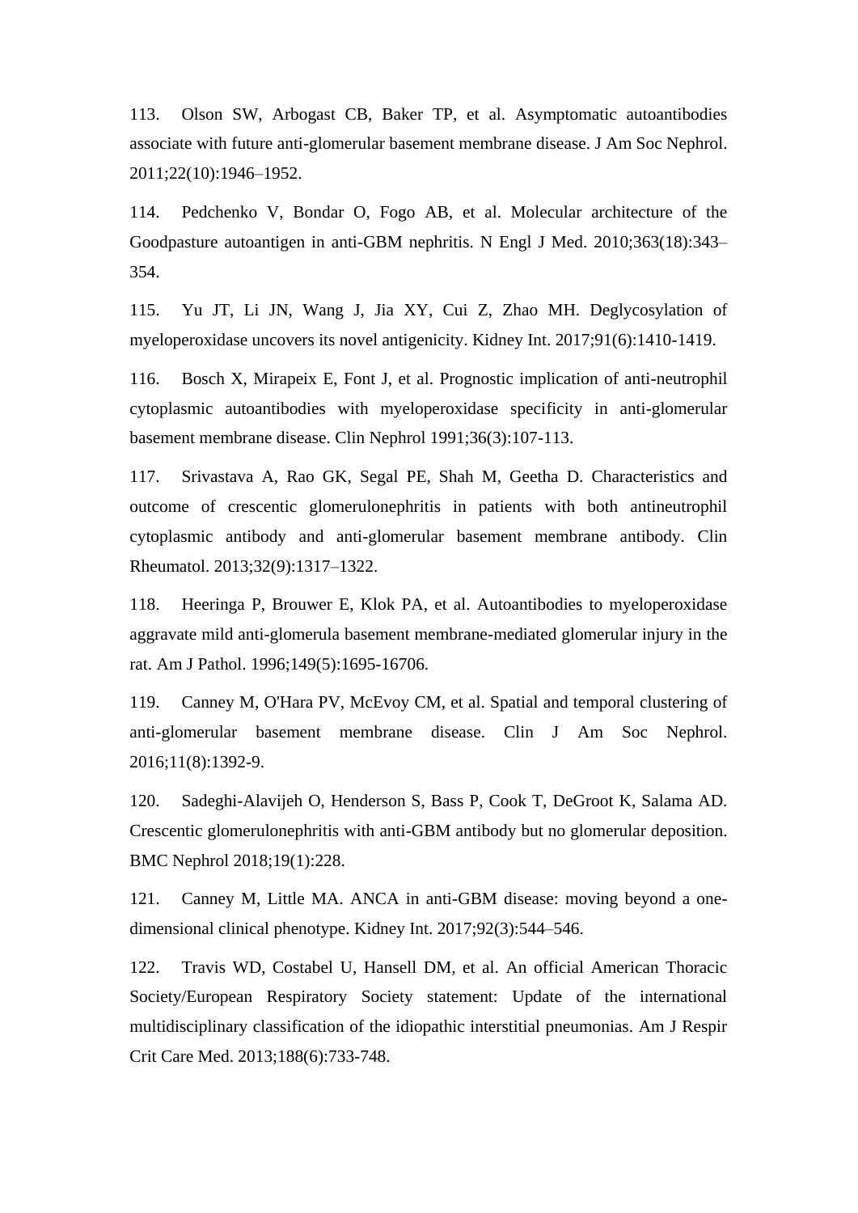113. Olson SW, Arbogast CB, Baker TP, et al. Asymptomatic autoantibodies associate with future anti-glomerular basement membrane disease. J Am Soc Nephrol. 2011;22(10):1946–1952.

114. Pedchenko V, Bondar O, Fogo AB, et al. Molecular architecture of the Goodpasture autoantigen in anti-GBM nephritis. N Engl J Med. 2010;363(18):343–354.

115. Yu JT, Li JN, Wang J, Jia XY, Cui Z, Zhao MH. Deglycosylation of myeloperoxidase uncovers its novel antigenicity. Kidney Int. 2017;91(6):1410-1419.

116. Bosch X, Mirapeix E, Font J, et al. Prognostic implication of anti-neutrophil cytoplasmic autoantibodies with myeloperoxidase specificity in anti-glomerular basement membrane disease. Clin Nephrol 1991;36(3):107-113.

117. Srivastava A, Rao GK, Segal PE, Shah M, Geetha D. Characteristics and outcome of crescentic glomerulonephritis in patients with both antineutrophil cytoplasmic antibody and anti-glomerular basement membrane antibody. Clin Rheumatol. 2013;32(9):1317–1322.

118. Heeringa P, Brouwer E, Klok PA, et al. Autoantibodies to myeloperoxidase aggravate mild anti-glomerula basement membrane-mediated glomerular injury in the rat. Am J Pathol. 1996;149(5):1695-16706.

119. Canney M, O'Hara PV, McEvoy CM, et al. Spatial and temporal clustering of anti-glomerular basement membrane disease. Clin J Am Soc Nephrol. 2016;11(8):1392-9.

120. Sadeghi-Alavijeh O, Henderson S, Bass P, Cook T, DeGroot K, Salama AD. Crescentic glomerulonephritis with anti-GBM antibody but no glomerular deposition. BMC Nephrol 2018;19(1):228.

121. Canney M, Little MA. ANCA in anti-GBM disease: moving beyond a one-dimensional clinical phenotype. Kidney Int. 2017;92(3):544–546.

122. Travis WD, Costabel U, Hansell DM, et al. An official American Thoracic Society/European Respiratory Society statement: Update of the international multidisciplinary classification of the idiopathic interstitial pneumonias. Am J Respir Crit Care Med. 2013;188(6):733-748.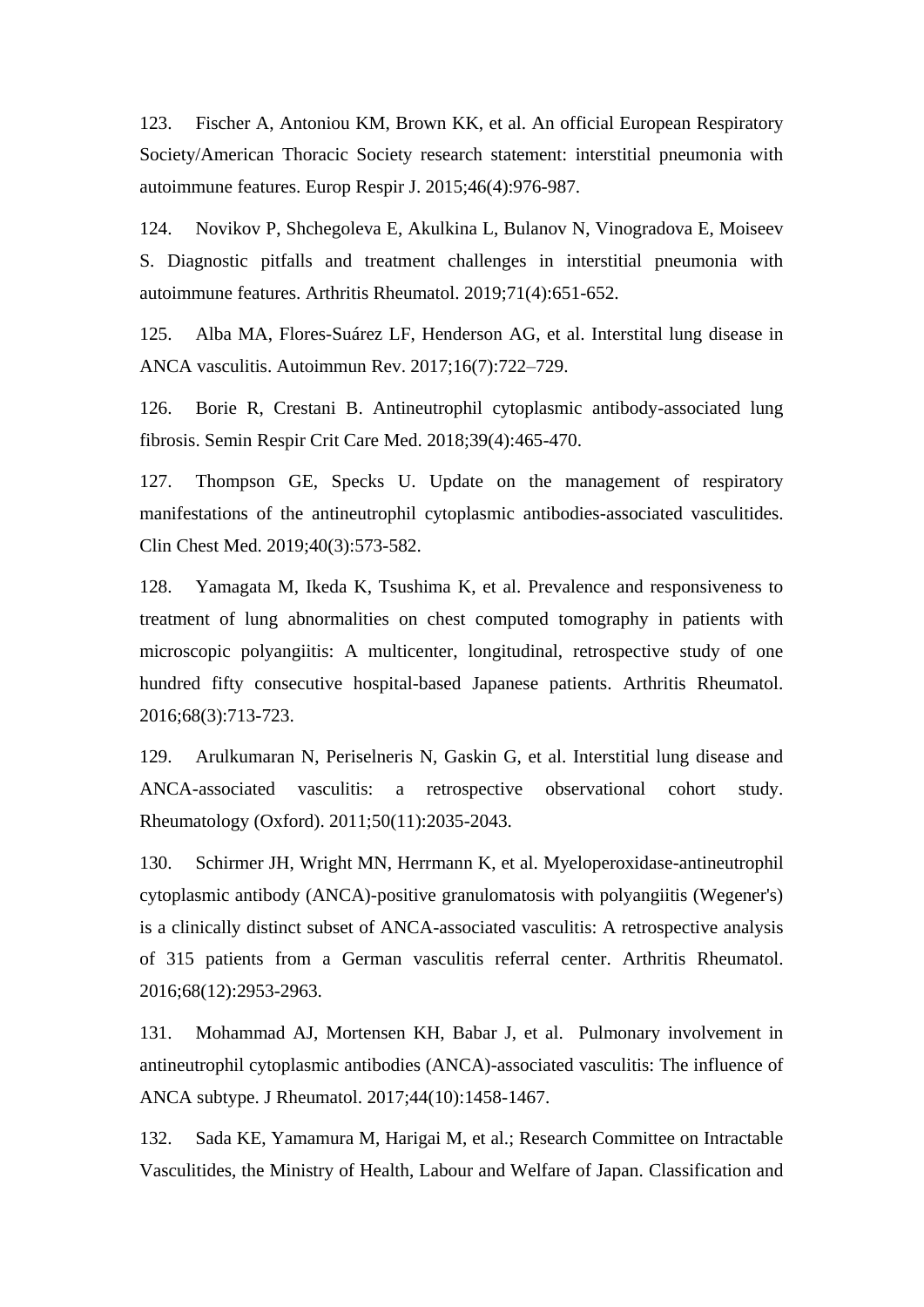123. Fischer A, Antoniou KM, Brown KK, et al. An official European Respiratory Society/American Thoracic Society research statement: interstitial pneumonia with autoimmune features. Europ Respir J. 2015;46(4):976-987.

124. Novikov P, Shchegoleva E, Akulkina L, Bulanov N, Vinogradova E, Moiseev S. Diagnostic pitfalls and treatment challenges in interstitial pneumonia with autoimmune features. Arthritis Rheumatol. 2019;71(4):651-652.

125. Alba MA, Flores-Suárez LF, Henderson AG, et al. Interstital lung disease in ANCA vasculitis. Autoimmun Rev. 2017;16(7):722–729.

126. Borie R, Crestani B. Antineutrophil cytoplasmic antibody-associated lung fibrosis. Semin Respir Crit Care Med. 2018;39(4):465-470.

127. Thompson GE, Specks U. Update on the management of respiratory manifestations of the antineutrophil cytoplasmic antibodies-associated vasculitides. Clin Chest Med. 2019;40(3):573-582.

128. Yamagata M, Ikeda K, Tsushima K, et al. Prevalence and responsiveness to treatment of lung abnormalities on chest computed tomography in patients with microscopic polyangiitis: A multicenter, longitudinal, retrospective study of one hundred fifty consecutive hospital-based Japanese patients. Arthritis Rheumatol. 2016;68(3):713-723.

129. Arulkumaran N, Periselneris N, Gaskin G, et al. Interstitial lung disease and ANCA-associated vasculitis: a retrospective observational cohort study. Rheumatology (Oxford). 2011;50(11):2035-2043.

130. Schirmer JH, Wright MN, Herrmann K, et al. Myeloperoxidase-antineutrophil cytoplasmic antibody (ANCA)-positive granulomatosis with polyangiitis (Wegener's) is a clinically distinct subset of ANCA-associated vasculitis: A retrospective analysis of 315 patients from a German vasculitis referral center. Arthritis Rheumatol. 2016;68(12):2953-2963.

131. Mohammad AJ, Mortensen KH, Babar J, et al. Pulmonary involvement in antineutrophil cytoplasmic antibodies (ANCA)-associated vasculitis: The influence of ANCA subtype. J Rheumatol. 2017;44(10):1458-1467.

132. Sada KE, Yamamura M, Harigai M, et al.; Research Committee on Intractable Vasculitides, the Ministry of Health, Labour and Welfare of Japan. Classification and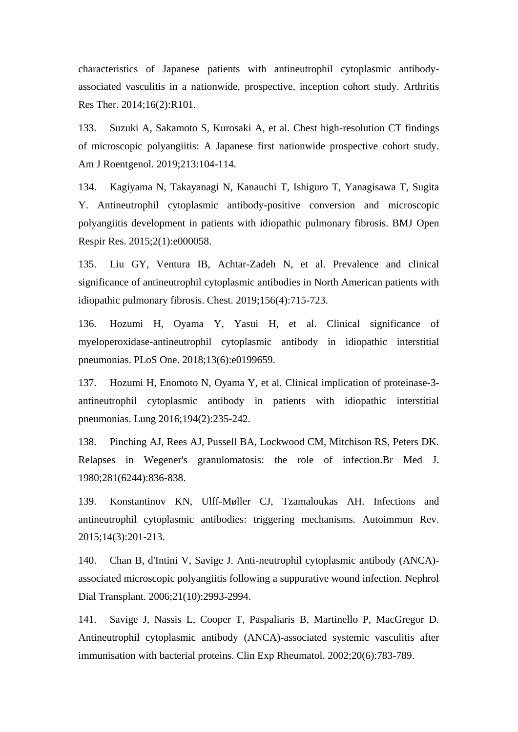characteristics of Japanese patients with antineutrophil cytoplasmic antibody-associated vasculitis in a nationwide, prospective, inception cohort study. Arthritis Res Ther. 2014;16(2):R101.

133. Suzuki A, Sakamoto S, Kurosaki A, et al. Chest high-resolution CT findings of microscopic polyangiitis: A Japanese first nationwide prospective cohort study. Am J Roentgenol. 2019;213:104-114.

134. Kagiyama N, Takayanagi N, Kanauchi T, Ishiguro T, Yanagisawa T, Sugita Y. Antineutrophil cytoplasmic antibody-positive conversion and microscopic polyangiitis development in patients with idiopathic pulmonary fibrosis. BMJ Open Respir Res. 2015;2(1):e000058.

135. Liu GY, Ventura IB, Achtar-Zadeh N, et al. Prevalence and clinical significance of antineutrophil cytoplasmic antibodies in North American patients with idiopathic pulmonary fibrosis. Chest. 2019;156(4):715-723.

136. Hozumi H, Oyama Y, Yasui H, et al. Clinical significance of myeloperoxidase-antineutrophil cytoplasmic antibody in idiopathic interstitial pneumonias. PLoS One. 2018;13(6):e0199659.

137. Hozumi H, Enomoto N, Oyama Y, et al. Clinical implication of proteinase-3-antineutrophil cytoplasmic antibody in patients with idiopathic interstitial pneumonias. Lung 2016;194(2):235-242.

138. Pinching AJ, Rees AJ, Pussell BA, Lockwood CM, Mitchison RS, Peters DK. Relapses in Wegener's granulomatosis: the role of infection.Br Med J. 1980;281(6244):836-838.

139. Konstantinov KN, Ulff-Møller CJ, Tzamaloukas AH. Infections and antineutrophil cytoplasmic antibodies: triggering mechanisms. Autoimmun Rev. 2015;14(3):201-213.

140. Chan B, d'Intini V, Savige J. Anti-neutrophil cytoplasmic antibody (ANCA)-associated microscopic polyangiitis following a suppurative wound infection. Nephrol Dial Transplant. 2006;21(10):2993-2994.

141. Savige J, Nassis L, Cooper T, Paspaliaris B, Martinello P, MacGregor D. Antineutrophil cytoplasmic antibody (ANCA)-associated systemic vasculitis after immunisation with bacterial proteins. Clin Exp Rheumatol. 2002;20(6):783-789.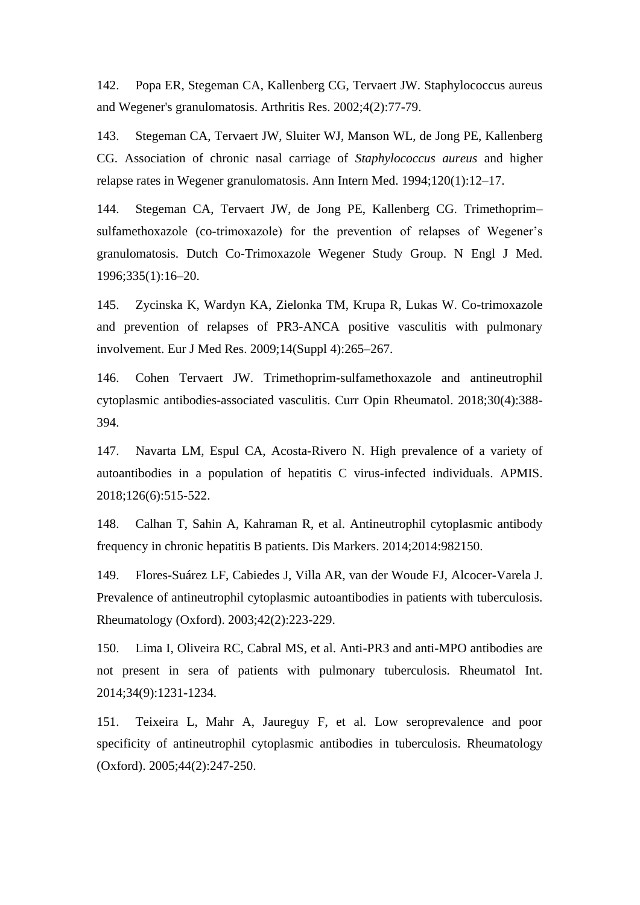142. Popa ER, Stegeman CA, Kallenberg CG, Tervaert JW. Staphylococcus aureus and Wegener's granulomatosis. Arthritis Res. 2002;4(2):77-79.

143. Stegeman CA, Tervaert JW, Sluiter WJ, Manson WL, de Jong PE, Kallenberg CG. Association of chronic nasal carriage of *Staphylococcus aureus* and higher relapse rates in Wegener granulomatosis. Ann Intern Med. 1994;120(1):12–17.

144. Stegeman CA, Tervaert JW, de Jong PE, Kallenberg CG. Trimethoprim–sulfamethoxazole (co-trimoxazole) for the prevention of relapses of Wegener's granulomatosis. Dutch Co-Trimoxazole Wegener Study Group. N Engl J Med. 1996;335(1):16–20.

145. Zycinska K, Wardyn KA, Zielonka TM, Krupa R, Lukas W. Co-trimoxazole and prevention of relapses of PR3-ANCA positive vasculitis with pulmonary involvement. Eur J Med Res. 2009;14(Suppl 4):265–267.

146. Cohen Tervaert JW. Trimethoprim-sulfamethoxazole and antineutrophil cytoplasmic antibodies-associated vasculitis. Curr Opin Rheumatol. 2018;30(4):388-394.

147. Navarta LM, Espul CA, Acosta-Rivero N. High prevalence of a variety of autoantibodies in a population of hepatitis C virus-infected individuals. APMIS. 2018;126(6):515-522.

148. Calhan T, Sahin A, Kahraman R, et al. Antineutrophil cytoplasmic antibody frequency in chronic hepatitis B patients. Dis Markers. 2014;2014:982150.

149. Flores-Suárez LF, Cabiedes J, Villa AR, van der Woude FJ, Alcocer-Varela J. Prevalence of antineutrophil cytoplasmic autoantibodies in patients with tuberculosis. Rheumatology (Oxford). 2003;42(2):223-229.

150. Lima I, Oliveira RC, Cabral MS, et al. Anti-PR3 and anti-MPO antibodies are not present in sera of patients with pulmonary tuberculosis. Rheumatol Int. 2014;34(9):1231-1234.

151. Teixeira L, Mahr A, Jaureguy F, et al. Low seroprevalence and poor specificity of antineutrophil cytoplasmic antibodies in tuberculosis. Rheumatology (Oxford). 2005;44(2):247-250.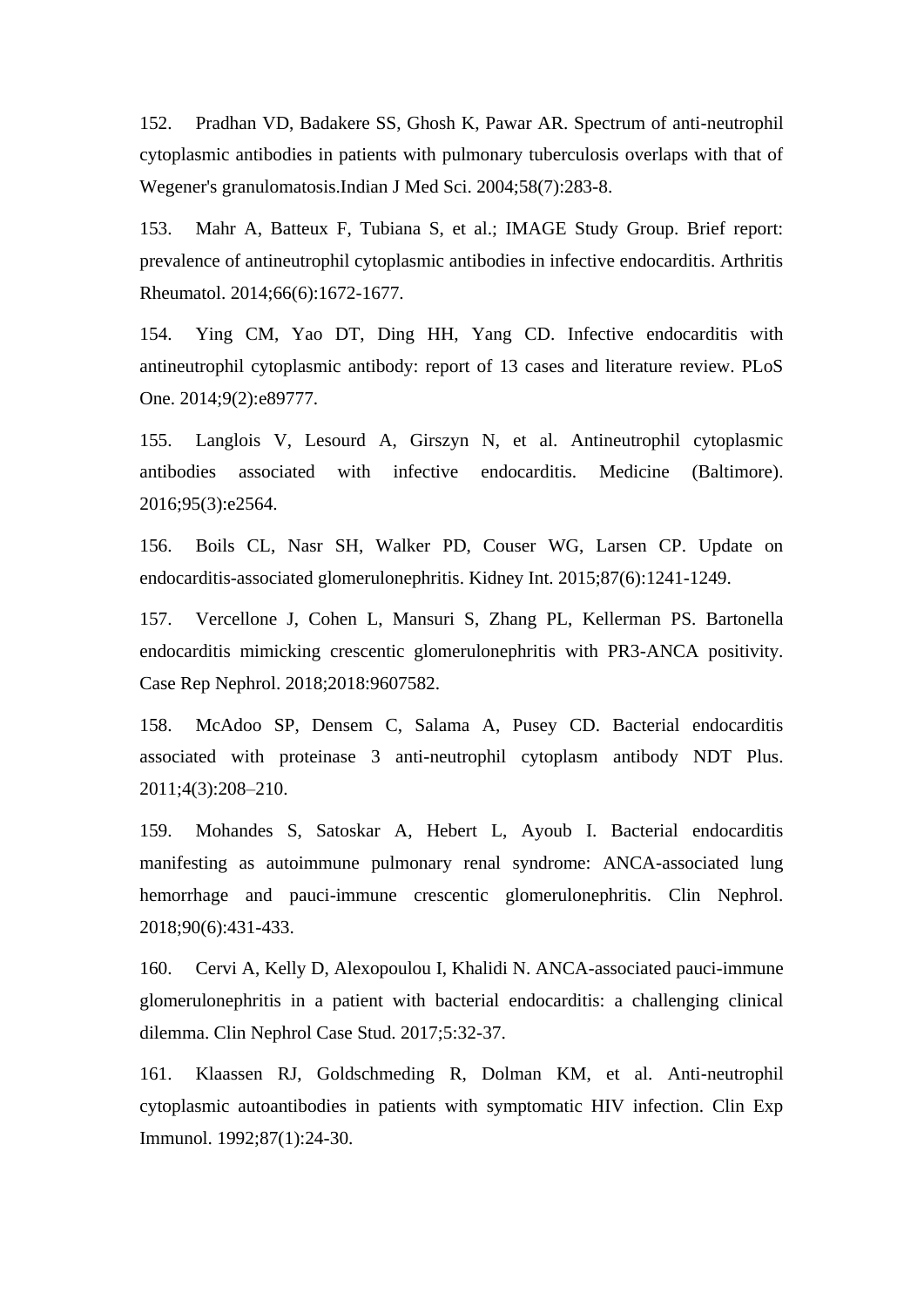152. Pradhan VD, Badakere SS, Ghosh K, Pawar AR. Spectrum of anti-neutrophil cytoplasmic antibodies in patients with pulmonary tuberculosis overlaps with that of Wegener's granulomatosis.Indian J Med Sci. 2004;58(7):283-8.

153. Mahr A, Batteux F, Tubiana S, et al.; IMAGE Study Group. Brief report: prevalence of antineutrophil cytoplasmic antibodies in infective endocarditis. Arthritis Rheumatol. 2014;66(6):1672-1677.

154. Ying CM, Yao DT, Ding HH, Yang CD. Infective endocarditis with antineutrophil cytoplasmic antibody: report of 13 cases and literature review. PLoS One. 2014;9(2):e89777.

155. Langlois V, Lesourd A, Girszyn N, et al. Antineutrophil cytoplasmic antibodies associated with infective endocarditis. Medicine (Baltimore). 2016;95(3):e2564.

156. Boils CL, Nasr SH, Walker PD, Couser WG, Larsen CP. Update on endocarditis-associated glomerulonephritis. Kidney Int. 2015;87(6):1241-1249.

157. Vercellone J, Cohen L, Mansuri S, Zhang PL, Kellerman PS. Bartonella endocarditis mimicking crescentic glomerulonephritis with PR3-ANCA positivity. Case Rep Nephrol. 2018;2018:9607582.

158. McAdoo SP, Densem C, Salama A, Pusey CD. Bacterial endocarditis associated with proteinase 3 anti-neutrophil cytoplasm antibody NDT Plus. 2011;4(3):208–210.

159. Mohandes S, Satoskar A, Hebert L, Ayoub I. Bacterial endocarditis manifesting as autoimmune pulmonary renal syndrome: ANCA-associated lung hemorrhage and pauci-immune crescentic glomerulonephritis. Clin Nephrol. 2018;90(6):431-433.

160. Cervi A, Kelly D, Alexopoulou I, Khalidi N. ANCA-associated pauci-immune glomerulonephritis in a patient with bacterial endocarditis: a challenging clinical dilemma. Clin Nephrol Case Stud. 2017;5:32-37.

161. Klaassen RJ, Goldschmeding R, Dolman KM, et al. Anti-neutrophil cytoplasmic autoantibodies in patients with symptomatic HIV infection. Clin Exp Immunol. 1992;87(1):24-30.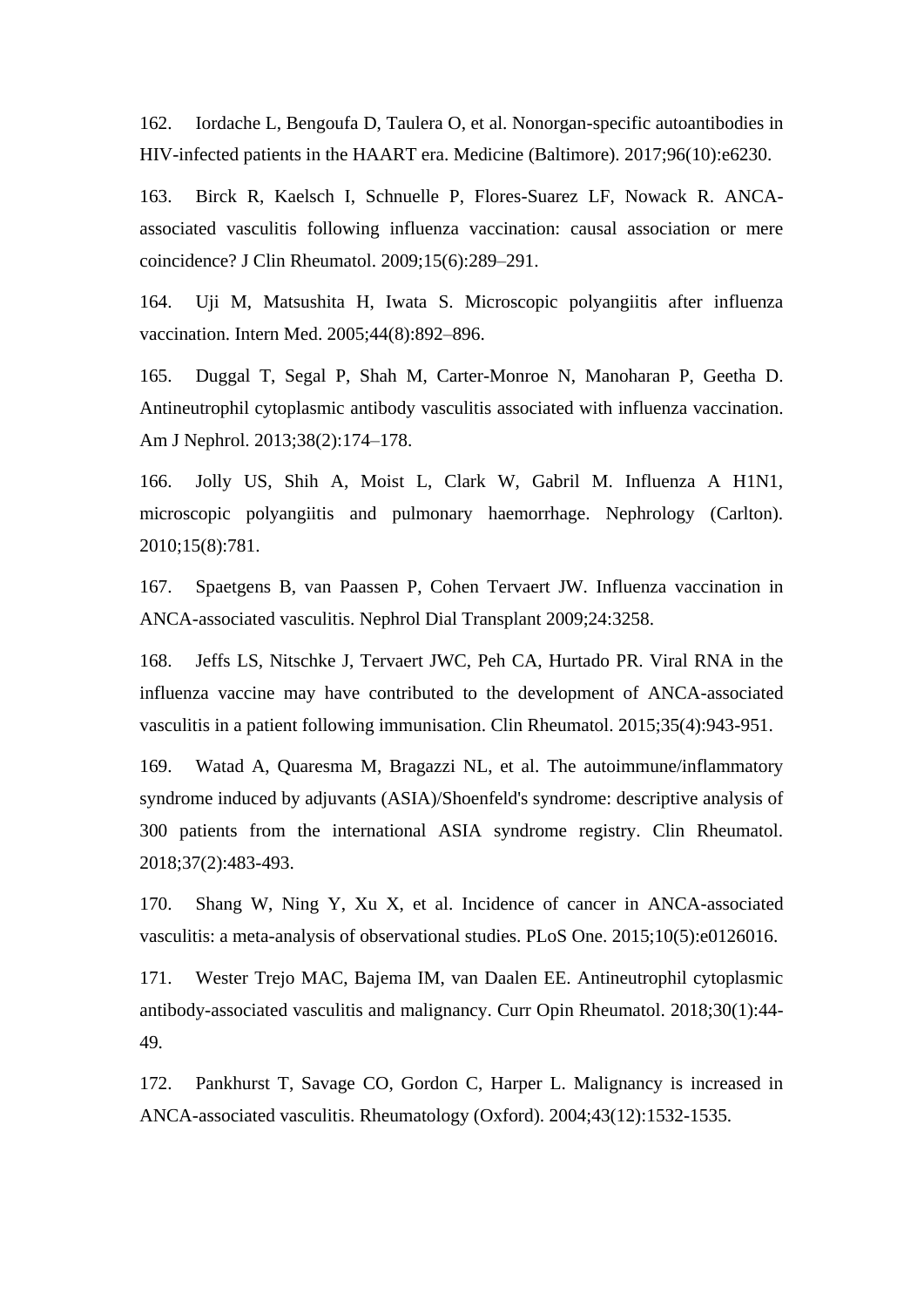162. Iordache L, Bengoufa D, Taulera O, et al. Nonorgan-specific autoantibodies in HIV-infected patients in the HAART era. Medicine (Baltimore). 2017;96(10):e6230.

163. Birck R, Kaelsch I, Schnuelle P, Flores-Suarez LF, Nowack R. ANCA-associated vasculitis following influenza vaccination: causal association or mere coincidence? J Clin Rheumatol. 2009;15(6):289–291.

164. Uji M, Matsushita H, Iwata S. Microscopic polyangiitis after influenza vaccination. Intern Med. 2005;44(8):892–896.

165. Duggal T, Segal P, Shah M, Carter-Monroe N, Manoharan P, Geetha D. Antineutrophil cytoplasmic antibody vasculitis associated with influenza vaccination. Am J Nephrol. 2013;38(2):174–178.

166. Jolly US, Shih A, Moist L, Clark W, Gabril M. Influenza A H1N1, microscopic polyangiitis and pulmonary haemorrhage. Nephrology (Carlton). 2010;15(8):781.

167. Spaetgens B, van Paassen P, Cohen Tervaert JW. Influenza vaccination in ANCA-associated vasculitis. Nephrol Dial Transplant 2009;24:3258.

168. Jeffs LS, Nitschke J, Tervaert JWC, Peh CA, Hurtado PR. Viral RNA in the influenza vaccine may have contributed to the development of ANCA-associated vasculitis in a patient following immunisation. Clin Rheumatol. 2015;35(4):943-951.

169. Watad A, Quaresma M, Bragazzi NL, et al. The autoimmune/inflammatory syndrome induced by adjuvants (ASIA)/Shoenfeld's syndrome: descriptive analysis of 300 patients from the international ASIA syndrome registry. Clin Rheumatol. 2018;37(2):483-493.

170. Shang W, Ning Y, Xu X, et al. Incidence of cancer in ANCA-associated vasculitis: a meta-analysis of observational studies. PLoS One. 2015;10(5):e0126016.

171. Wester Trejo MAC, Bajema IM, van Daalen EE. Antineutrophil cytoplasmic antibody-associated vasculitis and malignancy. Curr Opin Rheumatol. 2018;30(1):44-49.

172. Pankhurst T, Savage CO, Gordon C, Harper L. Malignancy is increased in ANCA-associated vasculitis. Rheumatology (Oxford). 2004;43(12):1532-1535.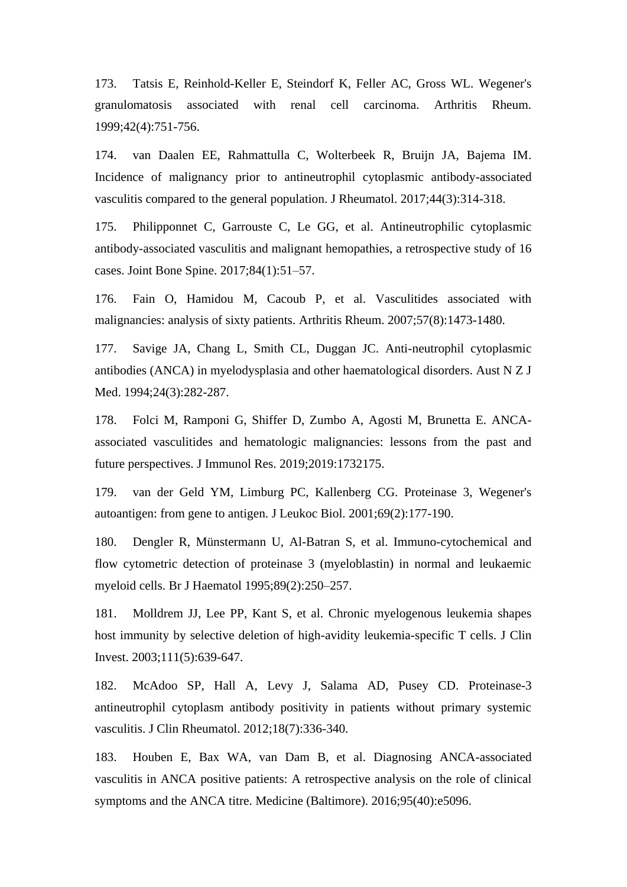173. Tatsis E, Reinhold-Keller E, Steindorf K, Feller AC, Gross WL. Wegener's granulomatosis associated with renal cell carcinoma. Arthritis Rheum. 1999;42(4):751-756.

174. van Daalen EE, Rahmattulla C, Wolterbeek R, Bruijn JA, Bajema IM. Incidence of malignancy prior to antineutrophil cytoplasmic antibody-associated vasculitis compared to the general population. J Rheumatol. 2017;44(3):314-318.

175. Philipponnet C, Garrouste C, Le GG, et al. Antineutrophilic cytoplasmic antibody-associated vasculitis and malignant hemopathies, a retrospective study of 16 cases. Joint Bone Spine. 2017;84(1):51–57.

176. Fain O, Hamidou M, Cacoub P, et al. Vasculitides associated with malignancies: analysis of sixty patients. Arthritis Rheum. 2007;57(8):1473-1480.

177. Savige JA, Chang L, Smith CL, Duggan JC. Anti-neutrophil cytoplasmic antibodies (ANCA) in myelodysplasia and other haematological disorders. Aust N Z J Med. 1994;24(3):282-287.

178. Folci M, Ramponi G, Shiffer D, Zumbo A, Agosti M, Brunetta E. ANCA-associated vasculitides and hematologic malignancies: lessons from the past and future perspectives. J Immunol Res. 2019;2019:1732175.

179. van der Geld YM, Limburg PC, Kallenberg CG. Proteinase 3, Wegener's autoantigen: from gene to antigen. J Leukoc Biol. 2001;69(2):177-190.

180. Dengler R, Münstermann U, Al-Batran S, et al. Immuno-cytochemical and flow cytometric detection of proteinase 3 (myeloblastin) in normal and leukaemic myeloid cells. Br J Haematol 1995;89(2):250–257.

181. Molldrem JJ, Lee PP, Kant S, et al. Chronic myelogenous leukemia shapes host immunity by selective deletion of high-avidity leukemia-specific T cells. J Clin Invest. 2003;111(5):639-647.

182. McAdoo SP, Hall A, Levy J, Salama AD, Pusey CD. Proteinase-3 antineutrophil cytoplasm antibody positivity in patients without primary systemic vasculitis. J Clin Rheumatol. 2012;18(7):336-340.

183. Houben E, Bax WA, van Dam B, et al. Diagnosing ANCA-associated vasculitis in ANCA positive patients: A retrospective analysis on the role of clinical symptoms and the ANCA titre. Medicine (Baltimore). 2016;95(40):e5096.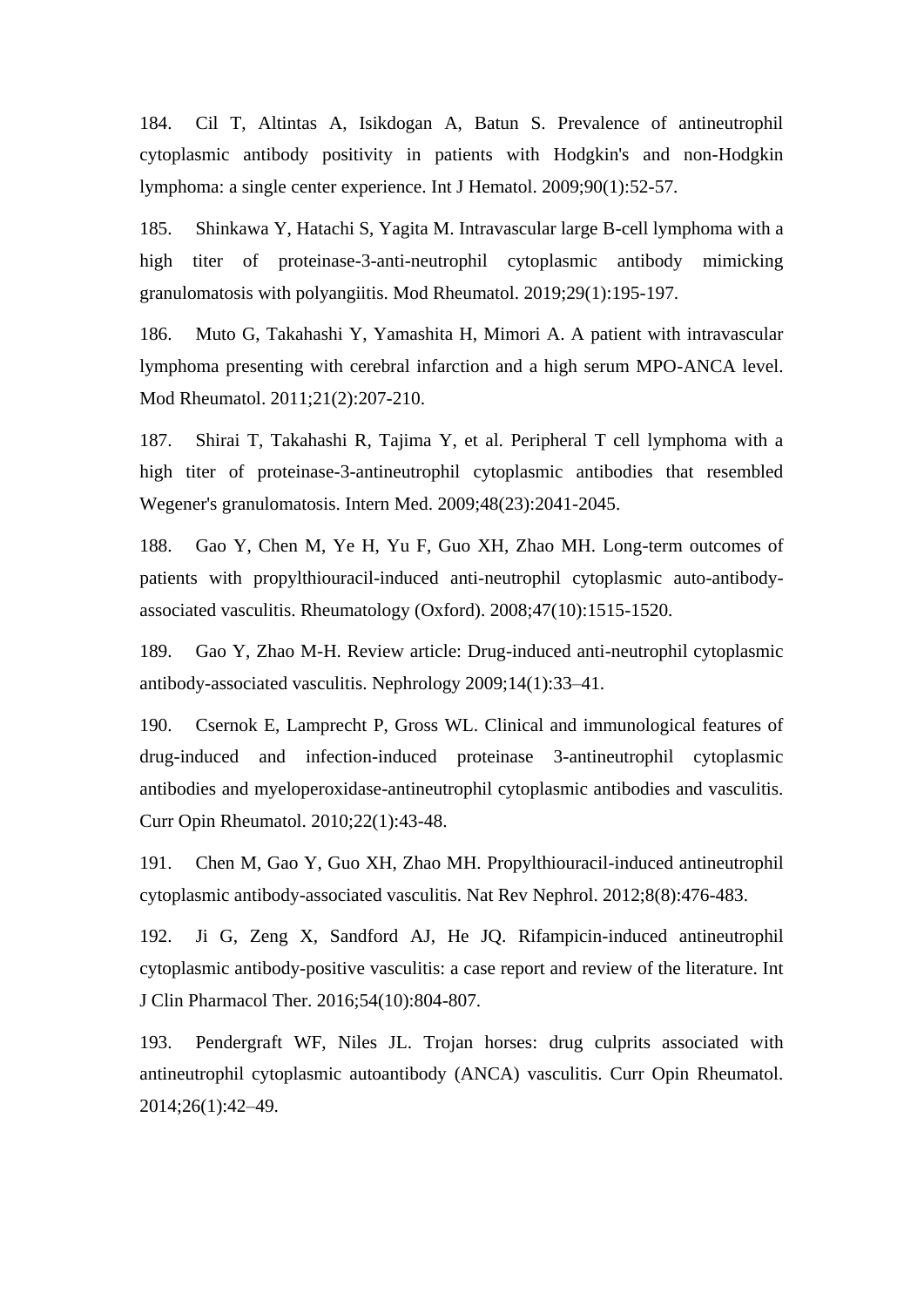184. Cil T, Altintas A, Isikdogan A, Batun S. Prevalence of antineutrophil cytoplasmic antibody positivity in patients with Hodgkin's and non-Hodgkin lymphoma: a single center experience. Int J Hematol. 2009;90(1):52-57.

185. Shinkawa Y, Hatachi S, Yagita M. Intravascular large B-cell lymphoma with a high titer of proteinase-3-anti-neutrophil cytoplasmic antibody mimicking granulomatosis with polyangiitis. Mod Rheumatol. 2019;29(1):195-197.

186. Muto G, Takahashi Y, Yamashita H, Mimori A. A patient with intravascular lymphoma presenting with cerebral infarction and a high serum MPO-ANCA level. Mod Rheumatol. 2011;21(2):207-210.

187. Shirai T, Takahashi R, Tajima Y, et al. Peripheral T cell lymphoma with a high titer of proteinase-3-antineutrophil cytoplasmic antibodies that resembled Wegener's granulomatosis. Intern Med. 2009;48(23):2041-2045.

188. Gao Y, Chen M, Ye H, Yu F, Guo XH, Zhao MH. Long-term outcomes of patients with propylthiouracil-induced anti-neutrophil cytoplasmic auto-antibody-associated vasculitis. Rheumatology (Oxford). 2008;47(10):1515-1520.

189. Gao Y, Zhao M-H. Review article: Drug-induced anti-neutrophil cytoplasmic antibody-associated vasculitis. Nephrology 2009;14(1):33–41.

190. Csernok E, Lamprecht P, Gross WL. Clinical and immunological features of drug-induced and infection-induced proteinase 3-antineutrophil cytoplasmic antibodies and myeloperoxidase-antineutrophil cytoplasmic antibodies and vasculitis. Curr Opin Rheumatol. 2010;22(1):43-48.

191. Chen M, Gao Y, Guo XH, Zhao MH. Propylthiouracil-induced antineutrophil cytoplasmic antibody-associated vasculitis. Nat Rev Nephrol. 2012;8(8):476-483.

192. Ji G, Zeng X, Sandford AJ, He JQ. Rifampicin-induced antineutrophil cytoplasmic antibody-positive vasculitis: a case report and review of the literature. Int J Clin Pharmacol Ther. 2016;54(10):804-807.

193. Pendergraft WF, Niles JL. Trojan horses: drug culprits associated with antineutrophil cytoplasmic autoantibody (ANCA) vasculitis. Curr Opin Rheumatol. 2014;26(1):42–49.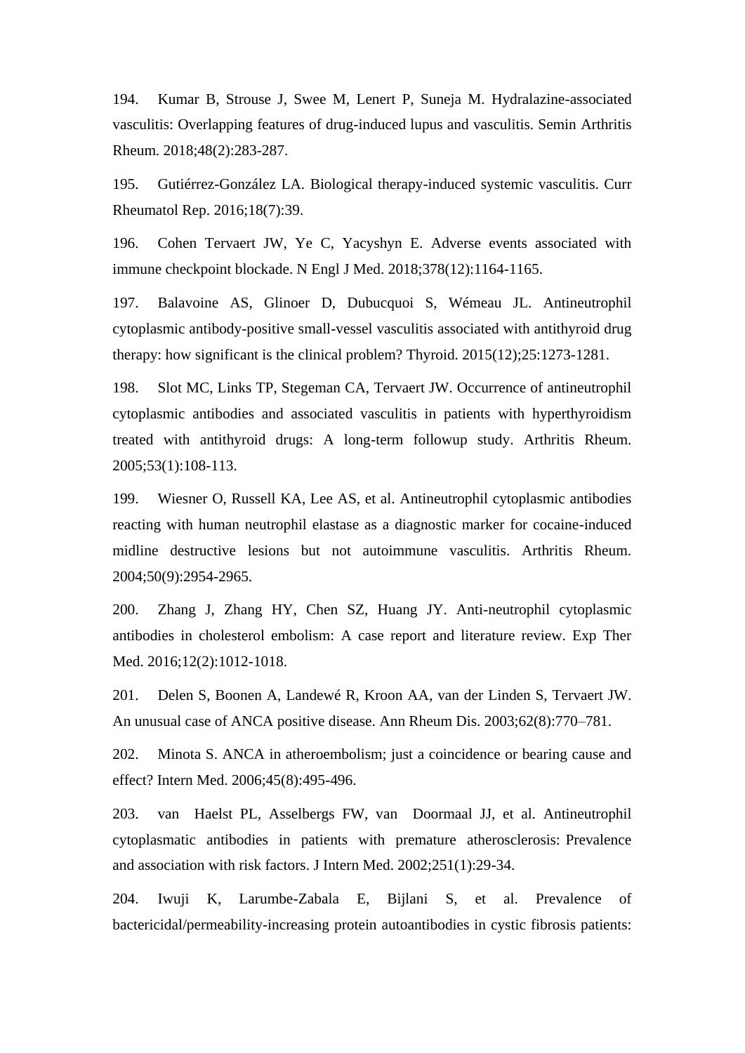194. Kumar B, Strouse J, Swee M, Lenert P, Suneja M. Hydralazine-associated vasculitis: Overlapping features of drug-induced lupus and vasculitis. Semin Arthritis Rheum. 2018;48(2):283-287.

195. Gutiérrez-González LA. Biological therapy-induced systemic vasculitis. Curr Rheumatol Rep. 2016;18(7):39.

196. Cohen Tervaert JW, Ye C, Yacyshyn E. Adverse events associated with immune checkpoint blockade. N Engl J Med. 2018;378(12):1164-1165.

197. Balavoine AS, Glinoer D, Dubucquoi S, Wémeau JL. Antineutrophil cytoplasmic antibody-positive small-vessel vasculitis associated with antithyroid drug therapy: how significant is the clinical problem? Thyroid. 2015(12);25:1273-1281.

198. Slot MC, Links TP, Stegeman CA, Tervaert JW. Occurrence of antineutrophil cytoplasmic antibodies and associated vasculitis in patients with hyperthyroidism treated with antithyroid drugs: A long-term followup study. Arthritis Rheum. 2005;53(1):108-113.

199. Wiesner O, Russell KA, Lee AS, et al. Antineutrophil cytoplasmic antibodies reacting with human neutrophil elastase as a diagnostic marker for cocaine-induced midline destructive lesions but not autoimmune vasculitis. Arthritis Rheum. 2004;50(9):2954-2965.

200. Zhang J, Zhang HY, Chen SZ, Huang JY. Anti-neutrophil cytoplasmic antibodies in cholesterol embolism: A case report and literature review. Exp Ther Med. 2016;12(2):1012-1018.

201. Delen S, Boonen A, Landewé R, Kroon AA, van der Linden S, Tervaert JW. An unusual case of ANCA positive disease. Ann Rheum Dis. 2003;62(8):770–781.

202. Minota S. ANCA in atheroembolism; just a coincidence or bearing cause and effect? Intern Med. 2006;45(8):495-496.

203. van Haelst PL, Asselbergs FW, van Doormaal JJ, et al. Antineutrophil cytoplasmatic antibodies in patients with premature atherosclerosis: Prevalence and association with risk factors. J Intern Med. 2002;251(1):29-34.

204. Iwuji K, Larumbe-Zabala E, Bijlani S, et al. Prevalence of bactericidal/permeability-increasing protein autoantibodies in cystic fibrosis patients: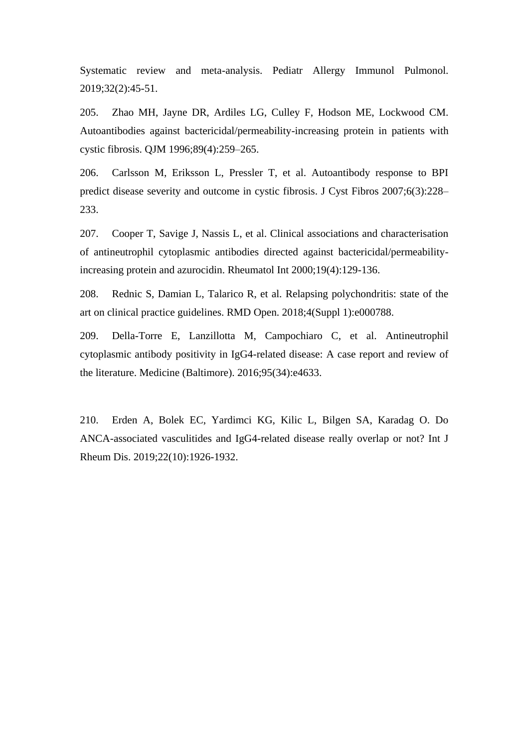Systematic review and meta-analysis. Pediatr Allergy Immunol Pulmonol. 2019;32(2):45-51.

205. Zhao MH, Jayne DR, Ardiles LG, Culley F, Hodson ME, Lockwood CM. Autoantibodies against bactericidal/permeability-increasing protein in patients with cystic fibrosis. QJM 1996;89(4):259–265.

206. Carlsson M, Eriksson L, Pressler T, et al. Autoantibody response to BPI predict disease severity and outcome in cystic fibrosis. J Cyst Fibros 2007;6(3):228–233.

207. Cooper T, Savige J, Nassis L, et al. Clinical associations and characterisation of antineutrophil cytoplasmic antibodies directed against bactericidal/permeability-increasing protein and azurocidin. Rheumatol Int 2000;19(4):129-136.

208. Rednic S, Damian L, Talarico R, et al. Relapsing polychondritis: state of the art on clinical practice guidelines. RMD Open. 2018;4(Suppl 1):e000788.

209. Della-Torre E, Lanzillotta M, Campochiaro C, et al. Antineutrophil cytoplasmic antibody positivity in IgG4-related disease: A case report and review of the literature. Medicine (Baltimore). 2016;95(34):e4633.

210. Erden A, Bolek EC, Yardimci KG, Kilic L, Bilgen SA, Karadag O. Do ANCA-associated vasculitides and IgG4-related disease really overlap or not? Int J Rheum Dis. 2019;22(10):1926-1932.